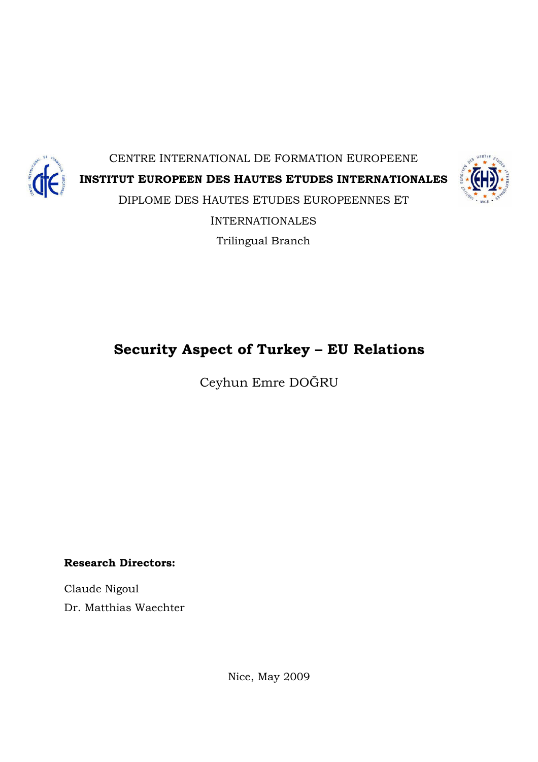CENTRE INTERNATIONAL DE FORMATION EUROPEENE

**INSTITUT EUROPEEN DES HAUTES ETUDES INTERNATIONALES**

DIPLOME DES HAUTES ETUDES EUROPEENNES ET INTERNATIONALES

Trilingual Branch

# Security Aspect of Turkey – EU Relations

Ceyhun Emre DOĞRU

**Research Directors:**

Claude Nigoul

Dr. Matthias Waechter

Nice, May 2009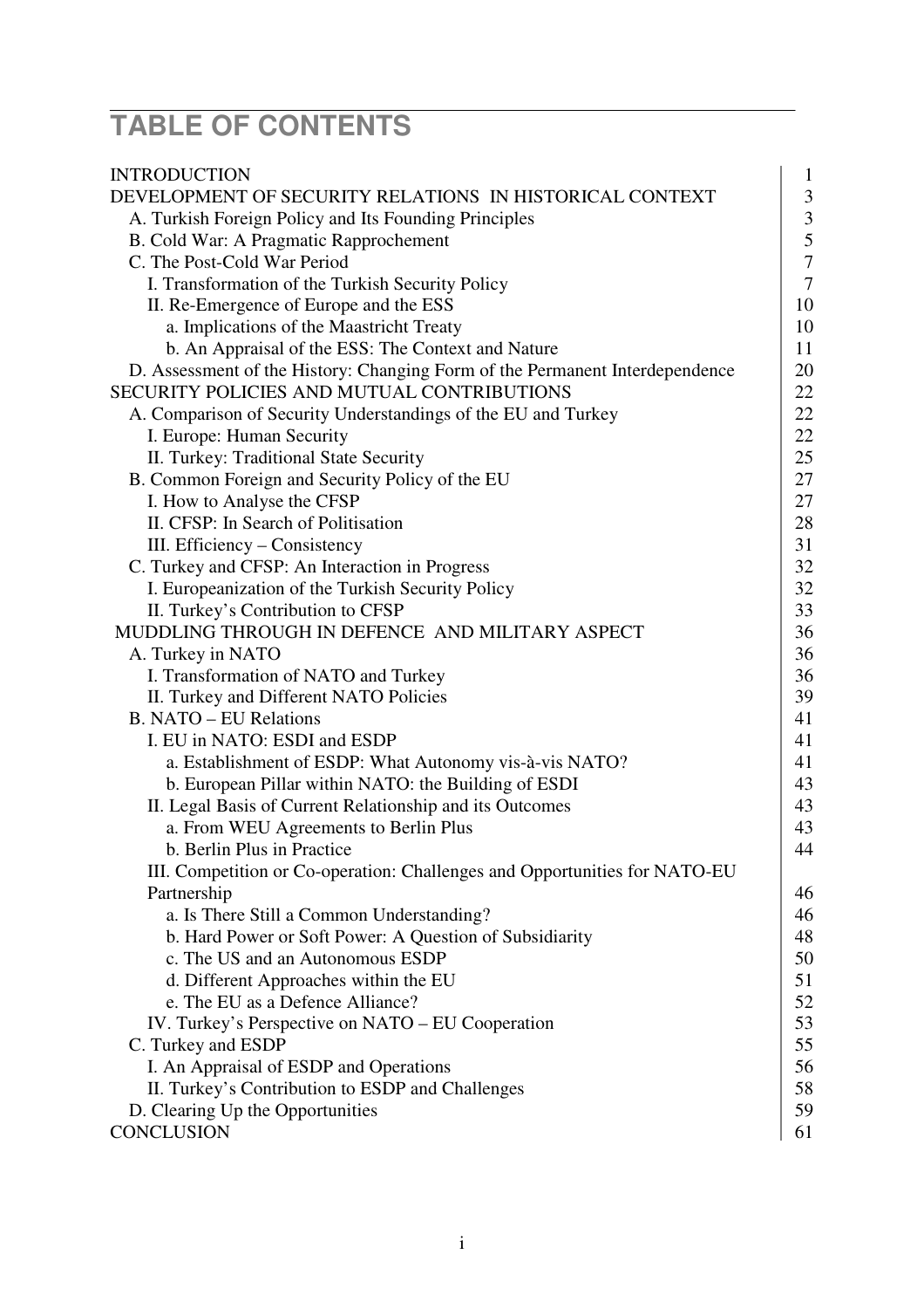# TABLE OF CONTENTS

| | |
|---|---|
| INTRODUCTION | 1 |
| DEVELOPMENT OF SECURITY RELATIONS IN HISTORICAL CONTEXT | 3 |
| A. Turkish Foreign Policy and Its Founding Principles | 3 |
| B. Cold War: A Pragmatic Rapprochement | 5 |
| C. The Post-Cold War Period | 7 |
| I. Transformation of the Turkish Security Policy | 7 |
| II. Re-Emergence of Europe and the ESS | 10 |
| a. Implications of the Maastricht Treaty | 10 |
| b. An Appraisal of the ESS: The Context and Nature | 11 |
| D. Assessment of the History: Changing Form of the Permanent Interdependence | 20 |
| SECURITY POLICIES AND MUTUAL CONTRIBUTIONS | 22 |
| A. Comparison of Security Understandings of the EU and Turkey | 22 |
| I. Europe: Human Security | 22 |
| II. Turkey: Traditional State Security | 25 |
| B. Common Foreign and Security Policy of the EU | 27 |
| I. How to Analyse the CFSP | 27 |
| II. CFSP: In Search of Politisation | 28 |
| III. Efficiency – Consistency | 31 |
| C. Turkey and CFSP: An Interaction in Progress | 32 |
| I. Europeanization of the Turkish Security Policy | 32 |
| II. Turkey's Contribution to CFSP | 33 |
| MUDDLING THROUGH IN DEFENCE AND MILITARY ASPECT | 36 |
| A. Turkey in NATO | 36 |
| I. Transformation of NATO and Turkey | 36 |
| II. Turkey and Different NATO Policies | 39 |
| B. NATO – EU Relations | 41 |
| I. EU in NATO: ESDI and ESDP | 41 |
| a. Establishment of ESDP: What Autonomy vis-à-vis NATO? | 41 |
| b. European Pillar within NATO: the Building of ESDI | 43 |
| II. Legal Basis of Current Relationship and its Outcomes | 43 |
| a. From WEU Agreements to Berlin Plus | 43 |
| b. Berlin Plus in Practice | 44 |
| III. Competition or Co-operation: Challenges and Opportunities for NATO-EU Partnership | 46 |
| a. Is There Still a Common Understanding? | 46 |
| b. Hard Power or Soft Power: A Question of Subsidiarity | 48 |
| c. The US and an Autonomous ESDP | 50 |
| d. Different Approaches within the EU | 51 |
| e. The EU as a Defence Alliance? | 52 |
| IV. Turkey's Perspective on NATO – EU Cooperation | 53 |
| C. Turkey and ESDP | 55 |
| I. An Appraisal of ESDP and Operations | 56 |
| II. Turkey's Contribution to ESDP and Challenges | 58 |
| D. Clearing Up the Opportunities | 59 |
| CONCLUSION | 61 |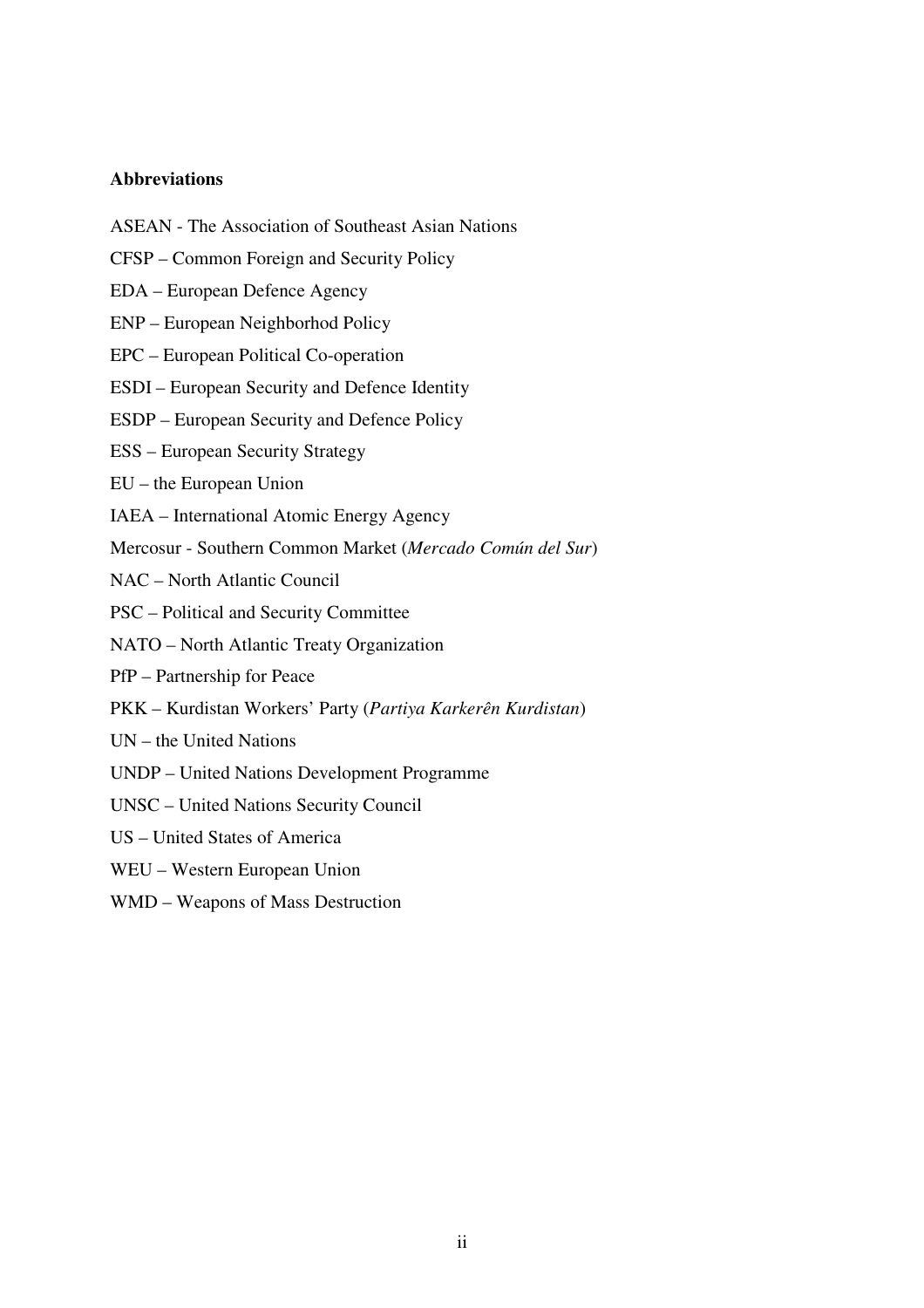**Abbreviations**

ASEAN - The Association of Southeast Asian Nations

CFSP – Common Foreign and Security Policy

EDA – European Defence Agency

ENP – European Neighborhod Policy

EPC – European Political Co-operation

ESDI – European Security and Defence Identity

ESDP – European Security and Defence Policy

ESS – European Security Strategy

EU – the European Union

IAEA – International Atomic Energy Agency

Mercosur - Southern Common Market (*Mercado Común del Sur*)

NAC – North Atlantic Council

PSC – Political and Security Committee

NATO – North Atlantic Treaty Organization

PfP – Partnership for Peace

PKK – Kurdistan Workers' Party (*Partiya Karkerên Kurdistan*)

UN – the United Nations

UNDP – United Nations Development Programme

UNSC – United Nations Security Council

US – United States of America

WEU – Western European Union

WMD – Weapons of Mass Destruction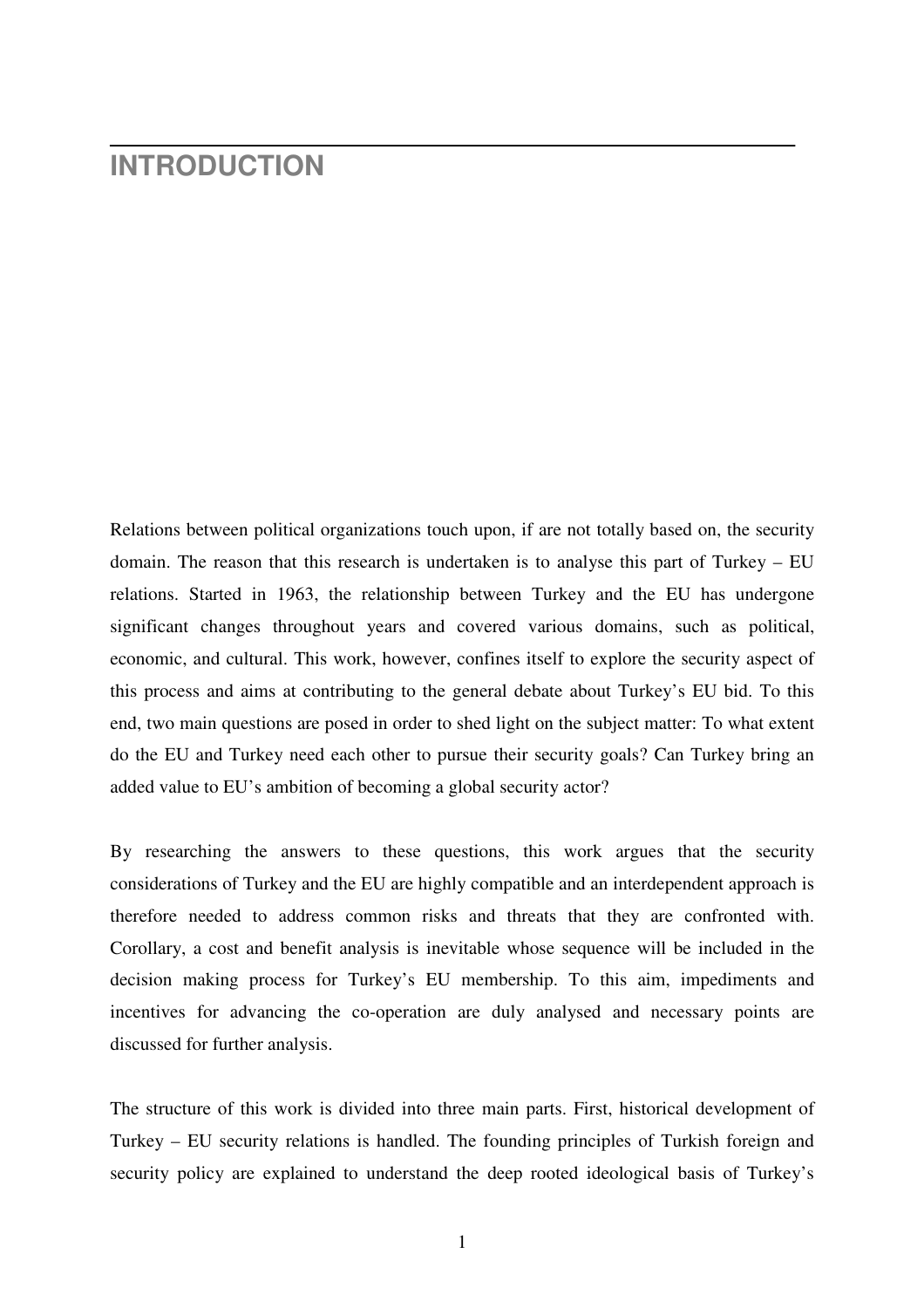# INTRODUCTION

Relations between political organizations touch upon, if are not totally based on, the security domain. The reason that this research is undertaken is to analyse this part of Turkey – EU relations. Started in 1963, the relationship between Turkey and the EU has undergone significant changes throughout years and covered various domains, such as political, economic, and cultural. This work, however, confines itself to explore the security aspect of this process and aims at contributing to the general debate about Turkey's EU bid. To this end, two main questions are posed in order to shed light on the subject matter: To what extent do the EU and Turkey need each other to pursue their security goals? Can Turkey bring an added value to EU's ambition of becoming a global security actor?

By researching the answers to these questions, this work argues that the security considerations of Turkey and the EU are highly compatible and an interdependent approach is therefore needed to address common risks and threats that they are confronted with. Corollary, a cost and benefit analysis is inevitable whose sequence will be included in the decision making process for Turkey's EU membership. To this aim, impediments and incentives for advancing the co-operation are duly analysed and necessary points are discussed for further analysis.

The structure of this work is divided into three main parts. First, historical development of Turkey – EU security relations is handled. The founding principles of Turkish foreign and security policy are explained to understand the deep rooted ideological basis of Turkey's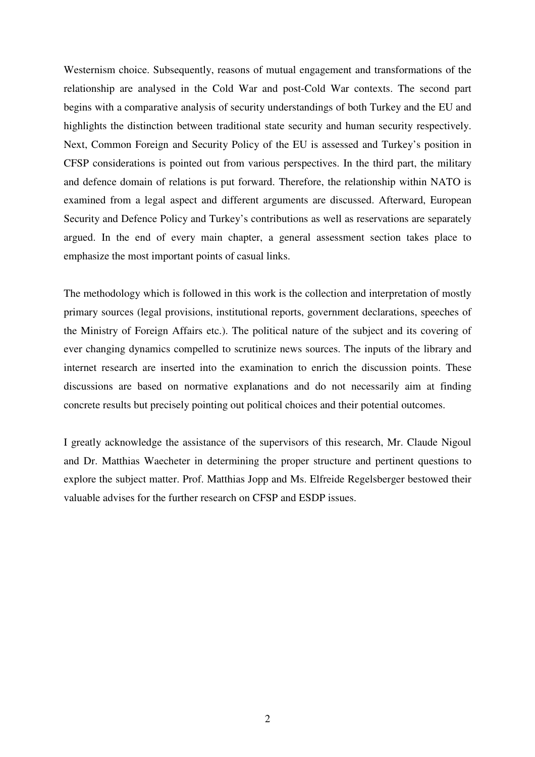Westernism choice. Subsequently, reasons of mutual engagement and transformations of the relationship are analysed in the Cold War and post-Cold War contexts. The second part begins with a comparative analysis of security understandings of both Turkey and the EU and highlights the distinction between traditional state security and human security respectively. Next, Common Foreign and Security Policy of the EU is assessed and Turkey's position in CFSP considerations is pointed out from various perspectives. In the third part, the military and defence domain of relations is put forward. Therefore, the relationship within NATO is examined from a legal aspect and different arguments are discussed. Afterward, European Security and Defence Policy and Turkey's contributions as well as reservations are separately argued. In the end of every main chapter, a general assessment section takes place to emphasize the most important points of casual links.

The methodology which is followed in this work is the collection and interpretation of mostly primary sources (legal provisions, institutional reports, government declarations, speeches of the Ministry of Foreign Affairs etc.). The political nature of the subject and its covering of ever changing dynamics compelled to scrutinize news sources. The inputs of the library and internet research are inserted into the examination to enrich the discussion points. These discussions are based on normative explanations and do not necessarily aim at finding concrete results but precisely pointing out political choices and their potential outcomes.

I greatly acknowledge the assistance of the supervisors of this research, Mr. Claude Nigoul and Dr. Matthias Waecheter in determining the proper structure and pertinent questions to explore the subject matter. Prof. Matthias Jopp and Ms. Elfreide Regelsberger bestowed their valuable advises for the further research on CFSP and ESDP issues.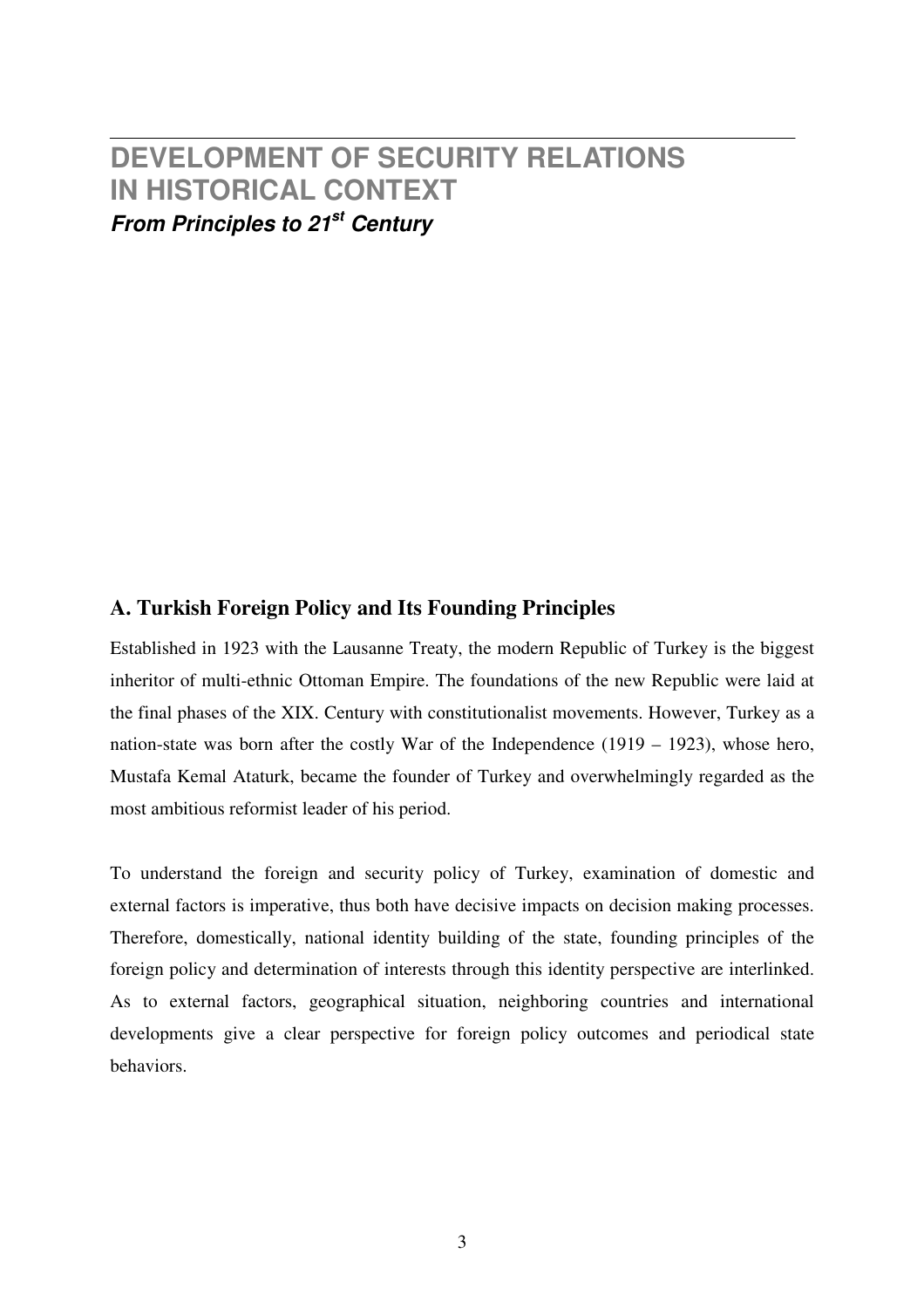# DEVELOPMENT OF SECURITY RELATIONS IN HISTORICAL CONTEXT

***From Principles to 21$^{st}$ Century***

## A. Turkish Foreign Policy and Its Founding Principles

Established in 1923 with the Lausanne Treaty, the modern Republic of Turkey is the biggest inheritor of multi-ethnic Ottoman Empire. The foundations of the new Republic were laid at the final phases of the XIX. Century with constitutionalist movements. However, Turkey as a nation-state was born after the costly War of the Independence (1919 – 1923), whose hero, Mustafa Kemal Ataturk, became the founder of Turkey and overwhelmingly regarded as the most ambitious reformist leader of his period.

To understand the foreign and security policy of Turkey, examination of domestic and external factors is imperative, thus both have decisive impacts on decision making processes. Therefore, domestically, national identity building of the state, founding principles of the foreign policy and determination of interests through this identity perspective are interlinked. As to external factors, geographical situation, neighboring countries and international developments give a clear perspective for foreign policy outcomes and periodical state behaviors.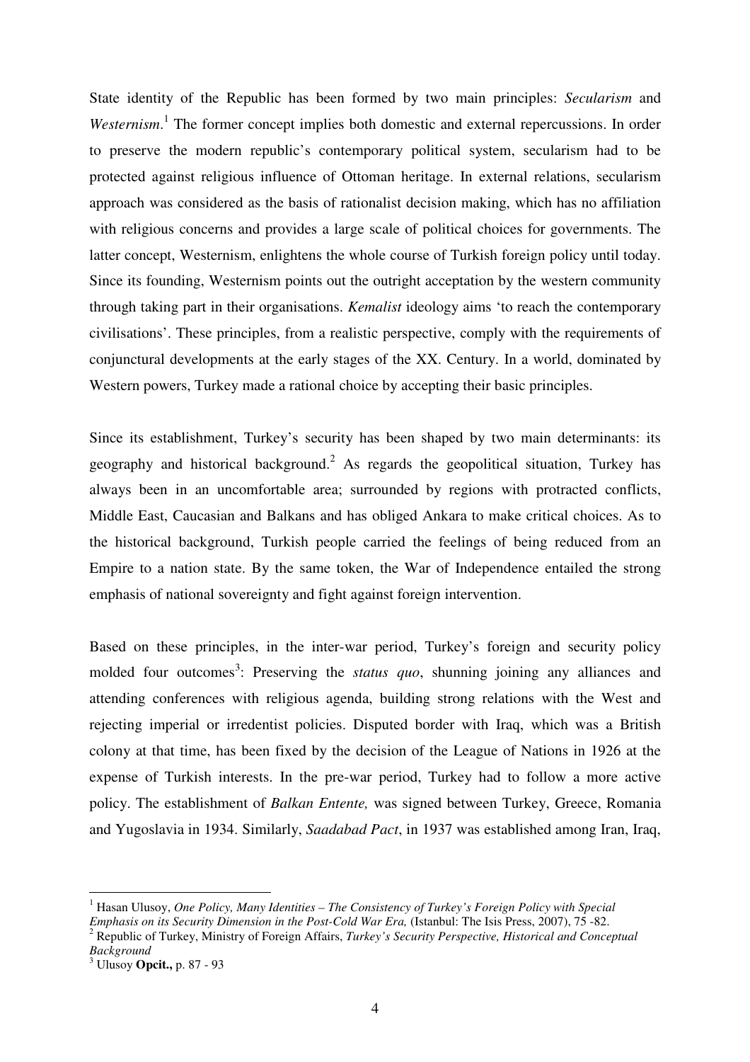State identity of the Republic has been formed by two main principles: *Secularism* and *Westernism*.[1] The former concept implies both domestic and external repercussions. In order to preserve the modern republic's contemporary political system, secularism had to be protected against religious influence of Ottoman heritage. In external relations, secularism approach was considered as the basis of rationalist decision making, which has no affiliation with religious concerns and provides a large scale of political choices for governments. The latter concept, Westernism, enlightens the whole course of Turkish foreign policy until today. Since its founding, Westernism points out the outright acceptation by the western community through taking part in their organisations. *Kemalist* ideology aims 'to reach the contemporary civilisations'. These principles, from a realistic perspective, comply with the requirements of conjunctural developments at the early stages of the XX. Century. In a world, dominated by Western powers, Turkey made a rational choice by accepting their basic principles.

Since its establishment, Turkey's security has been shaped by two main determinants: its geography and historical background.[2] As regards the geopolitical situation, Turkey has always been in an uncomfortable area; surrounded by regions with protracted conflicts, Middle East, Caucasian and Balkans and has obliged Ankara to make critical choices. As to the historical background, Turkish people carried the feelings of being reduced from an Empire to a nation state. By the same token, the War of Independence entailed the strong emphasis of national sovereignty and fight against foreign intervention.

Based on these principles, in the inter-war period, Turkey's foreign and security policy molded four outcomes[3]: Preserving the *status quo*, shunning joining any alliances and attending conferences with religious agenda, building strong relations with the West and rejecting imperial or irredentist policies. Disputed border with Iraq, which was a British colony at that time, has been fixed by the decision of the League of Nations in 1926 at the expense of Turkish interests. In the pre-war period, Turkey had to follow a more active policy. The establishment of *Balkan Entente,* was signed between Turkey, Greece, Romania and Yugoslavia in 1934. Similarly, *Saadabad Pact*, in 1937 was established among Iran, Iraq,

---

[1] Hasan Ulusoy, *One Policy, Many Identities – The Consistency of Turkey's Foreign Policy with Special Emphasis on its Security Dimension in the Post-Cold War Era,* (Istanbul: The Isis Press, 2007), 75 -82.

[2] Republic of Turkey, Ministry of Foreign Affairs, *Turkey's Security Perspective, Historical and Conceptual Background*

[3] Ulusoy **Opcit.,** p. 87 - 93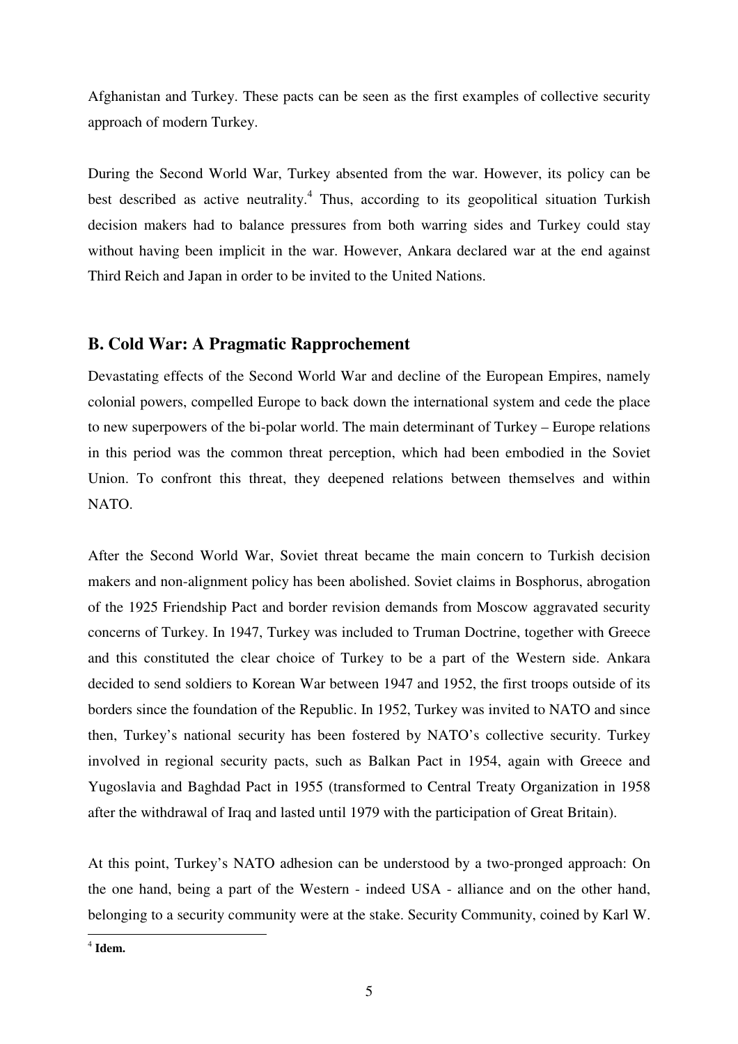Afghanistan and Turkey. These pacts can be seen as the first examples of collective security approach of modern Turkey.

During the Second World War, Turkey absented from the war. However, its policy can be best described as active neutrality.[4] Thus, according to its geopolitical situation Turkish decision makers had to balance pressures from both warring sides and Turkey could stay without having been implicit in the war. However, Ankara declared war at the end against Third Reich and Japan in order to be invited to the United Nations.

## B. Cold War: A Pragmatic Rapprochement

Devastating effects of the Second World War and decline of the European Empires, namely colonial powers, compelled Europe to back down the international system and cede the place to new superpowers of the bi-polar world. The main determinant of Turkey – Europe relations in this period was the common threat perception, which had been embodied in the Soviet Union. To confront this threat, they deepened relations between themselves and within NATO.

After the Second World War, Soviet threat became the main concern to Turkish decision makers and non-alignment policy has been abolished. Soviet claims in Bosphorus, abrogation of the 1925 Friendship Pact and border revision demands from Moscow aggravated security concerns of Turkey. In 1947, Turkey was included to Truman Doctrine, together with Greece and this constituted the clear choice of Turkey to be a part of the Western side. Ankara decided to send soldiers to Korean War between 1947 and 1952, the first troops outside of its borders since the foundation of the Republic. In 1952, Turkey was invited to NATO and since then, Turkey's national security has been fostered by NATO's collective security. Turkey involved in regional security pacts, such as Balkan Pact in 1954, again with Greece and Yugoslavia and Baghdad Pact in 1955 (transformed to Central Treaty Organization in 1958 after the withdrawal of Iraq and lasted until 1979 with the participation of Great Britain).

At this point, Turkey's NATO adhesion can be understood by a two-pronged approach: On the one hand, being a part of the Western - indeed USA - alliance and on the other hand, belonging to a security community were at the stake. Security Community, coined by Karl W.

---

[4] **Idem.**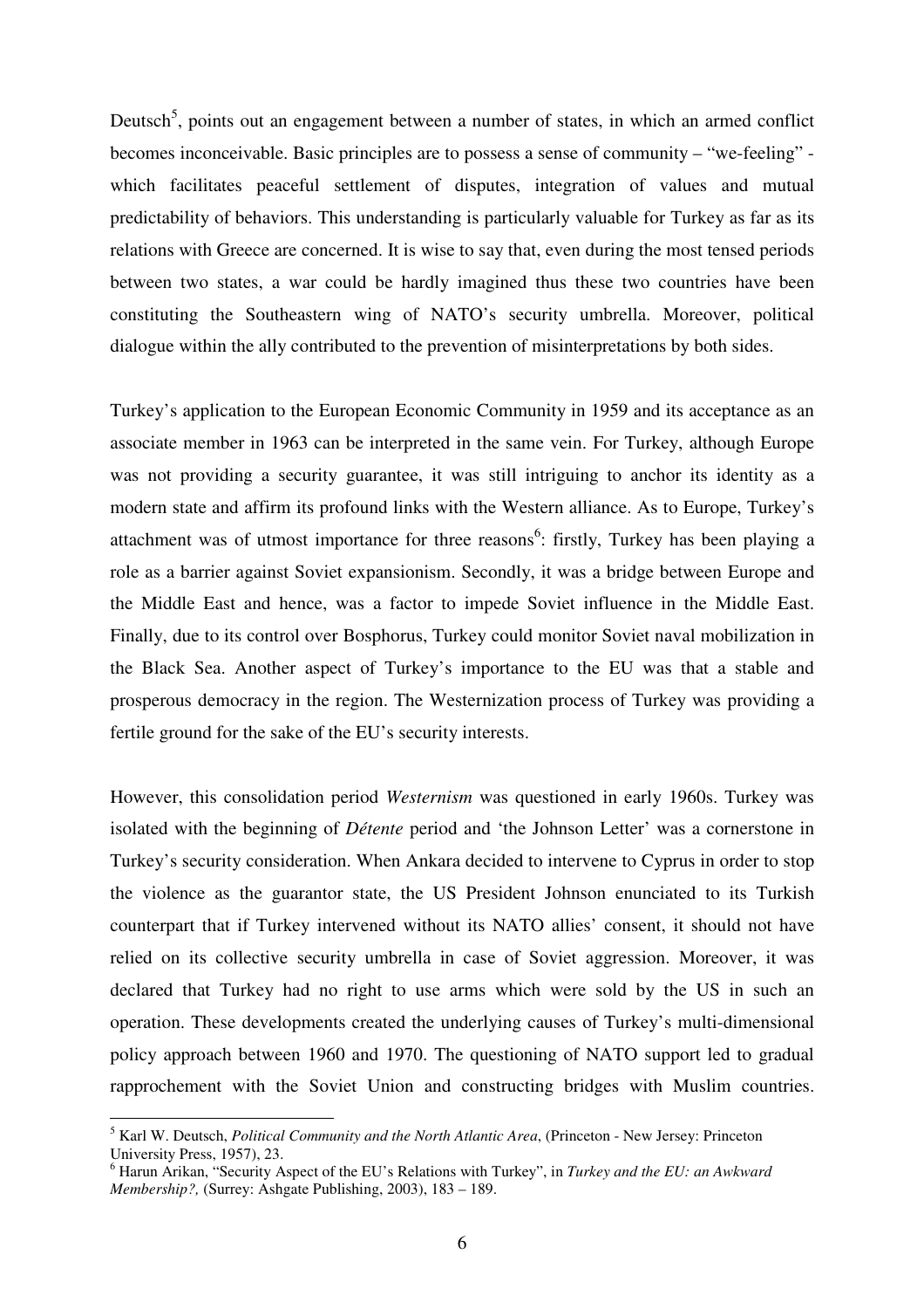Deutsch[5], points out an engagement between a number of states, in which an armed conflict becomes inconceivable. Basic principles are to possess a sense of community – "we-feeling" - which facilitates peaceful settlement of disputes, integration of values and mutual predictability of behaviors. This understanding is particularly valuable for Turkey as far as its relations with Greece are concerned. It is wise to say that, even during the most tensed periods between two states, a war could be hardly imagined thus these two countries have been constituting the Southeastern wing of NATO's security umbrella. Moreover, political dialogue within the ally contributed to the prevention of misinterpretations by both sides.

Turkey's application to the European Economic Community in 1959 and its acceptance as an associate member in 1963 can be interpreted in the same vein. For Turkey, although Europe was not providing a security guarantee, it was still intriguing to anchor its identity as a modern state and affirm its profound links with the Western alliance. As to Europe, Turkey's attachment was of utmost importance for three reasons[6]: firstly, Turkey has been playing a role as a barrier against Soviet expansionism. Secondly, it was a bridge between Europe and the Middle East and hence, was a factor to impede Soviet influence in the Middle East. Finally, due to its control over Bosphorus, Turkey could monitor Soviet naval mobilization in the Black Sea. Another aspect of Turkey's importance to the EU was that a stable and prosperous democracy in the region. The Westernization process of Turkey was providing a fertile ground for the sake of the EU's security interests.

However, this consolidation period *Westernism* was questioned in early 1960s. Turkey was isolated with the beginning of *Détente* period and 'the Johnson Letter' was a cornerstone in Turkey's security consideration. When Ankara decided to intervene to Cyprus in order to stop the violence as the guarantor state, the US President Johnson enunciated to its Turkish counterpart that if Turkey intervened without its NATO allies' consent, it should not have relied on its collective security umbrella in case of Soviet aggression. Moreover, it was declared that Turkey had no right to use arms which were sold by the US in such an operation. These developments created the underlying causes of Turkey's multi-dimensional policy approach between 1960 and 1970. The questioning of NATO support led to gradual rapprochement with the Soviet Union and constructing bridges with Muslim countries.

---

[5] Karl W. Deutsch, *Political Community and the North Atlantic Area*, (Princeton - New Jersey: Princeton University Press, 1957), 23.

[6] Harun Arikan, "Security Aspect of the EU's Relations with Turkey", in *Turkey and the EU: an Awkward Membership?,* (Surrey: Ashgate Publishing, 2003), 183 – 189.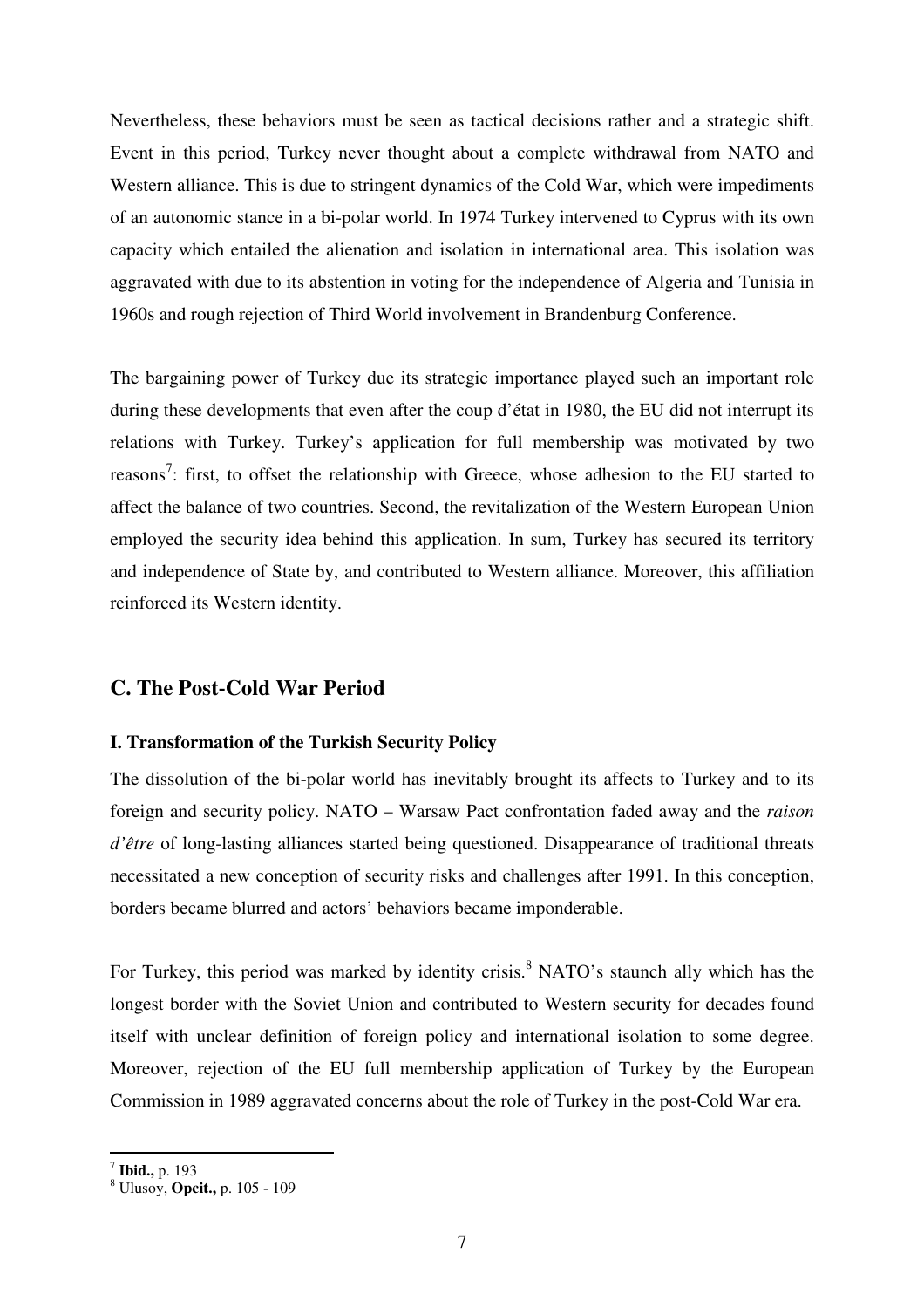Nevertheless, these behaviors must be seen as tactical decisions rather and a strategic shift. Event in this period, Turkey never thought about a complete withdrawal from NATO and Western alliance. This is due to stringent dynamics of the Cold War, which were impediments of an autonomic stance in a bi-polar world. In 1974 Turkey intervened to Cyprus with its own capacity which entailed the alienation and isolation in international area. This isolation was aggravated with due to its abstention in voting for the independence of Algeria and Tunisia in 1960s and rough rejection of Third World involvement in Brandenburg Conference.

The bargaining power of Turkey due its strategic importance played such an important role during these developments that even after the coup d'état in 1980, the EU did not interrupt its relations with Turkey. Turkey's application for full membership was motivated by two reasons[7]: first, to offset the relationship with Greece, whose adhesion to the EU started to affect the balance of two countries. Second, the revitalization of the Western European Union employed the security idea behind this application. In sum, Turkey has secured its territory and independence of State by, and contributed to Western alliance. Moreover, this affiliation reinforced its Western identity.

## C. The Post-Cold War Period

### I. Transformation of the Turkish Security Policy

The dissolution of the bi-polar world has inevitably brought its affects to Turkey and to its foreign and security policy. NATO – Warsaw Pact confrontation faded away and the *raison d'être* of long-lasting alliances started being questioned. Disappearance of traditional threats necessitated a new conception of security risks and challenges after 1991. In this conception, borders became blurred and actors' behaviors became imponderable.

For Turkey, this period was marked by identity crisis.[8] NATO's staunch ally which has the longest border with the Soviet Union and contributed to Western security for decades found itself with unclear definition of foreign policy and international isolation to some degree. Moreover, rejection of the EU full membership application of Turkey by the European Commission in 1989 aggravated concerns about the role of Turkey in the post-Cold War era.

---

[7] **Ibid.,** p. 193

[8] Ulusoy, **Opcit.,** p. 105 - 109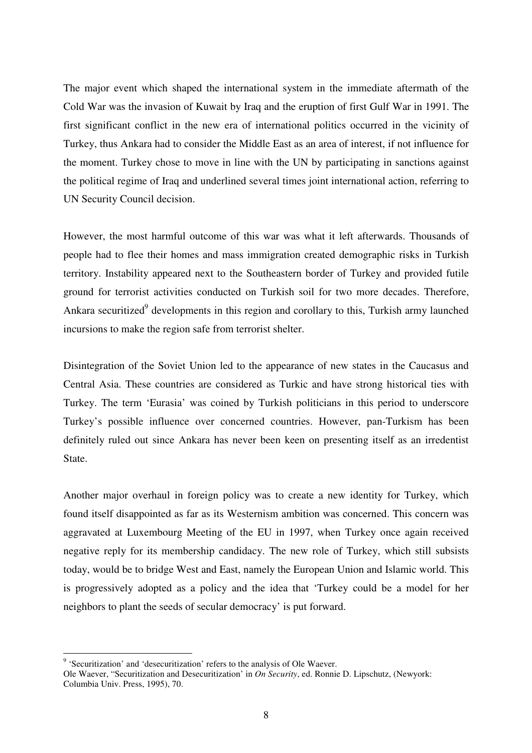The major event which shaped the international system in the immediate aftermath of the Cold War was the invasion of Kuwait by Iraq and the eruption of first Gulf War in 1991. The first significant conflict in the new era of international politics occurred in the vicinity of Turkey, thus Ankara had to consider the Middle East as an area of interest, if not influence for the moment. Turkey chose to move in line with the UN by participating in sanctions against the political regime of Iraq and underlined several times joint international action, referring to UN Security Council decision.

However, the most harmful outcome of this war was what it left afterwards. Thousands of people had to flee their homes and mass immigration created demographic risks in Turkish territory. Instability appeared next to the Southeastern border of Turkey and provided futile ground for terrorist activities conducted on Turkish soil for two more decades. Therefore, Ankara securitized[9] developments in this region and corollary to this, Turkish army launched incursions to make the region safe from terrorist shelter.

Disintegration of the Soviet Union led to the appearance of new states in the Caucasus and Central Asia. These countries are considered as Turkic and have strong historical ties with Turkey. The term 'Eurasia' was coined by Turkish politicians in this period to underscore Turkey's possible influence over concerned countries. However, pan-Turkism has been definitely ruled out since Ankara has never been keen on presenting itself as an irredentist State.

Another major overhaul in foreign policy was to create a new identity for Turkey, which found itself disappointed as far as its Westernism ambition was concerned. This concern was aggravated at Luxembourg Meeting of the EU in 1997, when Turkey once again received negative reply for its membership candidacy. The new role of Turkey, which still subsists today, would be to bridge West and East, namely the European Union and Islamic world. This is progressively adopted as a policy and the idea that 'Turkey could be a model for her neighbors to plant the seeds of secular democracy' is put forward.

---

[9] 'Securitization' and 'desecuritization' refers to the analysis of Ole Waever.
Ole Waever, "Securitization and Desecuritization' in *On Security*, ed. Ronnie D. Lipschutz, (Newyork: Columbia Univ. Press, 1995), 70.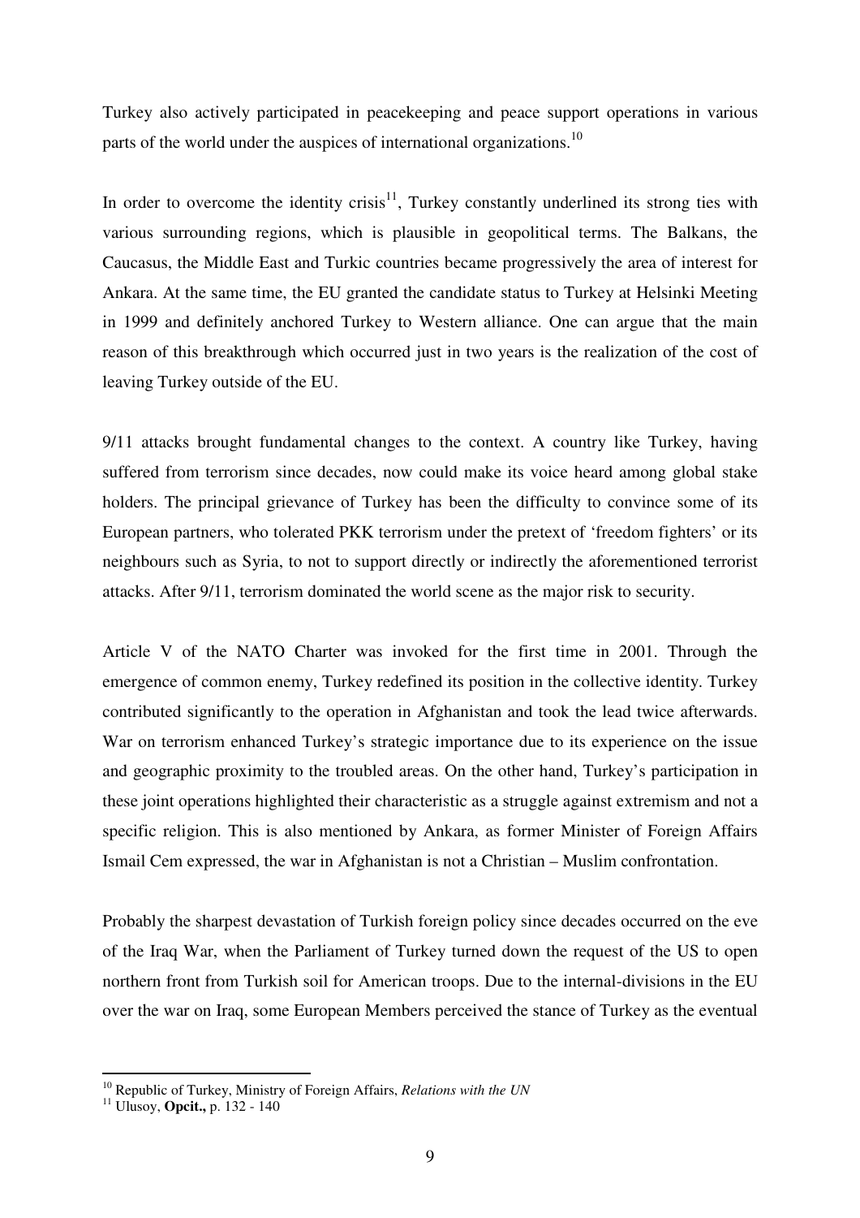Turkey also actively participated in peacekeeping and peace support operations in various parts of the world under the auspices of international organizations.[10]

In order to overcome the identity crisis[11], Turkey constantly underlined its strong ties with various surrounding regions, which is plausible in geopolitical terms. The Balkans, the Caucasus, the Middle East and Turkic countries became progressively the area of interest for Ankara. At the same time, the EU granted the candidate status to Turkey at Helsinki Meeting in 1999 and definitely anchored Turkey to Western alliance. One can argue that the main reason of this breakthrough which occurred just in two years is the realization of the cost of leaving Turkey outside of the EU.

9/11 attacks brought fundamental changes to the context. A country like Turkey, having suffered from terrorism since decades, now could make its voice heard among global stake holders. The principal grievance of Turkey has been the difficulty to convince some of its European partners, who tolerated PKK terrorism under the pretext of 'freedom fighters' or its neighbours such as Syria, to not to support directly or indirectly the aforementioned terrorist attacks. After 9/11, terrorism dominated the world scene as the major risk to security.

Article V of the NATO Charter was invoked for the first time in 2001. Through the emergence of common enemy, Turkey redefined its position in the collective identity. Turkey contributed significantly to the operation in Afghanistan and took the lead twice afterwards. War on terrorism enhanced Turkey's strategic importance due to its experience on the issue and geographic proximity to the troubled areas. On the other hand, Turkey's participation in these joint operations highlighted their characteristic as a struggle against extremism and not a specific religion. This is also mentioned by Ankara, as former Minister of Foreign Affairs Ismail Cem expressed, the war in Afghanistan is not a Christian – Muslim confrontation.

Probably the sharpest devastation of Turkish foreign policy since decades occurred on the eve of the Iraq War, when the Parliament of Turkey turned down the request of the US to open northern front from Turkish soil for American troops. Due to the internal-divisions in the EU over the war on Iraq, some European Members perceived the stance of Turkey as the eventual

---

[10] Republic of Turkey, Ministry of Foreign Affairs, *Relations with the UN*

[11] Ulusoy, **Opcit.,** p. 132 - 140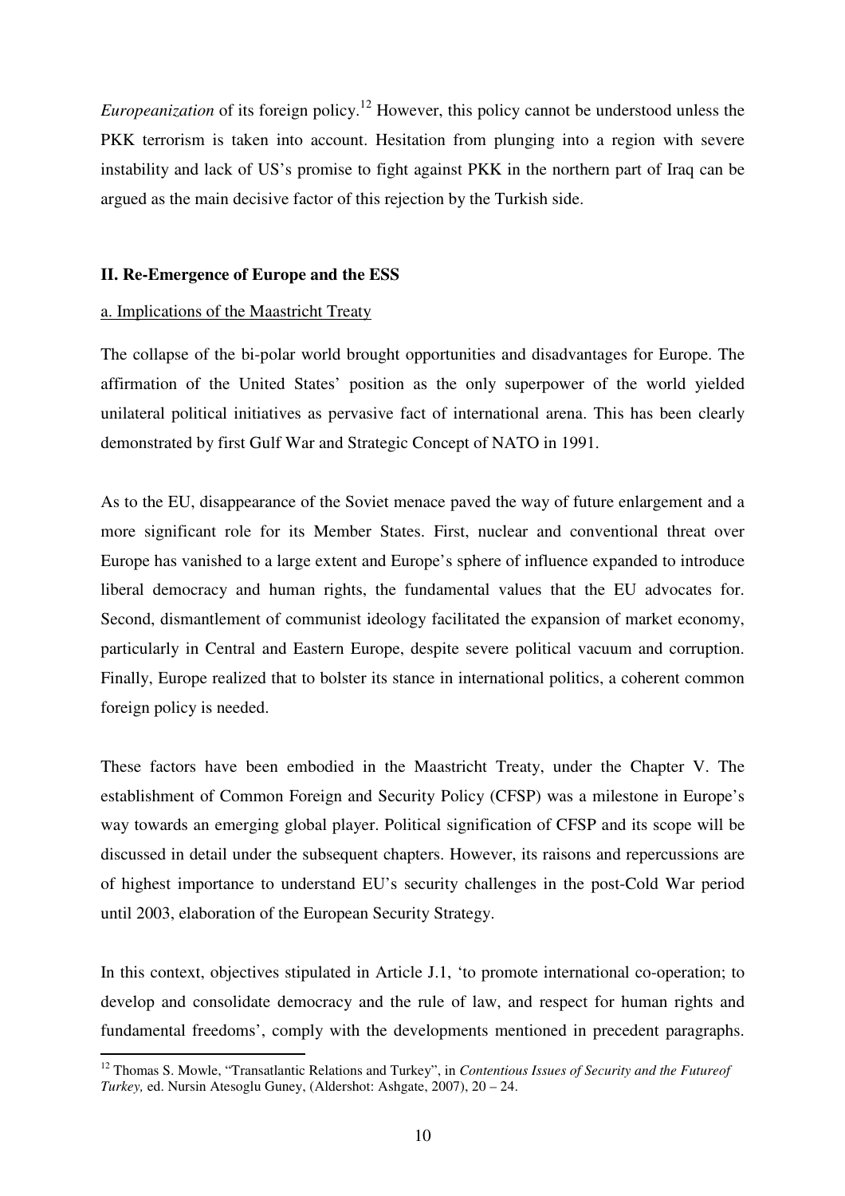*Europeanization* of its foreign policy.[12] However, this policy cannot be understood unless the PKK terrorism is taken into account. Hesitation from plunging into a region with severe instability and lack of US's promise to fight against PKK in the northern part of Iraq can be argued as the main decisive factor of this rejection by the Turkish side.

## II. Re-Emergence of Europe and the ESS

### a. Implications of the Maastricht Treaty

The collapse of the bi-polar world brought opportunities and disadvantages for Europe. The affirmation of the United States' position as the only superpower of the world yielded unilateral political initiatives as pervasive fact of international arena. This has been clearly demonstrated by first Gulf War and Strategic Concept of NATO in 1991.

As to the EU, disappearance of the Soviet menace paved the way of future enlargement and a more significant role for its Member States. First, nuclear and conventional threat over Europe has vanished to a large extent and Europe's sphere of influence expanded to introduce liberal democracy and human rights, the fundamental values that the EU advocates for. Second, dismantlement of communist ideology facilitated the expansion of market economy, particularly in Central and Eastern Europe, despite severe political vacuum and corruption. Finally, Europe realized that to bolster its stance in international politics, a coherent common foreign policy is needed.

These factors have been embodied in the Maastricht Treaty, under the Chapter V. The establishment of Common Foreign and Security Policy (CFSP) was a milestone in Europe's way towards an emerging global player. Political signification of CFSP and its scope will be discussed in detail under the subsequent chapters. However, its raisons and repercussions are of highest importance to understand EU's security challenges in the post-Cold War period until 2003, elaboration of the European Security Strategy.

In this context, objectives stipulated in Article J.1, 'to promote international co-operation; to develop and consolidate democracy and the rule of law, and respect for human rights and fundamental freedoms', comply with the developments mentioned in precedent paragraphs.

---

[12] Thomas S. Mowle, "Transatlantic Relations and Turkey", in *Contentious Issues of Security and the Futureof Turkey,* ed. Nursin Atesoglu Guney, (Aldershot: Ashgate, 2007), 20 – 24.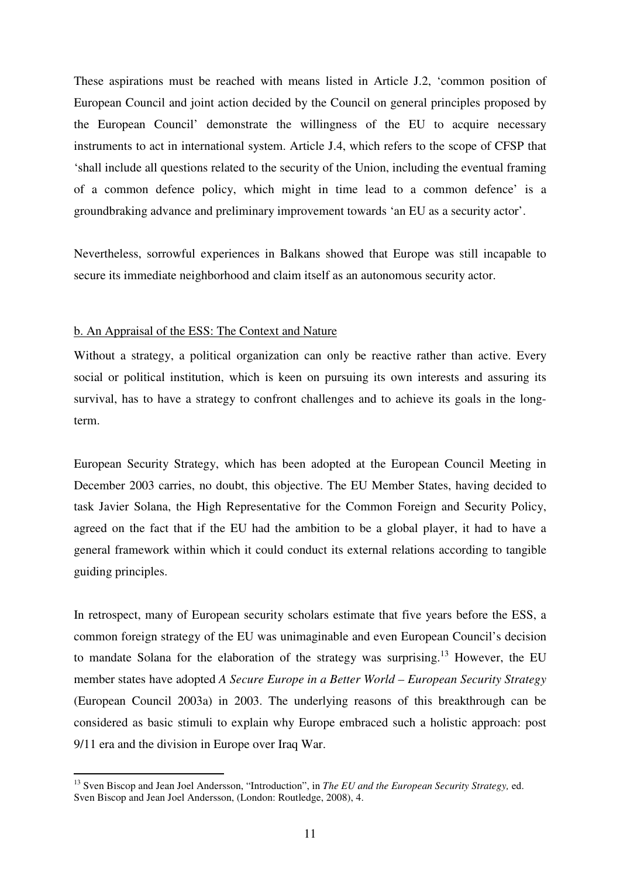These aspirations must be reached with means listed in Article J.2, 'common position of European Council and joint action decided by the Council on general principles proposed by the European Council' demonstrate the willingness of the EU to acquire necessary instruments to act in international system. Article J.4, which refers to the scope of CFSP that 'shall include all questions related to the security of the Union, including the eventual framing of a common defence policy, which might in time lead to a common defence' is a groundbraking advance and preliminary improvement towards 'an EU as a security actor'.

Nevertheless, sorrowful experiences in Balkans showed that Europe was still incapable to secure its immediate neighborhood and claim itself as an autonomous security actor.

<u>b. An Appraisal of the ESS: The Context and Nature</u>

Without a strategy, a political organization can only be reactive rather than active. Every social or political institution, which is keen on pursuing its own interests and assuring its survival, has to have a strategy to confront challenges and to achieve its goals in the long-term.

European Security Strategy, which has been adopted at the European Council Meeting in December 2003 carries, no doubt, this objective. The EU Member States, having decided to task Javier Solana, the High Representative for the Common Foreign and Security Policy, agreed on the fact that if the EU had the ambition to be a global player, it had to have a general framework within which it could conduct its external relations according to tangible guiding principles.

In retrospect, many of European security scholars estimate that five years before the ESS, a common foreign strategy of the EU was unimaginable and even European Council's decision to mandate Solana for the elaboration of the strategy was surprising.[13] However, the EU member states have adopted *A Secure Europe in a Better World – European Security Strategy* (European Council 2003a) in 2003. The underlying reasons of this breakthrough can be considered as basic stimuli to explain why Europe embraced such a holistic approach: post 9/11 era and the division in Europe over Iraq War.

[13] Sven Biscop and Jean Joel Andersson, "Introduction", in *The EU and the European Security Strategy,* ed. Sven Biscop and Jean Joel Andersson, (London: Routledge, 2008), 4.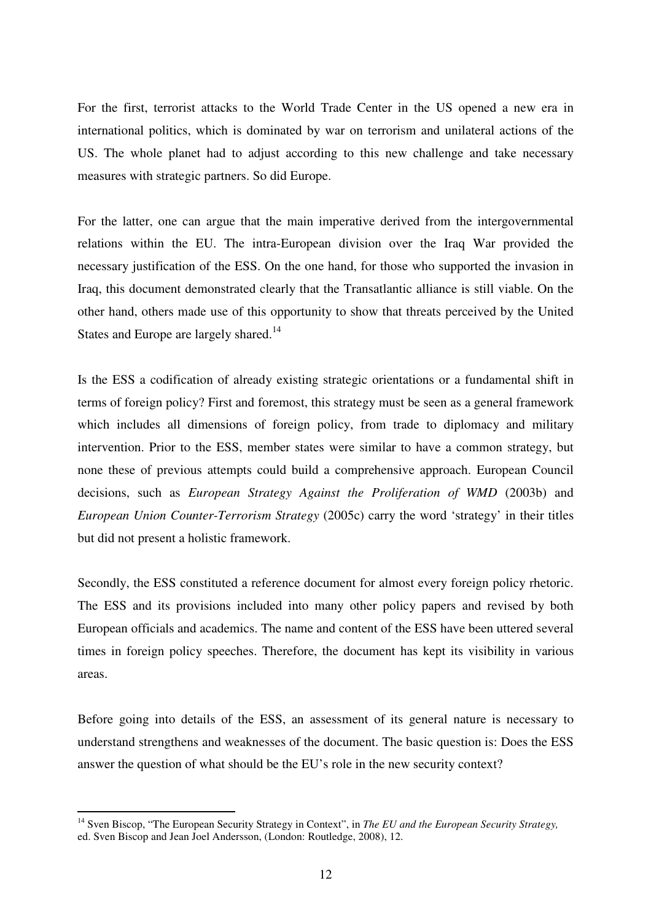For the first, terrorist attacks to the World Trade Center in the US opened a new era in international politics, which is dominated by war on terrorism and unilateral actions of the US. The whole planet had to adjust according to this new challenge and take necessary measures with strategic partners. So did Europe.

For the latter, one can argue that the main imperative derived from the intergovernmental relations within the EU. The intra-European division over the Iraq War provided the necessary justification of the ESS. On the one hand, for those who supported the invasion in Iraq, this document demonstrated clearly that the Transatlantic alliance is still viable. On the other hand, others made use of this opportunity to show that threats perceived by the United States and Europe are largely shared.[14]

Is the ESS a codification of already existing strategic orientations or a fundamental shift in terms of foreign policy? First and foremost, this strategy must be seen as a general framework which includes all dimensions of foreign policy, from trade to diplomacy and military intervention. Prior to the ESS, member states were similar to have a common strategy, but none these of previous attempts could build a comprehensive approach. European Council decisions, such as *European Strategy Against the Proliferation of WMD* (2003b) and *European Union Counter-Terrorism Strategy* (2005c) carry the word 'strategy' in their titles but did not present a holistic framework.

Secondly, the ESS constituted a reference document for almost every foreign policy rhetoric. The ESS and its provisions included into many other policy papers and revised by both European officials and academics. The name and content of the ESS have been uttered several times in foreign policy speeches. Therefore, the document has kept its visibility in various areas.

Before going into details of the ESS, an assessment of its general nature is necessary to understand strengthens and weaknesses of the document. The basic question is: Does the ESS answer the question of what should be the EU's role in the new security context?

---

[14] Sven Biscop, "The European Security Strategy in Context", in *The EU and the European Security Strategy,* ed. Sven Biscop and Jean Joel Andersson, (London: Routledge, 2008), 12.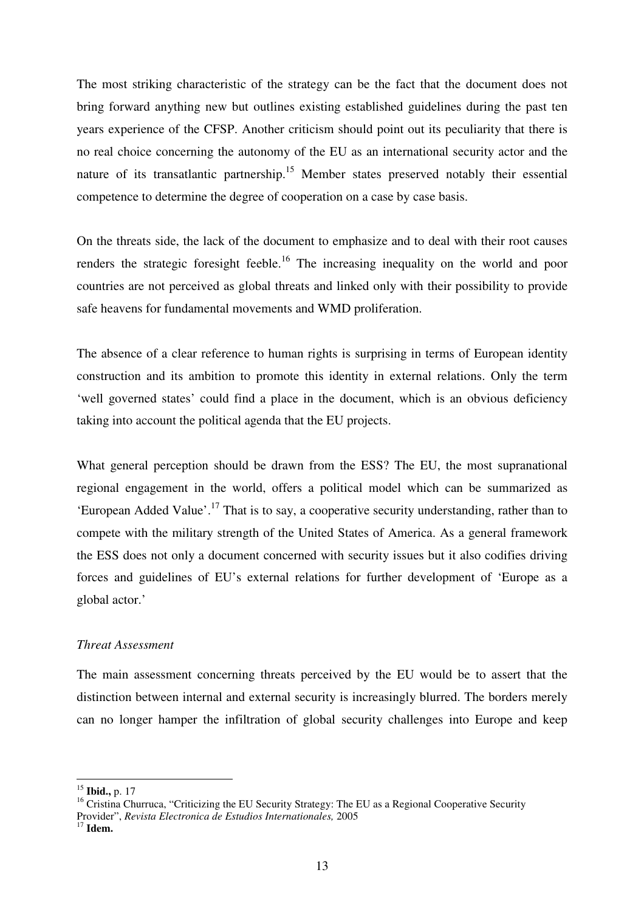The most striking characteristic of the strategy can be the fact that the document does not bring forward anything new but outlines existing established guidelines during the past ten years experience of the CFSP. Another criticism should point out its peculiarity that there is no real choice concerning the autonomy of the EU as an international security actor and the nature of its transatlantic partnership.[15] Member states preserved notably their essential competence to determine the degree of cooperation on a case by case basis.

On the threats side, the lack of the document to emphasize and to deal with their root causes renders the strategic foresight feeble.[16] The increasing inequality on the world and poor countries are not perceived as global threats and linked only with their possibility to provide safe heavens for fundamental movements and WMD proliferation.

The absence of a clear reference to human rights is surprising in terms of European identity construction and its ambition to promote this identity in external relations. Only the term 'well governed states' could find a place in the document, which is an obvious deficiency taking into account the political agenda that the EU projects.

What general perception should be drawn from the ESS? The EU, the most supranational regional engagement in the world, offers a political model which can be summarized as 'European Added Value'.[17] That is to say, a cooperative security understanding, rather than to compete with the military strength of the United States of America. As a general framework the ESS does not only a document concerned with security issues but it also codifies driving forces and guidelines of EU's external relations for further development of 'Europe as a global actor.'

*Threat Assessment*

The main assessment concerning threats perceived by the EU would be to assert that the distinction between internal and external security is increasingly blurred. The borders merely can no longer hamper the infiltration of global security challenges into Europe and keep

---

[15] **Ibid.,** p. 17

[16] Cristina Churruca, "Criticizing the EU Security Strategy: The EU as a Regional Cooperative Security Provider", *Revista Electronica de Estudios Internationales,* 2005

[17] **Idem.**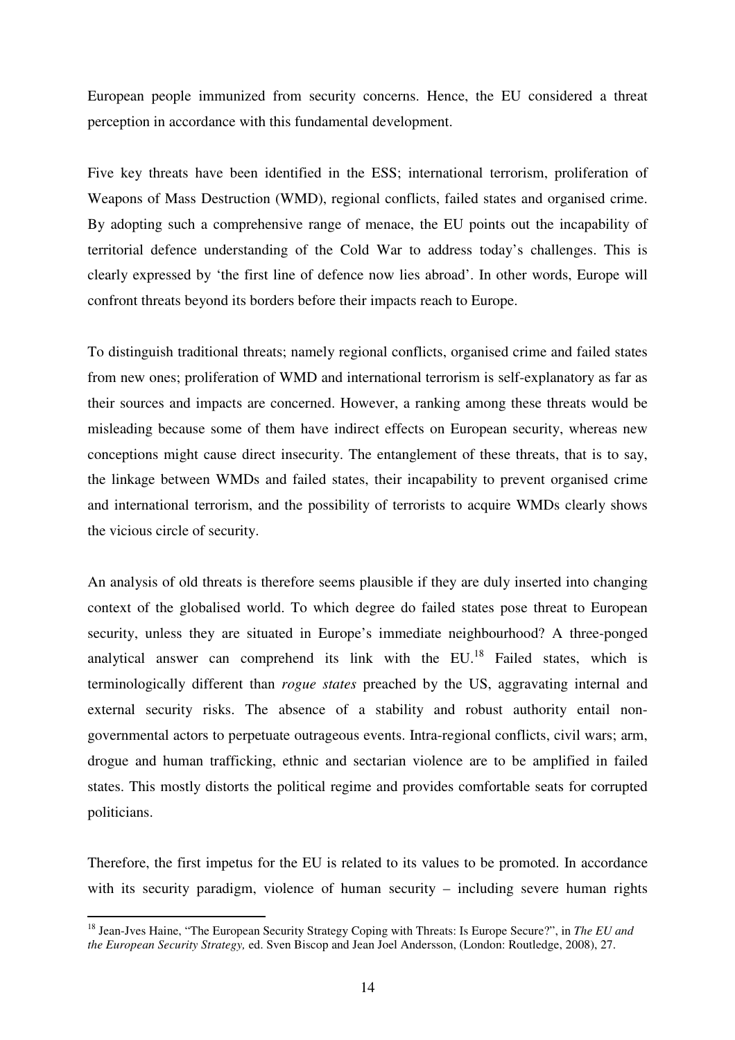European people immunized from security concerns. Hence, the EU considered a threat perception in accordance with this fundamental development.

Five key threats have been identified in the ESS; international terrorism, proliferation of Weapons of Mass Destruction (WMD), regional conflicts, failed states and organised crime. By adopting such a comprehensive range of menace, the EU points out the incapability of territorial defence understanding of the Cold War to address today's challenges. This is clearly expressed by 'the first line of defence now lies abroad'. In other words, Europe will confront threats beyond its borders before their impacts reach to Europe.

To distinguish traditional threats; namely regional conflicts, organised crime and failed states from new ones; proliferation of WMD and international terrorism is self-explanatory as far as their sources and impacts are concerned. However, a ranking among these threats would be misleading because some of them have indirect effects on European security, whereas new conceptions might cause direct insecurity. The entanglement of these threats, that is to say, the linkage between WMDs and failed states, their incapability to prevent organised crime and international terrorism, and the possibility of terrorists to acquire WMDs clearly shows the vicious circle of security.

An analysis of old threats is therefore seems plausible if they are duly inserted into changing context of the globalised world. To which degree do failed states pose threat to European security, unless they are situated in Europe's immediate neighbourhood? A three-ponged analytical answer can comprehend its link with the EU.[18] Failed states, which is terminologically different than *rogue states* preached by the US, aggravating internal and external security risks. The absence of a stability and robust authority entail non-governmental actors to perpetuate outrageous events. Intra-regional conflicts, civil wars; arm, drogue and human trafficking, ethnic and sectarian violence are to be amplified in failed states. This mostly distorts the political regime and provides comfortable seats for corrupted politicians.

Therefore, the first impetus for the EU is related to its values to be promoted. In accordance with its security paradigm, violence of human security – including severe human rights

[18] Jean-Jves Haine, "The European Security Strategy Coping with Threats: Is Europe Secure?", in *The EU and the European Security Strategy,* ed. Sven Biscop and Jean Joel Andersson, (London: Routledge, 2008), 27.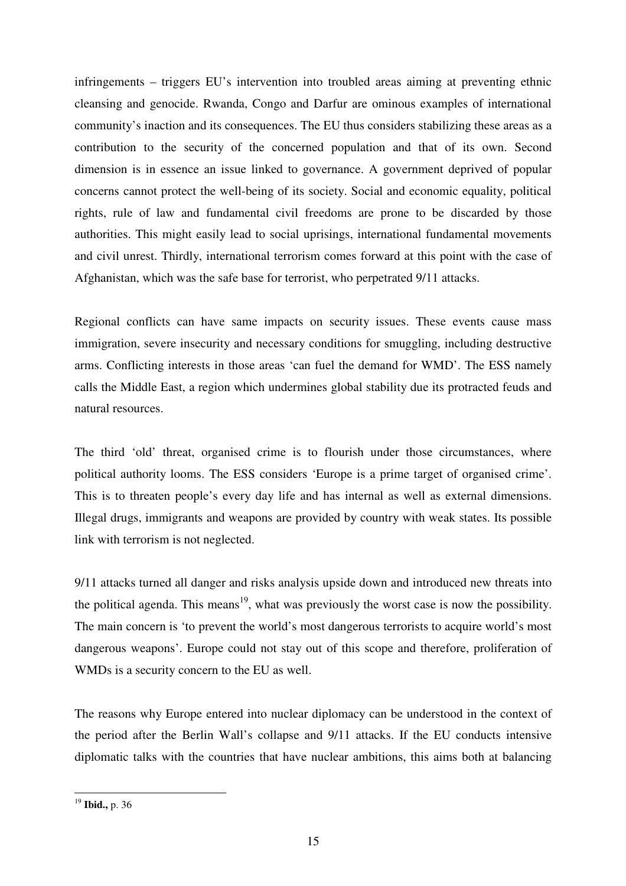infringements – triggers EU's intervention into troubled areas aiming at preventing ethnic cleansing and genocide. Rwanda, Congo and Darfur are ominous examples of international community's inaction and its consequences. The EU thus considers stabilizing these areas as a contribution to the security of the concerned population and that of its own. Second dimension is in essence an issue linked to governance. A government deprived of popular concerns cannot protect the well-being of its society. Social and economic equality, political rights, rule of law and fundamental civil freedoms are prone to be discarded by those authorities. This might easily lead to social uprisings, international fundamental movements and civil unrest. Thirdly, international terrorism comes forward at this point with the case of Afghanistan, which was the safe base for terrorist, who perpetrated 9/11 attacks.

Regional conflicts can have same impacts on security issues. These events cause mass immigration, severe insecurity and necessary conditions for smuggling, including destructive arms. Conflicting interests in those areas 'can fuel the demand for WMD'. The ESS namely calls the Middle East, a region which undermines global stability due its protracted feuds and natural resources.

The third 'old' threat, organised crime is to flourish under those circumstances, where political authority looms. The ESS considers 'Europe is a prime target of organised crime'. This is to threaten people's every day life and has internal as well as external dimensions. Illegal drugs, immigrants and weapons are provided by country with weak states. Its possible link with terrorism is not neglected.

9/11 attacks turned all danger and risks analysis upside down and introduced new threats into the political agenda. This means[19], what was previously the worst case is now the possibility. The main concern is 'to prevent the world's most dangerous terrorists to acquire world's most dangerous weapons'. Europe could not stay out of this scope and therefore, proliferation of WMDs is a security concern to the EU as well.

The reasons why Europe entered into nuclear diplomacy can be understood in the context of the period after the Berlin Wall's collapse and 9/11 attacks. If the EU conducts intensive diplomatic talks with the countries that have nuclear ambitions, this aims both at balancing

[19] **Ibid.,** p. 36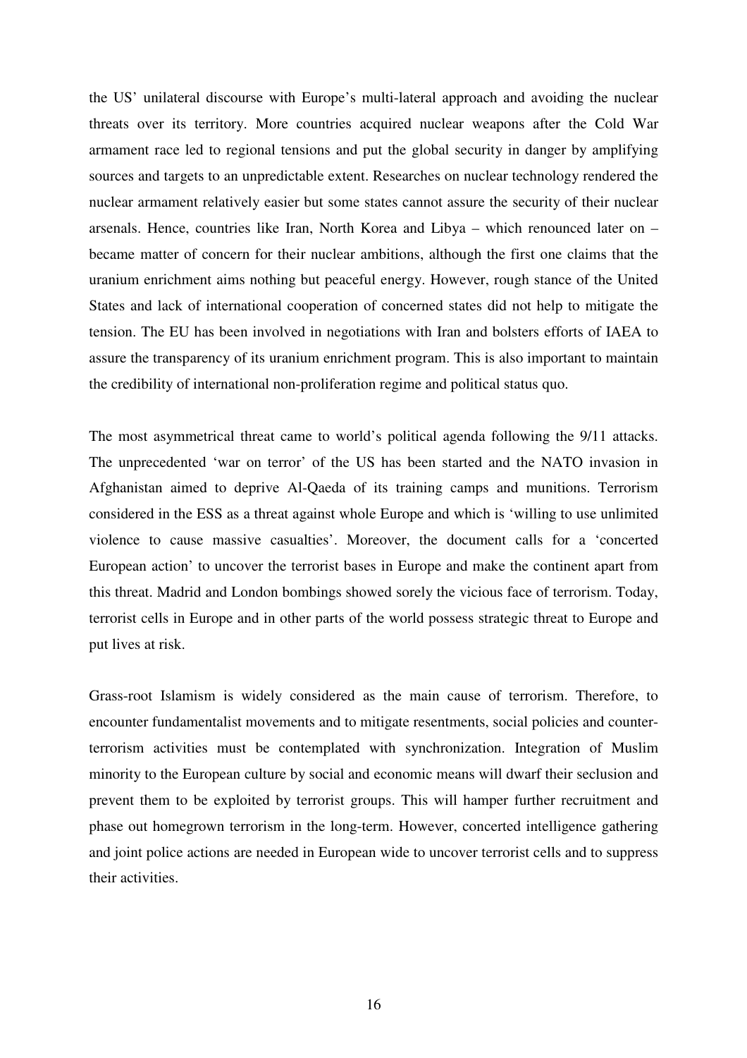the US' unilateral discourse with Europe's multi-lateral approach and avoiding the nuclear threats over its territory. More countries acquired nuclear weapons after the Cold War armament race led to regional tensions and put the global security in danger by amplifying sources and targets to an unpredictable extent. Researches on nuclear technology rendered the nuclear armament relatively easier but some states cannot assure the security of their nuclear arsenals. Hence, countries like Iran, North Korea and Libya – which renounced later on – became matter of concern for their nuclear ambitions, although the first one claims that the uranium enrichment aims nothing but peaceful energy. However, rough stance of the United States and lack of international cooperation of concerned states did not help to mitigate the tension. The EU has been involved in negotiations with Iran and bolsters efforts of IAEA to assure the transparency of its uranium enrichment program. This is also important to maintain the credibility of international non-proliferation regime and political status quo.

The most asymmetrical threat came to world's political agenda following the 9/11 attacks. The unprecedented 'war on terror' of the US has been started and the NATO invasion in Afghanistan aimed to deprive Al-Qaeda of its training camps and munitions. Terrorism considered in the ESS as a threat against whole Europe and which is 'willing to use unlimited violence to cause massive casualties'. Moreover, the document calls for a 'concerted European action' to uncover the terrorist bases in Europe and make the continent apart from this threat. Madrid and London bombings showed sorely the vicious face of terrorism. Today, terrorist cells in Europe and in other parts of the world possess strategic threat to Europe and put lives at risk.

Grass-root Islamism is widely considered as the main cause of terrorism. Therefore, to encounter fundamentalist movements and to mitigate resentments, social policies and counter-terrorism activities must be contemplated with synchronization. Integration of Muslim minority to the European culture by social and economic means will dwarf their seclusion and prevent them to be exploited by terrorist groups. This will hamper further recruitment and phase out homegrown terrorism in the long-term. However, concerted intelligence gathering and joint police actions are needed in European wide to uncover terrorist cells and to suppress their activities.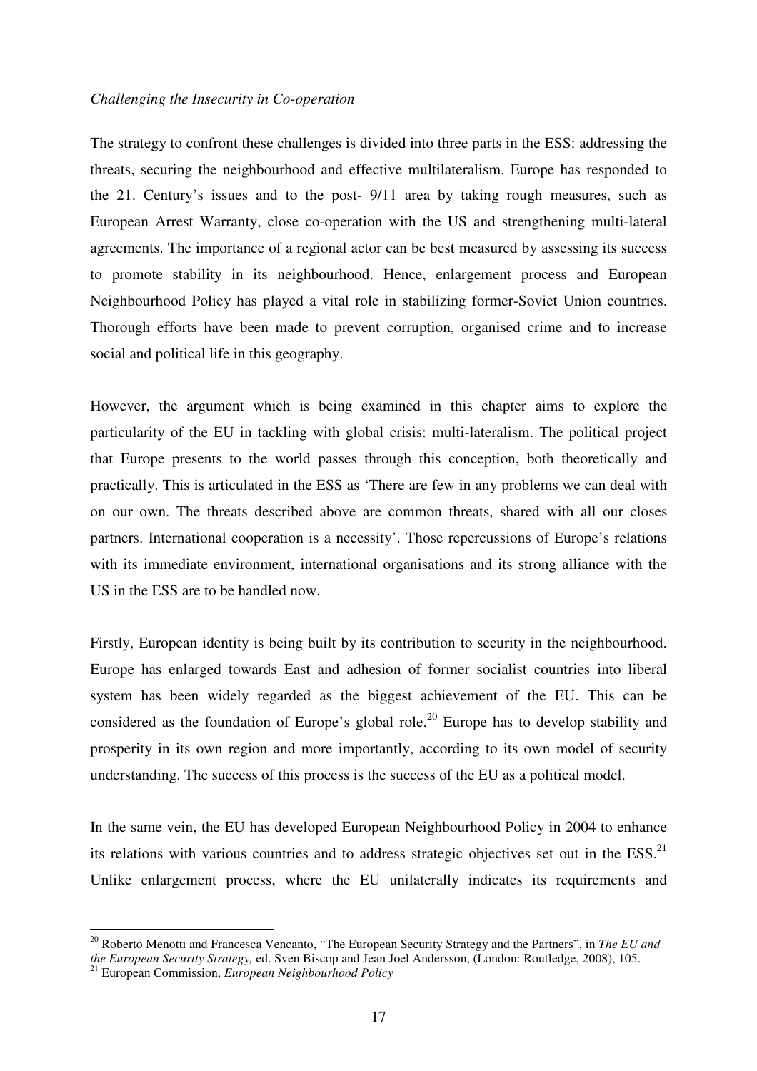*Challenging the Insecurity in Co-operation*

The strategy to confront these challenges is divided into three parts in the ESS: addressing the threats, securing the neighbourhood and effective multilateralism. Europe has responded to the 21. Century's issues and to the post- 9/11 area by taking rough measures, such as European Arrest Warranty, close co-operation with the US and strengthening multi-lateral agreements. The importance of a regional actor can be best measured by assessing its success to promote stability in its neighbourhood. Hence, enlargement process and European Neighbourhood Policy has played a vital role in stabilizing former-Soviet Union countries. Thorough efforts have been made to prevent corruption, organised crime and to increase social and political life in this geography.

However, the argument which is being examined in this chapter aims to explore the particularity of the EU in tackling with global crisis: multi-lateralism. The political project that Europe presents to the world passes through this conception, both theoretically and practically. This is articulated in the ESS as 'There are few in any problems we can deal with on our own. The threats described above are common threats, shared with all our closes partners. International cooperation is a necessity'. Those repercussions of Europe's relations with its immediate environment, international organisations and its strong alliance with the US in the ESS are to be handled now.

Firstly, European identity is being built by its contribution to security in the neighbourhood. Europe has enlarged towards East and adhesion of former socialist countries into liberal system has been widely regarded as the biggest achievement of the EU. This can be considered as the foundation of Europe's global role.[20] Europe has to develop stability and prosperity in its own region and more importantly, according to its own model of security understanding. The success of this process is the success of the EU as a political model.

In the same vein, the EU has developed European Neighbourhood Policy in 2004 to enhance its relations with various countries and to address strategic objectives set out in the ESS.[21] Unlike enlargement process, where the EU unilaterally indicates its requirements and

[20] Roberto Menotti and Francesca Vencanto, "The European Security Strategy and the Partners", in *The EU and the European Security Strategy,* ed. Sven Biscop and Jean Joel Andersson, (London: Routledge, 2008), 105.

[21] European Commission, *European Neighbourhood Policy*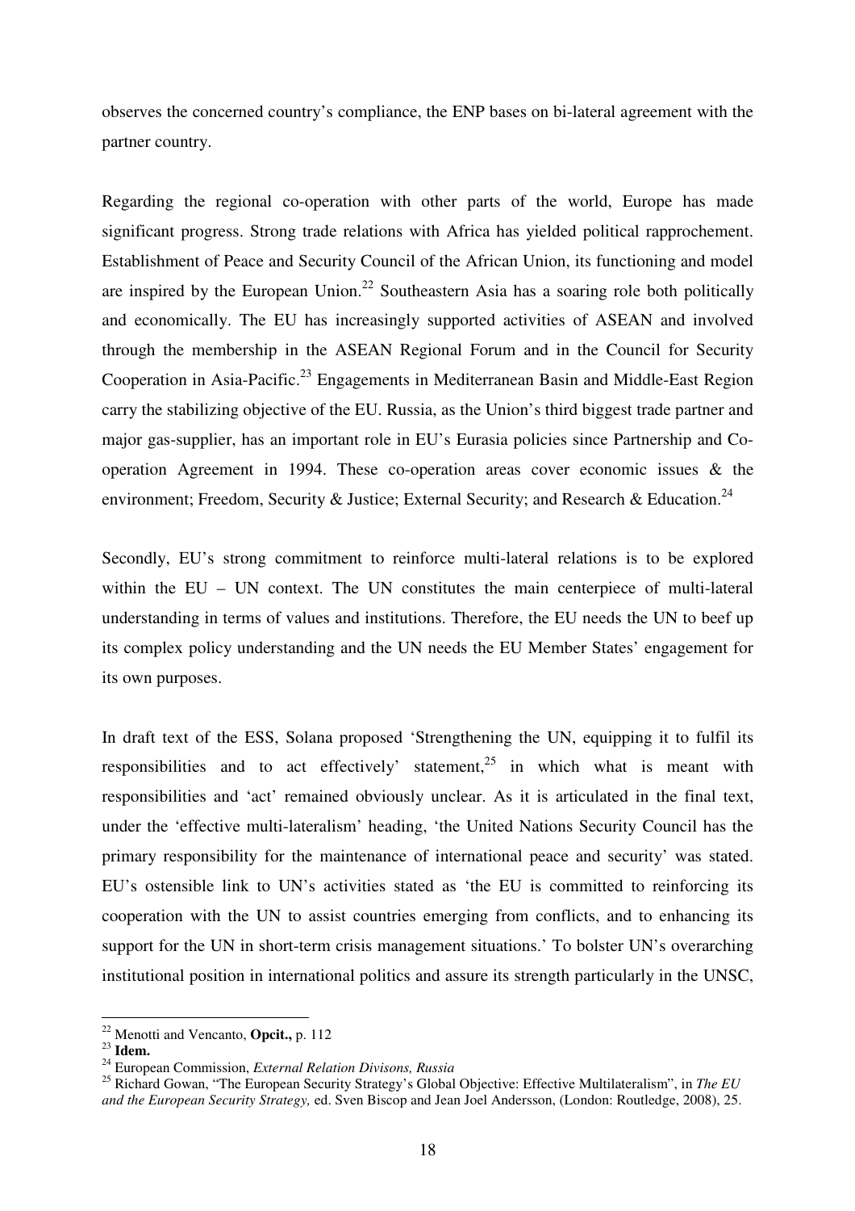observes the concerned country's compliance, the ENP bases on bi-lateral agreement with the partner country.

Regarding the regional co-operation with other parts of the world, Europe has made significant progress. Strong trade relations with Africa has yielded political rapprochement. Establishment of Peace and Security Council of the African Union, its functioning and model are inspired by the European Union.[22] Southeastern Asia has a soaring role both politically and economically. The EU has increasingly supported activities of ASEAN and involved through the membership in the ASEAN Regional Forum and in the Council for Security Cooperation in Asia-Pacific.[23] Engagements in Mediterranean Basin and Middle-East Region carry the stabilizing objective of the EU. Russia, as the Union's third biggest trade partner and major gas-supplier, has an important role in EU's Eurasia policies since Partnership and Co-operation Agreement in 1994. These co-operation areas cover economic issues & the environment; Freedom, Security & Justice; External Security; and Research & Education.[24]

Secondly, EU's strong commitment to reinforce multi-lateral relations is to be explored within the EU – UN context. The UN constitutes the main centerpiece of multi-lateral understanding in terms of values and institutions. Therefore, the EU needs the UN to beef up its complex policy understanding and the UN needs the EU Member States' engagement for its own purposes.

In draft text of the ESS, Solana proposed 'Strengthening the UN, equipping it to fulfil its responsibilities and to act effectively' statement,[25] in which what is meant with responsibilities and 'act' remained obviously unclear. As it is articulated in the final text, under the 'effective multi-lateralism' heading, 'the United Nations Security Council has the primary responsibility for the maintenance of international peace and security' was stated. EU's ostensible link to UN's activities stated as 'the EU is committed to reinforcing its cooperation with the UN to assist countries emerging from conflicts, and to enhancing its support for the UN in short-term crisis management situations.' To bolster UN's overarching institutional position in international politics and assure its strength particularly in the UNSC,

---

[22] Menotti and Vencanto, **Opcit.,** p. 112

[23] **Idem.**

[24] European Commission, *External Relation Divisons, Russia*

[25] Richard Gowan, "The European Security Strategy's Global Objective: Effective Multilateralism", in *The EU and the European Security Strategy,* ed. Sven Biscop and Jean Joel Andersson, (London: Routledge, 2008), 25.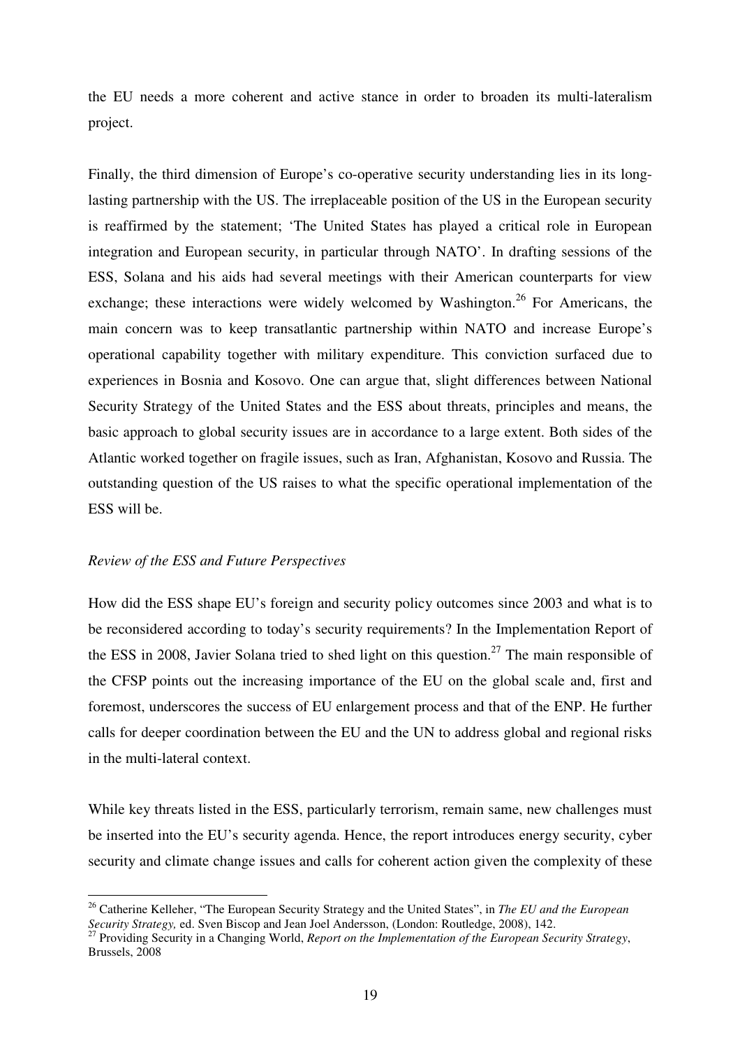the EU needs a more coherent and active stance in order to broaden its multi-lateralism project.

Finally, the third dimension of Europe's co-operative security understanding lies in its long-lasting partnership with the US. The irreplaceable position of the US in the European security is reaffirmed by the statement; 'The United States has played a critical role in European integration and European security, in particular through NATO'. In drafting sessions of the ESS, Solana and his aids had several meetings with their American counterparts for view exchange; these interactions were widely welcomed by Washington.[26] For Americans, the main concern was to keep transatlantic partnership within NATO and increase Europe's operational capability together with military expenditure. This conviction surfaced due to experiences in Bosnia and Kosovo. One can argue that, slight differences between National Security Strategy of the United States and the ESS about threats, principles and means, the basic approach to global security issues are in accordance to a large extent. Both sides of the Atlantic worked together on fragile issues, such as Iran, Afghanistan, Kosovo and Russia. The outstanding question of the US raises to what the specific operational implementation of the ESS will be.

*Review of the ESS and Future Perspectives*

How did the ESS shape EU's foreign and security policy outcomes since 2003 and what is to be reconsidered according to today's security requirements? In the Implementation Report of the ESS in 2008, Javier Solana tried to shed light on this question.[27] The main responsible of the CFSP points out the increasing importance of the EU on the global scale and, first and foremost, underscores the success of EU enlargement process and that of the ENP. He further calls for deeper coordination between the EU and the UN to address global and regional risks in the multi-lateral context.

While key threats listed in the ESS, particularly terrorism, remain same, new challenges must be inserted into the EU's security agenda. Hence, the report introduces energy security, cyber security and climate change issues and calls for coherent action given the complexity of these

---

[26] Catherine Kelleher, "The European Security Strategy and the United States", in *The EU and the European Security Strategy,* ed. Sven Biscop and Jean Joel Andersson, (London: Routledge, 2008), 142.

[27] Providing Security in a Changing World, *Report on the Implementation of the European Security Strategy*, Brussels, 2008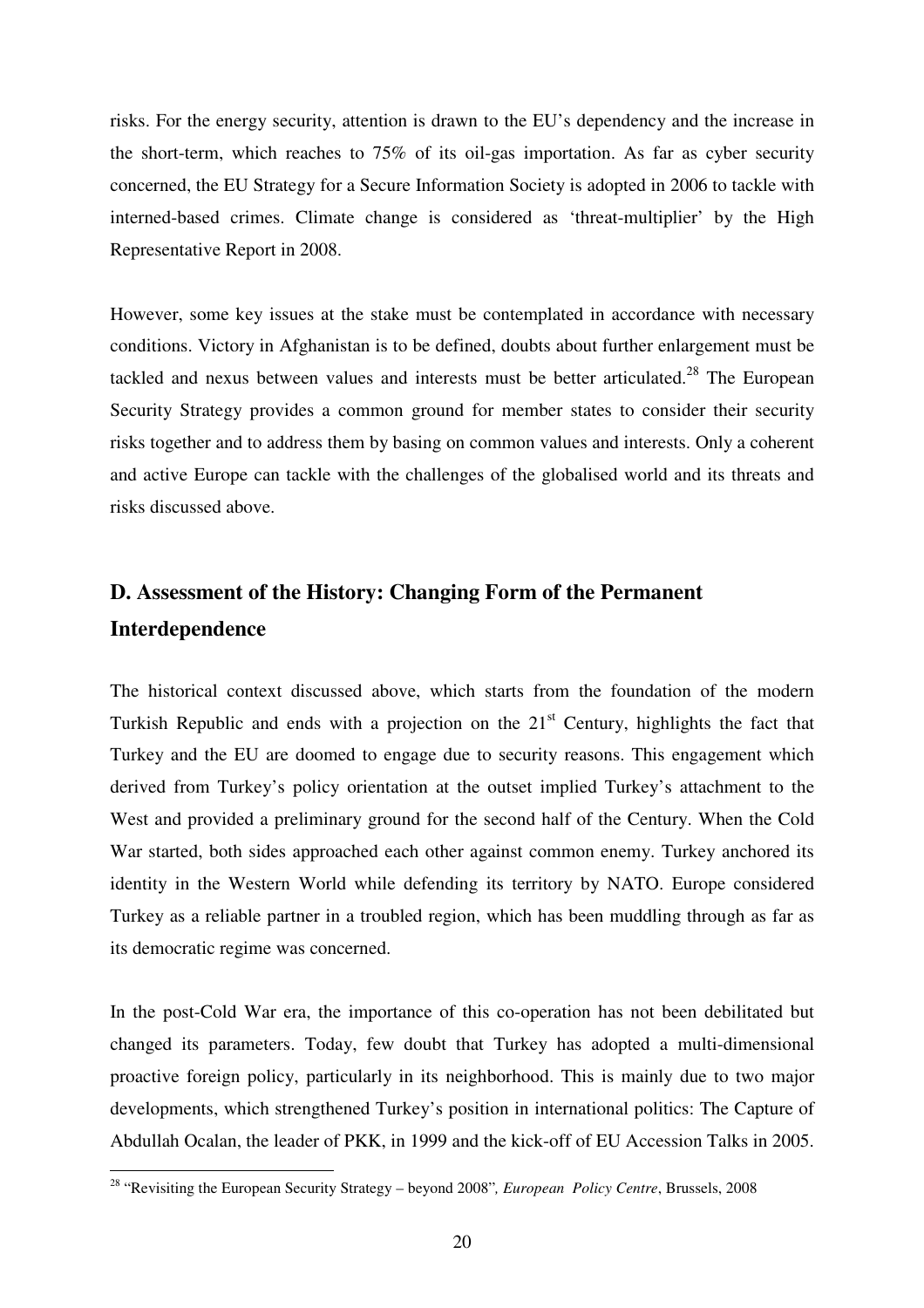risks. For the energy security, attention is drawn to the EU's dependency and the increase in the short-term, which reaches to 75% of its oil-gas importation. As far as cyber security concerned, the EU Strategy for a Secure Information Society is adopted in 2006 to tackle with interned-based crimes. Climate change is considered as 'threat-multiplier' by the High Representative Report in 2008.

However, some key issues at the stake must be contemplated in accordance with necessary conditions. Victory in Afghanistan is to be defined, doubts about further enlargement must be tackled and nexus between values and interests must be better articulated.[28] The European Security Strategy provides a common ground for member states to consider their security risks together and to address them by basing on common values and interests. Only a coherent and active Europe can tackle with the challenges of the globalised world and its threats and risks discussed above.

## D. Assessment of the History: Changing Form of the Permanent Interdependence

The historical context discussed above, which starts from the foundation of the modern Turkish Republic and ends with a projection on the 21st Century, highlights the fact that Turkey and the EU are doomed to engage due to security reasons. This engagement which derived from Turkey's policy orientation at the outset implied Turkey's attachment to the West and provided a preliminary ground for the second half of the Century. When the Cold War started, both sides approached each other against common enemy. Turkey anchored its identity in the Western World while defending its territory by NATO. Europe considered Turkey as a reliable partner in a troubled region, which has been muddling through as far as its democratic regime was concerned.

In the post-Cold War era, the importance of this co-operation has not been debilitated but changed its parameters. Today, few doubt that Turkey has adopted a multi-dimensional proactive foreign policy, particularly in its neighborhood. This is mainly due to two major developments, which strengthened Turkey's position in international politics: The Capture of Abdullah Ocalan, the leader of PKK, in 1999 and the kick-off of EU Accession Talks in 2005.

---

[28] "Revisiting the European Security Strategy – beyond 2008", *European Policy Centre*, Brussels, 2008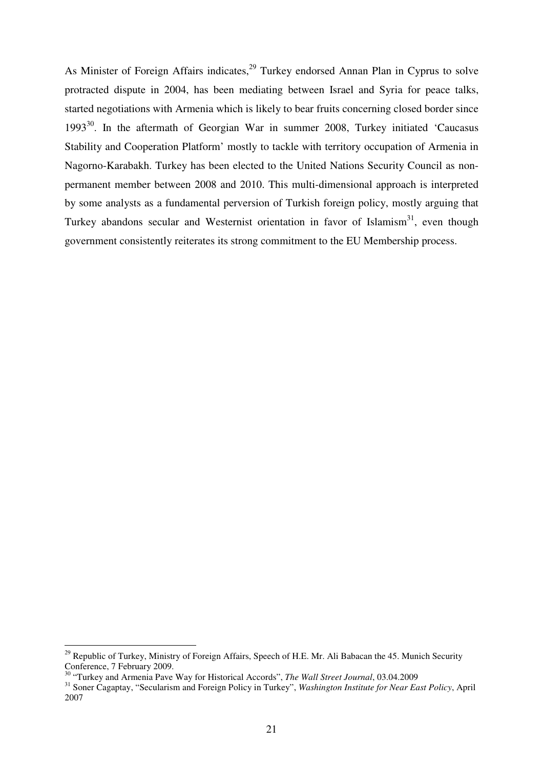As Minister of Foreign Affairs indicates,[29] Turkey endorsed Annan Plan in Cyprus to solve protracted dispute in 2004, has been mediating between Israel and Syria for peace talks, started negotiations with Armenia which is likely to bear fruits concerning closed border since 1993[30]. In the aftermath of Georgian War in summer 2008, Turkey initiated 'Caucasus Stability and Cooperation Platform' mostly to tackle with territory occupation of Armenia in Nagorno-Karabakh. Turkey has been elected to the United Nations Security Council as non-permanent member between 2008 and 2010. This multi-dimensional approach is interpreted by some analysts as a fundamental perversion of Turkish foreign policy, mostly arguing that Turkey abandons secular and Westernist orientation in favor of Islamism[31], even though government consistently reiterates its strong commitment to the EU Membership process.

---

[29] Republic of Turkey, Ministry of Foreign Affairs, Speech of H.E. Mr. Ali Babacan the 45. Munich Security Conference, 7 February 2009.

[30] "Turkey and Armenia Pave Way for Historical Accords", *The Wall Street Journal*, 03.04.2009

[31] Soner Cagaptay, "Secularism and Foreign Policy in Turkey", *Washington Institute for Near East Policy*, April 2007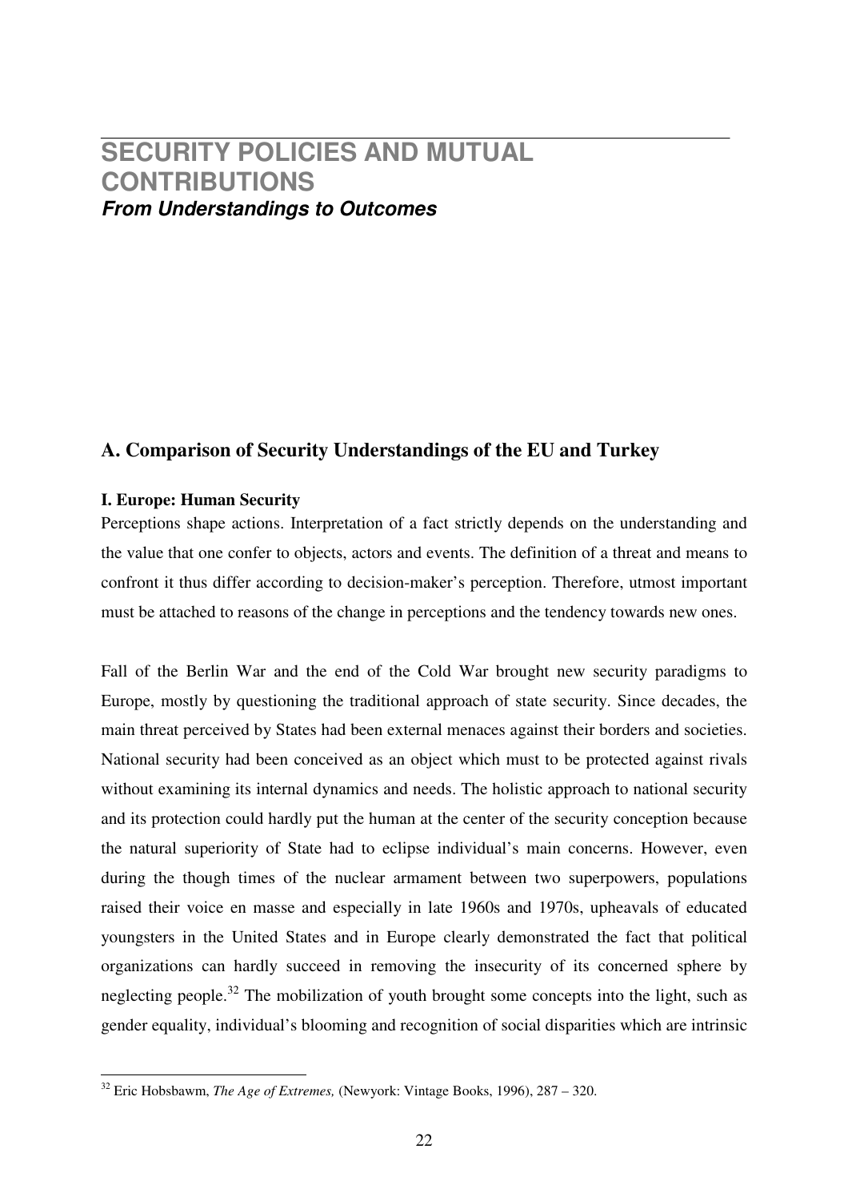# SECURITY POLICIES AND MUTUAL CONTRIBUTIONS

***From Understandings to Outcomes***

## A. Comparison of Security Understandings of the EU and Turkey

### I. Europe: Human Security

Perceptions shape actions. Interpretation of a fact strictly depends on the understanding and the value that one confer to objects, actors and events. The definition of a threat and means to confront it thus differ according to decision-maker's perception. Therefore, utmost important must be attached to reasons of the change in perceptions and the tendency towards new ones.

Fall of the Berlin War and the end of the Cold War brought new security paradigms to Europe, mostly by questioning the traditional approach of state security. Since decades, the main threat perceived by States had been external menaces against their borders and societies. National security had been conceived as an object which must to be protected against rivals without examining its internal dynamics and needs. The holistic approach to national security and its protection could hardly put the human at the center of the security conception because the natural superiority of State had to eclipse individual's main concerns. However, even during the though times of the nuclear armament between two superpowers, populations raised their voice en masse and especially in late 1960s and 1970s, upheavals of educated youngsters in the United States and in Europe clearly demonstrated the fact that political organizations can hardly succeed in removing the insecurity of its concerned sphere by neglecting people.[32] The mobilization of youth brought some concepts into the light, such as gender equality, individual's blooming and recognition of social disparities which are intrinsic

---

[32] Eric Hobsbawm, *The Age of Extremes,* (Newyork: Vintage Books, 1996), 287 – 320.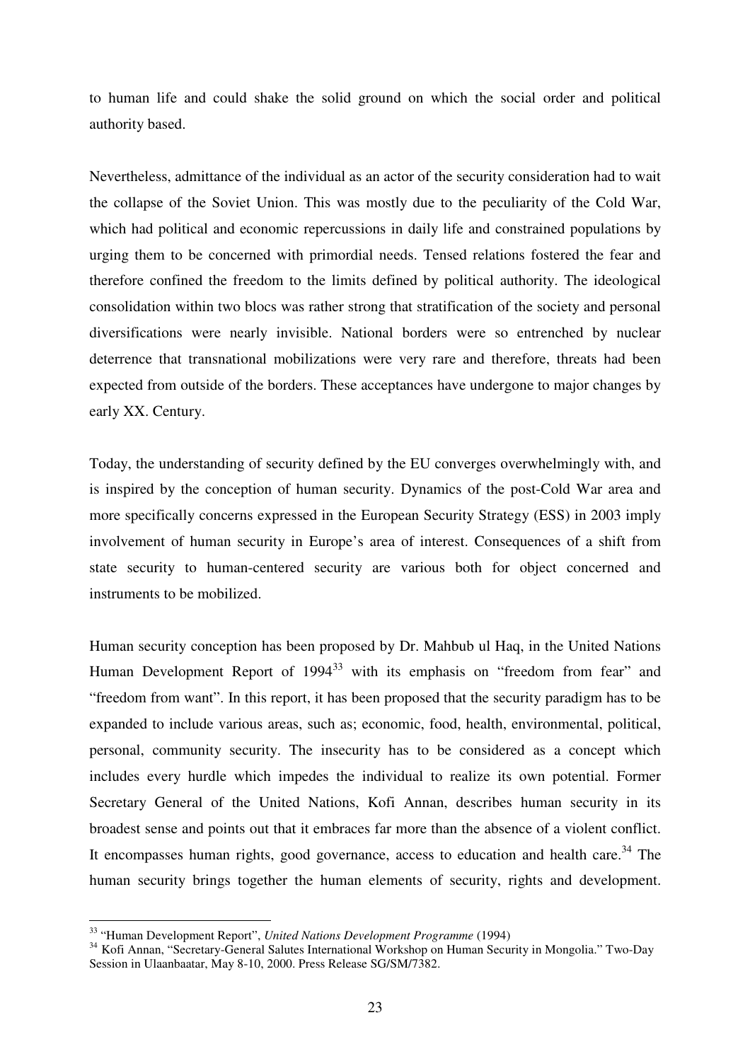to human life and could shake the solid ground on which the social order and political authority based.

Nevertheless, admittance of the individual as an actor of the security consideration had to wait the collapse of the Soviet Union. This was mostly due to the peculiarity of the Cold War, which had political and economic repercussions in daily life and constrained populations by urging them to be concerned with primordial needs. Tensed relations fostered the fear and therefore confined the freedom to the limits defined by political authority. The ideological consolidation within two blocs was rather strong that stratification of the society and personal diversifications were nearly invisible. National borders were so entrenched by nuclear deterrence that transnational mobilizations were very rare and therefore, threats had been expected from outside of the borders. These acceptances have undergone to major changes by early XX. Century.

Today, the understanding of security defined by the EU converges overwhelmingly with, and is inspired by the conception of human security. Dynamics of the post-Cold War area and more specifically concerns expressed in the European Security Strategy (ESS) in 2003 imply involvement of human security in Europe's area of interest. Consequences of a shift from state security to human-centered security are various both for object concerned and instruments to be mobilized.

Human security conception has been proposed by Dr. Mahbub ul Haq, in the United Nations Human Development Report of 1994[33] with its emphasis on "freedom from fear" and "freedom from want". In this report, it has been proposed that the security paradigm has to be expanded to include various areas, such as; economic, food, health, environmental, political, personal, community security. The insecurity has to be considered as a concept which includes every hurdle which impedes the individual to realize its own potential. Former Secretary General of the United Nations, Kofi Annan, describes human security in its broadest sense and points out that it embraces far more than the absence of a violent conflict. It encompasses human rights, good governance, access to education and health care.[34] The human security brings together the human elements of security, rights and development.

---

[33] "Human Development Report", *United Nations Development Programme* (1994)

[34] Kofi Annan, "Secretary-General Salutes International Workshop on Human Security in Mongolia." Two-Day Session in Ulaanbaatar, May 8-10, 2000. Press Release SG/SM/7382.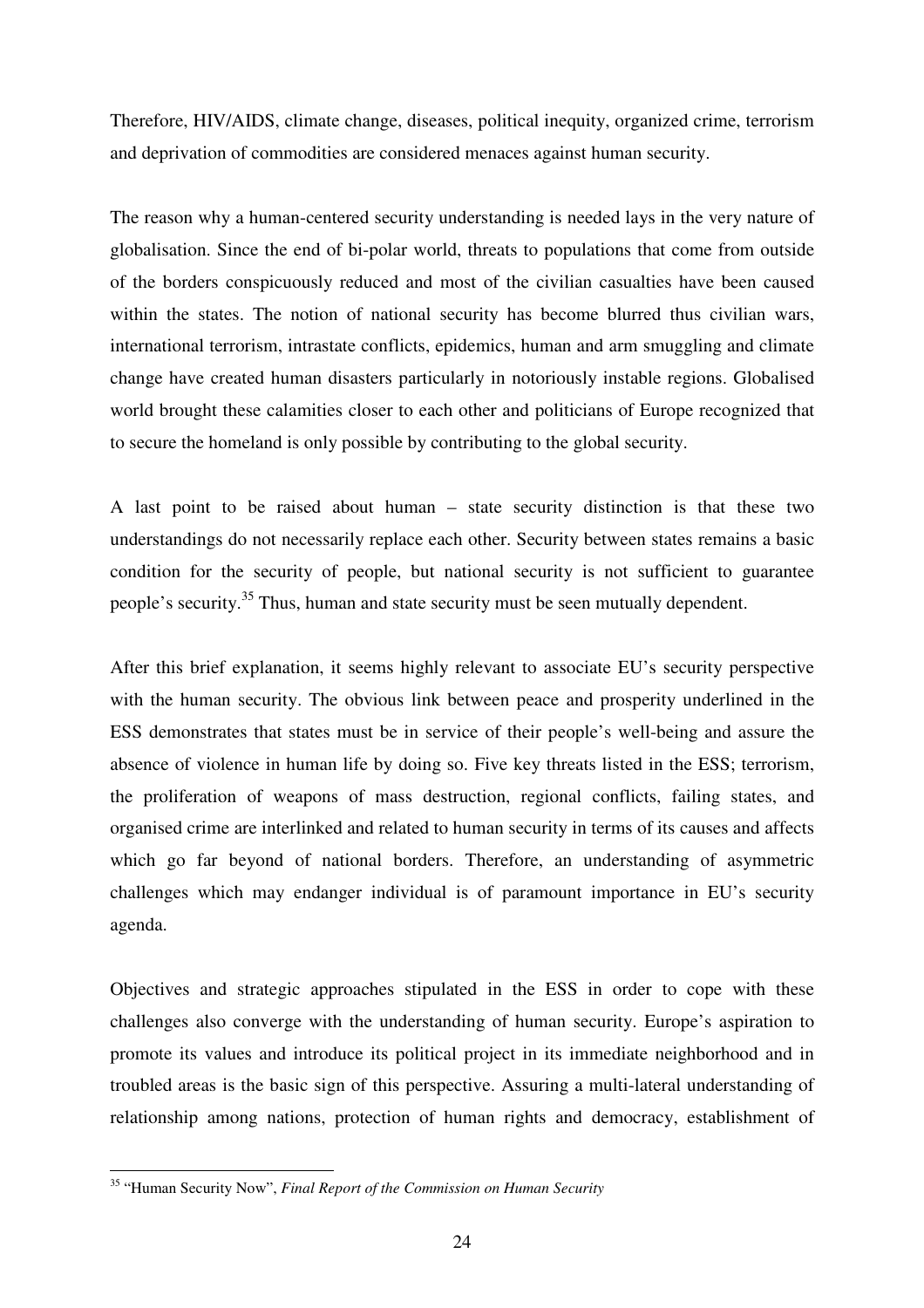Therefore, HIV/AIDS, climate change, diseases, political inequity, organized crime, terrorism and deprivation of commodities are considered menaces against human security.

The reason why a human-centered security understanding is needed lays in the very nature of globalisation. Since the end of bi-polar world, threats to populations that come from outside of the borders conspicuously reduced and most of the civilian casualties have been caused within the states. The notion of national security has become blurred thus civilian wars, international terrorism, intrastate conflicts, epidemics, human and arm smuggling and climate change have created human disasters particularly in notoriously instable regions. Globalised world brought these calamities closer to each other and politicians of Europe recognized that to secure the homeland is only possible by contributing to the global security.

A last point to be raised about human – state security distinction is that these two understandings do not necessarily replace each other. Security between states remains a basic condition for the security of people, but national security is not sufficient to guarantee people's security.[35] Thus, human and state security must be seen mutually dependent.

After this brief explanation, it seems highly relevant to associate EU's security perspective with the human security. The obvious link between peace and prosperity underlined in the ESS demonstrates that states must be in service of their people's well-being and assure the absence of violence in human life by doing so. Five key threats listed in the ESS; terrorism, the proliferation of weapons of mass destruction, regional conflicts, failing states, and organised crime are interlinked and related to human security in terms of its causes and affects which go far beyond of national borders. Therefore, an understanding of asymmetric challenges which may endanger individual is of paramount importance in EU's security agenda.

Objectives and strategic approaches stipulated in the ESS in order to cope with these challenges also converge with the understanding of human security. Europe's aspiration to promote its values and introduce its political project in its immediate neighborhood and in troubled areas is the basic sign of this perspective. Assuring a multi-lateral understanding of relationship among nations, protection of human rights and democracy, establishment of

---

[35] "Human Security Now", *Final Report of the Commission on Human Security*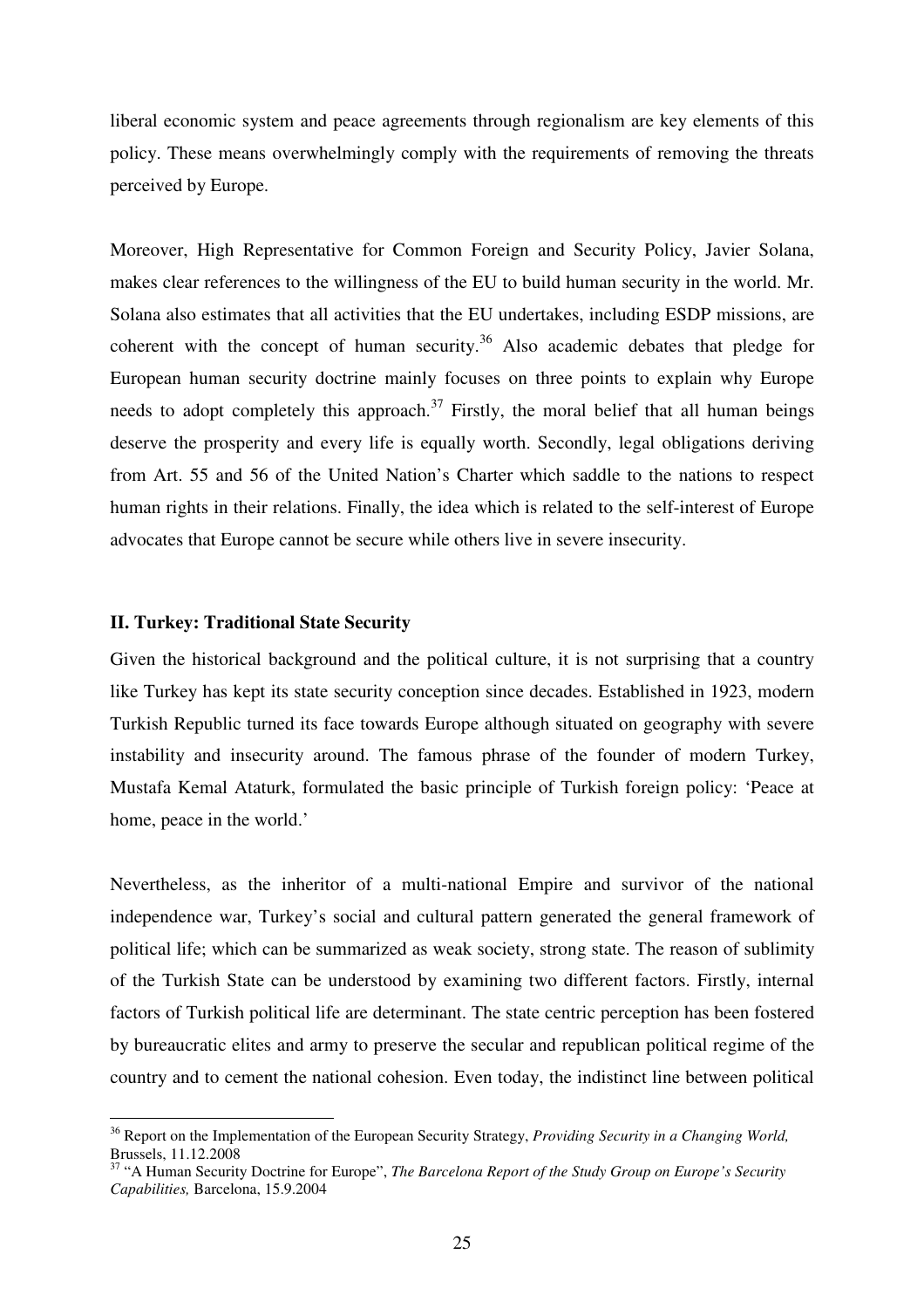liberal economic system and peace agreements through regionalism are key elements of this policy. These means overwhelmingly comply with the requirements of removing the threats perceived by Europe.

Moreover, High Representative for Common Foreign and Security Policy, Javier Solana, makes clear references to the willingness of the EU to build human security in the world. Mr. Solana also estimates that all activities that the EU undertakes, including ESDP missions, are coherent with the concept of human security.[36] Also academic debates that pledge for European human security doctrine mainly focuses on three points to explain why Europe needs to adopt completely this approach.[37] Firstly, the moral belief that all human beings deserve the prosperity and every life is equally worth. Secondly, legal obligations deriving from Art. 55 and 56 of the United Nation's Charter which saddle to the nations to respect human rights in their relations. Finally, the idea which is related to the self-interest of Europe advocates that Europe cannot be secure while others live in severe insecurity.

### II. Turkey: Traditional State Security

Given the historical background and the political culture, it is not surprising that a country like Turkey has kept its state security conception since decades. Established in 1923, modern Turkish Republic turned its face towards Europe although situated on geography with severe instability and insecurity around. The famous phrase of the founder of modern Turkey, Mustafa Kemal Ataturk, formulated the basic principle of Turkish foreign policy: 'Peace at home, peace in the world.'

Nevertheless, as the inheritor of a multi-national Empire and survivor of the national independence war, Turkey's social and cultural pattern generated the general framework of political life; which can be summarized as weak society, strong state. The reason of sublimity of the Turkish State can be understood by examining two different factors. Firstly, internal factors of Turkish political life are determinant. The state centric perception has been fostered by bureaucratic elites and army to preserve the secular and republican political regime of the country and to cement the national cohesion. Even today, the indistinct line between political

---

[36] Report on the Implementation of the European Security Strategy, *Providing Security in a Changing World,* Brussels, 11.12.2008

[37] "A Human Security Doctrine for Europe", *The Barcelona Report of the Study Group on Europe's Security Capabilities,* Barcelona, 15.9.2004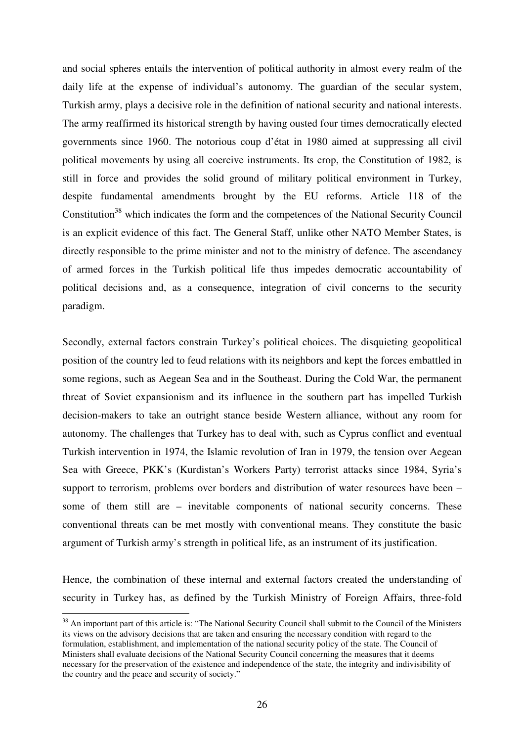and social spheres entails the intervention of political authority in almost every realm of the daily life at the expense of individual's autonomy. The guardian of the secular system, Turkish army, plays a decisive role in the definition of national security and national interests. The army reaffirmed its historical strength by having ousted four times democratically elected governments since 1960. The notorious coup d'état in 1980 aimed at suppressing all civil political movements by using all coercive instruments. Its crop, the Constitution of 1982, is still in force and provides the solid ground of military political environment in Turkey, despite fundamental amendments brought by the EU reforms. Article 118 of the Constitution[38] which indicates the form and the competences of the National Security Council is an explicit evidence of this fact. The General Staff, unlike other NATO Member States, is directly responsible to the prime minister and not to the ministry of defence. The ascendancy of armed forces in the Turkish political life thus impedes democratic accountability of political decisions and, as a consequence, integration of civil concerns to the security paradigm.

Secondly, external factors constrain Turkey's political choices. The disquieting geopolitical position of the country led to feud relations with its neighbors and kept the forces embattled in some regions, such as Aegean Sea and in the Southeast. During the Cold War, the permanent threat of Soviet expansionism and its influence in the southern part has impelled Turkish decision-makers to take an outright stance beside Western alliance, without any room for autonomy. The challenges that Turkey has to deal with, such as Cyprus conflict and eventual Turkish intervention in 1974, the Islamic revolution of Iran in 1979, the tension over Aegean Sea with Greece, PKK's (Kurdistan's Workers Party) terrorist attacks since 1984, Syria's support to terrorism, problems over borders and distribution of water resources have been – some of them still are – inevitable components of national security concerns. These conventional threats can be met mostly with conventional means. They constitute the basic argument of Turkish army's strength in political life, as an instrument of its justification.

Hence, the combination of these internal and external factors created the understanding of security in Turkey has, as defined by the Turkish Ministry of Foreign Affairs, three-fold

[38] An important part of this article is: "The National Security Council shall submit to the Council of the Ministers its views on the advisory decisions that are taken and ensuring the necessary condition with regard to the formulation, establishment, and implementation of the national security policy of the state. The Council of Ministers shall evaluate decisions of the National Security Council concerning the measures that it deems necessary for the preservation of the existence and independence of the state, the integrity and indivisibility of the country and the peace and security of society."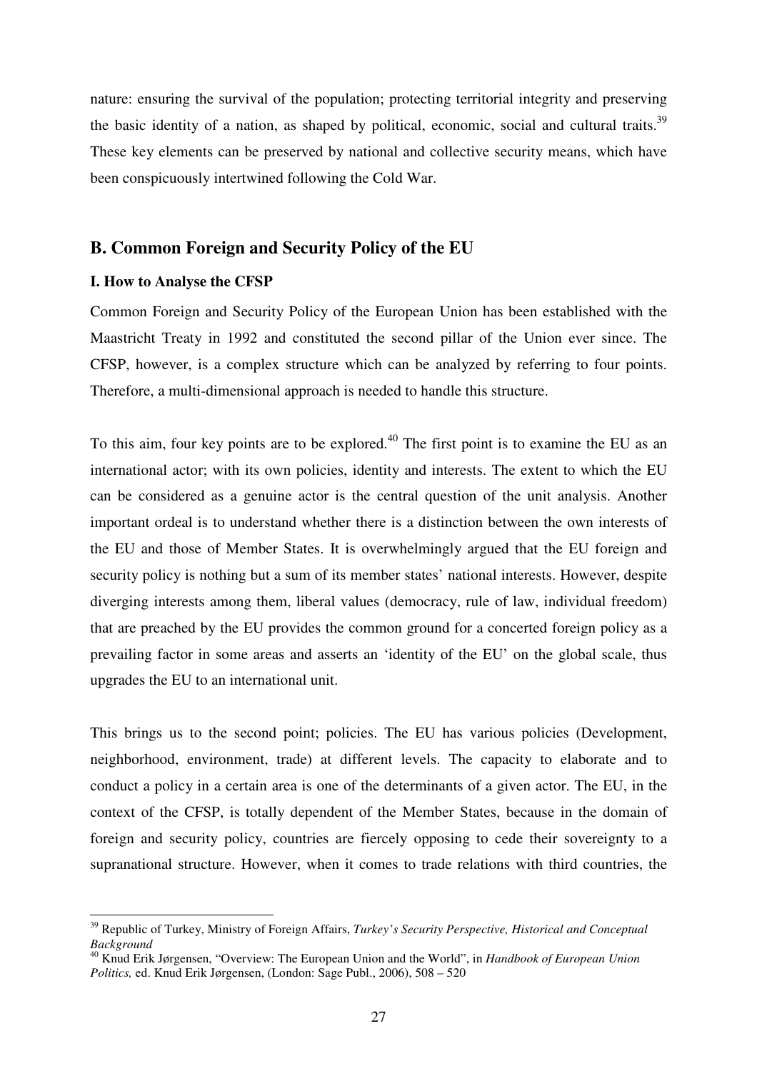nature: ensuring the survival of the population; protecting territorial integrity and preserving the basic identity of a nation, as shaped by political, economic, social and cultural traits.[39] These key elements can be preserved by national and collective security means, which have been conspicuously intertwined following the Cold War.

## B. Common Foreign and Security Policy of the EU

### I. How to Analyse the CFSP

Common Foreign and Security Policy of the European Union has been established with the Maastricht Treaty in 1992 and constituted the second pillar of the Union ever since. The CFSP, however, is a complex structure which can be analyzed by referring to four points. Therefore, a multi-dimensional approach is needed to handle this structure.

To this aim, four key points are to be explored.[40] The first point is to examine the EU as an international actor; with its own policies, identity and interests. The extent to which the EU can be considered as a genuine actor is the central question of the unit analysis. Another important ordeal is to understand whether there is a distinction between the own interests of the EU and those of Member States. It is overwhelmingly argued that the EU foreign and security policy is nothing but a sum of its member states' national interests. However, despite diverging interests among them, liberal values (democracy, rule of law, individual freedom) that are preached by the EU provides the common ground for a concerted foreign policy as a prevailing factor in some areas and asserts an 'identity of the EU' on the global scale, thus upgrades the EU to an international unit.

This brings us to the second point; policies. The EU has various policies (Development, neighborhood, environment, trade) at different levels. The capacity to elaborate and to conduct a policy in a certain area is one of the determinants of a given actor. The EU, in the context of the CFSP, is totally dependent of the Member States, because in the domain of foreign and security policy, countries are fiercely opposing to cede their sovereignty to a supranational structure. However, when it comes to trade relations with third countries, the

---

[39] Republic of Turkey, Ministry of Foreign Affairs, *Turkey's Security Perspective, Historical and Conceptual Background*

[40] Knud Erik Jørgensen, "Overview: The European Union and the World", in *Handbook of European Union Politics,* ed. Knud Erik Jørgensen, (London: Sage Publ., 2006), 508 – 520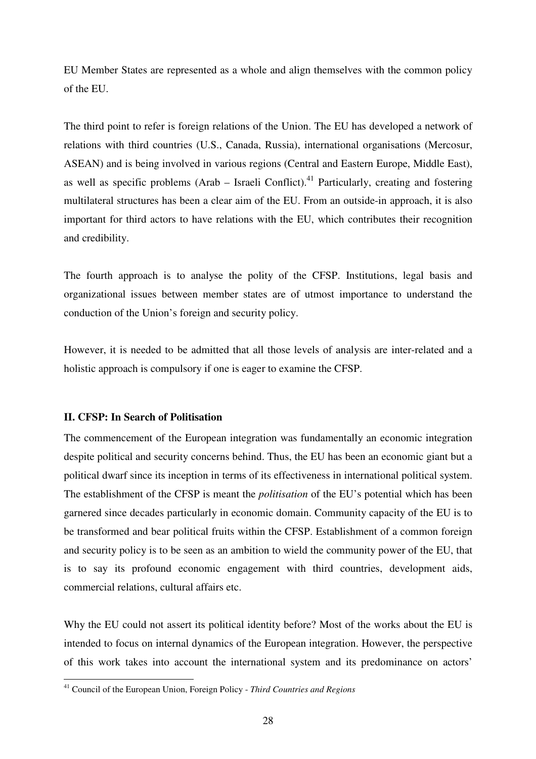EU Member States are represented as a whole and align themselves with the common policy of the EU.

The third point to refer is foreign relations of the Union. The EU has developed a network of relations with third countries (U.S., Canada, Russia), international organisations (Mercosur, ASEAN) and is being involved in various regions (Central and Eastern Europe, Middle East), as well as specific problems (Arab – Israeli Conflict).[41] Particularly, creating and fostering multilateral structures has been a clear aim of the EU. From an outside-in approach, it is also important for third actors to have relations with the EU, which contributes their recognition and credibility.

The fourth approach is to analyse the polity of the CFSP. Institutions, legal basis and organizational issues between member states are of utmost importance to understand the conduction of the Union's foreign and security policy.

However, it is needed to be admitted that all those levels of analysis are inter-related and a holistic approach is compulsory if one is eager to examine the CFSP.

### II. CFSP: In Search of Politisation

The commencement of the European integration was fundamentally an economic integration despite political and security concerns behind. Thus, the EU has been an economic giant but a political dwarf since its inception in terms of its effectiveness in international political system. The establishment of the CFSP is meant the *politisation* of the EU's potential which has been garnered since decades particularly in economic domain. Community capacity of the EU is to be transformed and bear political fruits within the CFSP. Establishment of a common foreign and security policy is to be seen as an ambition to wield the community power of the EU, that is to say its profound economic engagement with third countries, development aids, commercial relations, cultural affairs etc.

Why the EU could not assert its political identity before? Most of the works about the EU is intended to focus on internal dynamics of the European integration. However, the perspective of this work takes into account the international system and its predominance on actors'

---

[41] Council of the European Union, Foreign Policy - *Third Countries and Regions*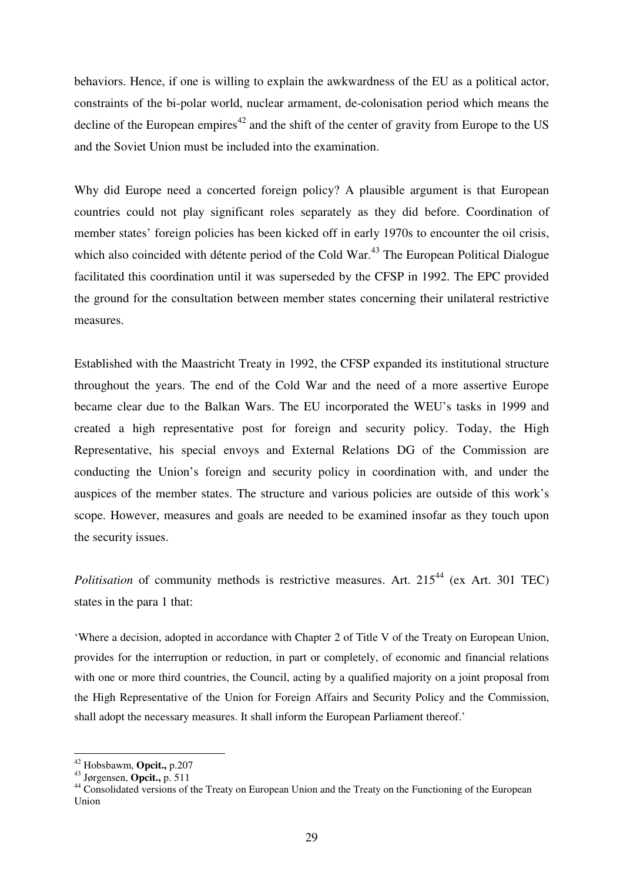behaviors. Hence, if one is willing to explain the awkwardness of the EU as a political actor, constraints of the bi-polar world, nuclear armament, de-colonisation period which means the decline of the European empires[42] and the shift of the center of gravity from Europe to the US and the Soviet Union must be included into the examination.

Why did Europe need a concerted foreign policy? A plausible argument is that European countries could not play significant roles separately as they did before. Coordination of member states' foreign policies has been kicked off in early 1970s to encounter the oil crisis, which also coincided with détente period of the Cold War.[43] The European Political Dialogue facilitated this coordination until it was superseded by the CFSP in 1992. The EPC provided the ground for the consultation between member states concerning their unilateral restrictive measures.

Established with the Maastricht Treaty in 1992, the CFSP expanded its institutional structure throughout the years. The end of the Cold War and the need of a more assertive Europe became clear due to the Balkan Wars. The EU incorporated the WEU's tasks in 1999 and created a high representative post for foreign and security policy. Today, the High Representative, his special envoys and External Relations DG of the Commission are conducting the Union's foreign and security policy in coordination with, and under the auspices of the member states. The structure and various policies are outside of this work's scope. However, measures and goals are needed to be examined insofar as they touch upon the security issues.

*Politisation* of community methods is restrictive measures. Art. 215[44] (ex Art. 301 TEC) states in the para 1 that:

'Where a decision, adopted in accordance with Chapter 2 of Title V of the Treaty on European Union, provides for the interruption or reduction, in part or completely, of economic and financial relations with one or more third countries, the Council, acting by a qualified majority on a joint proposal from the High Representative of the Union for Foreign Affairs and Security Policy and the Commission, shall adopt the necessary measures. It shall inform the European Parliament thereof.'

---

[42] Hobsbawm, **Opcit.,** p.207

[43] Jørgensen, **Opcit.,** p. 511

[44] Consolidated versions of the Treaty on European Union and the Treaty on the Functioning of the European Union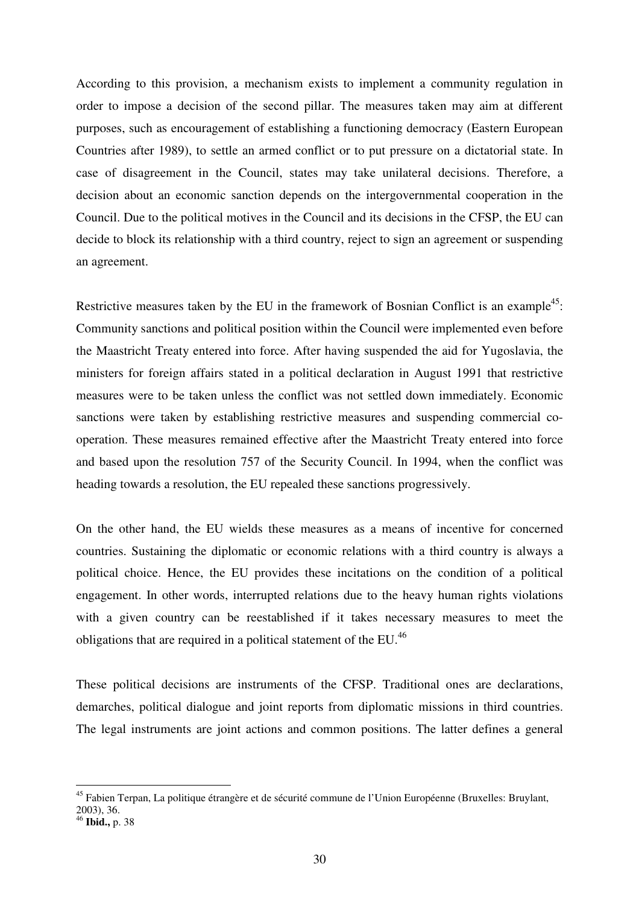According to this provision, a mechanism exists to implement a community regulation in order to impose a decision of the second pillar. The measures taken may aim at different purposes, such as encouragement of establishing a functioning democracy (Eastern European Countries after 1989), to settle an armed conflict or to put pressure on a dictatorial state. In case of disagreement in the Council, states may take unilateral decisions. Therefore, a decision about an economic sanction depends on the intergovernmental cooperation in the Council. Due to the political motives in the Council and its decisions in the CFSP, the EU can decide to block its relationship with a third country, reject to sign an agreement or suspending an agreement.

Restrictive measures taken by the EU in the framework of Bosnian Conflict is an example[45]: Community sanctions and political position within the Council were implemented even before the Maastricht Treaty entered into force. After having suspended the aid for Yugoslavia, the ministers for foreign affairs stated in a political declaration in August 1991 that restrictive measures were to be taken unless the conflict was not settled down immediately. Economic sanctions were taken by establishing restrictive measures and suspending commercial co-operation. These measures remained effective after the Maastricht Treaty entered into force and based upon the resolution 757 of the Security Council. In 1994, when the conflict was heading towards a resolution, the EU repealed these sanctions progressively.

On the other hand, the EU wields these measures as a means of incentive for concerned countries. Sustaining the diplomatic or economic relations with a third country is always a political choice. Hence, the EU provides these incitations on the condition of a political engagement. In other words, interrupted relations due to the heavy human rights violations with a given country can be reestablished if it takes necessary measures to meet the obligations that are required in a political statement of the EU.[46]

These political decisions are instruments of the CFSP. Traditional ones are declarations, demarches, political dialogue and joint reports from diplomatic missions in third countries. The legal instruments are joint actions and common positions. The latter defines a general

---

[45] Fabien Terpan, La politique étrangère et de sécurité commune de l'Union Européenne (Bruxelles: Bruylant, 2003), 36.

[46] **Ibid.,** p. 38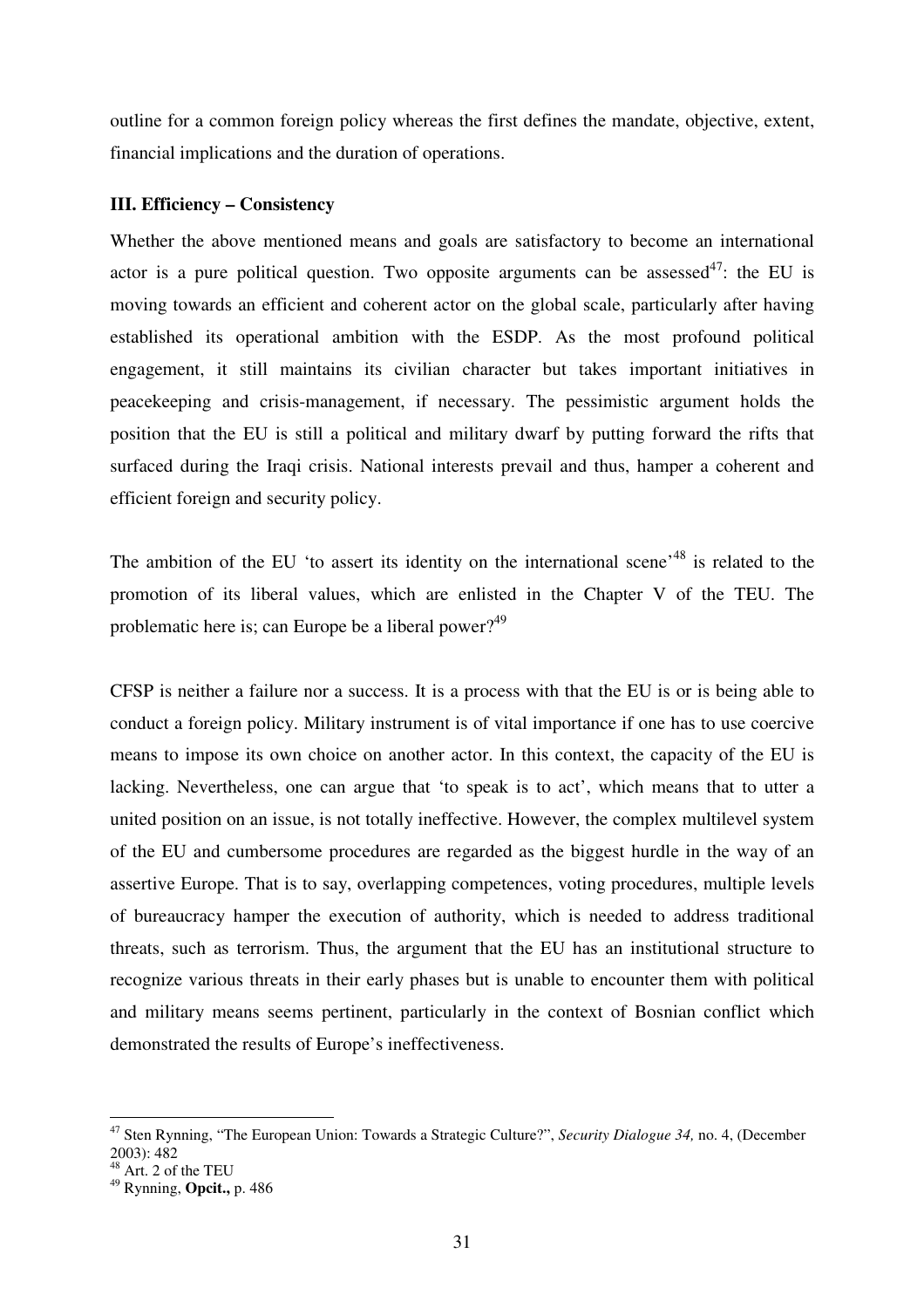outline for a common foreign policy whereas the first defines the mandate, objective, extent, financial implications and the duration of operations.

**III. Efficiency – Consistency**

Whether the above mentioned means and goals are satisfactory to become an international actor is a pure political question. Two opposite arguments can be assessed[47]: the EU is moving towards an efficient and coherent actor on the global scale, particularly after having established its operational ambition with the ESDP. As the most profound political engagement, it still maintains its civilian character but takes important initiatives in peacekeeping and crisis-management, if necessary. The pessimistic argument holds the position that the EU is still a political and military dwarf by putting forward the rifts that surfaced during the Iraqi crisis. National interests prevail and thus, hamper a coherent and efficient foreign and security policy.

The ambition of the EU 'to assert its identity on the international scene'[48] is related to the promotion of its liberal values, which are enlisted in the Chapter V of the TEU. The problematic here is; can Europe be a liberal power?[49]

CFSP is neither a failure nor a success. It is a process with that the EU is or is being able to conduct a foreign policy. Military instrument is of vital importance if one has to use coercive means to impose its own choice on another actor. In this context, the capacity of the EU is lacking. Nevertheless, one can argue that 'to speak is to act', which means that to utter a united position on an issue, is not totally ineffective. However, the complex multilevel system of the EU and cumbersome procedures are regarded as the biggest hurdle in the way of an assertive Europe. That is to say, overlapping competences, voting procedures, multiple levels of bureaucracy hamper the execution of authority, which is needed to address traditional threats, such as terrorism. Thus, the argument that the EU has an institutional structure to recognize various threats in their early phases but is unable to encounter them with political and military means seems pertinent, particularly in the context of Bosnian conflict which demonstrated the results of Europe's ineffectiveness.

---

[47] Sten Rynning, "The European Union: Towards a Strategic Culture?", *Security Dialogue 34,* no. 4, (December 2003): 482

[48] Art. 2 of the TEU

[49] Rynning, **Opcit.,** p. 486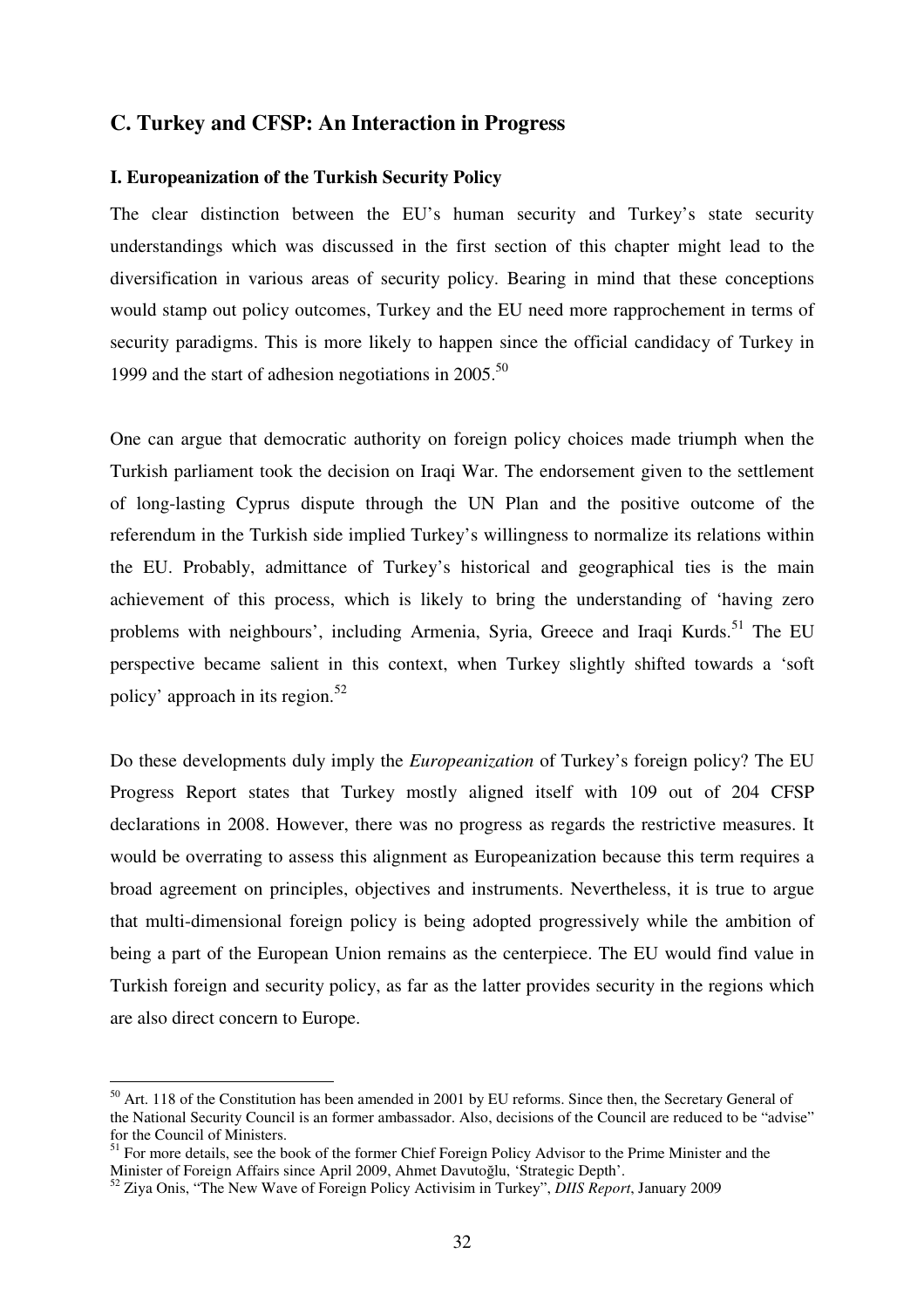## C. Turkey and CFSP: An Interaction in Progress

### I. Europeanization of the Turkish Security Policy

The clear distinction between the EU's human security and Turkey's state security understandings which was discussed in the first section of this chapter might lead to the diversification in various areas of security policy. Bearing in mind that these conceptions would stamp out policy outcomes, Turkey and the EU need more rapprochement in terms of security paradigms. This is more likely to happen since the official candidacy of Turkey in 1999 and the start of adhesion negotiations in 2005.[50]

One can argue that democratic authority on foreign policy choices made triumph when the Turkish parliament took the decision on Iraqi War. The endorsement given to the settlement of long-lasting Cyprus dispute through the UN Plan and the positive outcome of the referendum in the Turkish side implied Turkey's willingness to normalize its relations within the EU. Probably, admittance of Turkey's historical and geographical ties is the main achievement of this process, which is likely to bring the understanding of 'having zero problems with neighbours', including Armenia, Syria, Greece and Iraqi Kurds.[51] The EU perspective became salient in this context, when Turkey slightly shifted towards a 'soft policy' approach in its region.[52]

Do these developments duly imply the *Europeanization* of Turkey's foreign policy? The EU Progress Report states that Turkey mostly aligned itself with 109 out of 204 CFSP declarations in 2008. However, there was no progress as regards the restrictive measures. It would be overrating to assess this alignment as Europeanization because this term requires a broad agreement on principles, objectives and instruments. Nevertheless, it is true to argue that multi-dimensional foreign policy is being adopted progressively while the ambition of being a part of the European Union remains as the centerpiece. The EU would find value in Turkish foreign and security policy, as far as the latter provides security in the regions which are also direct concern to Europe.

---

[50] Art. 118 of the Constitution has been amended in 2001 by EU reforms. Since then, the Secretary General of the National Security Council is an former ambassador. Also, decisions of the Council are reduced to be "advise" for the Council of Ministers.

[51] For more details, see the book of the former Chief Foreign Policy Advisor to the Prime Minister and the Minister of Foreign Affairs since April 2009, Ahmet Davutoğlu, 'Strategic Depth'.

[52] Ziya Onis, "The New Wave of Foreign Policy Activisim in Turkey", *DIIS Report*, January 2009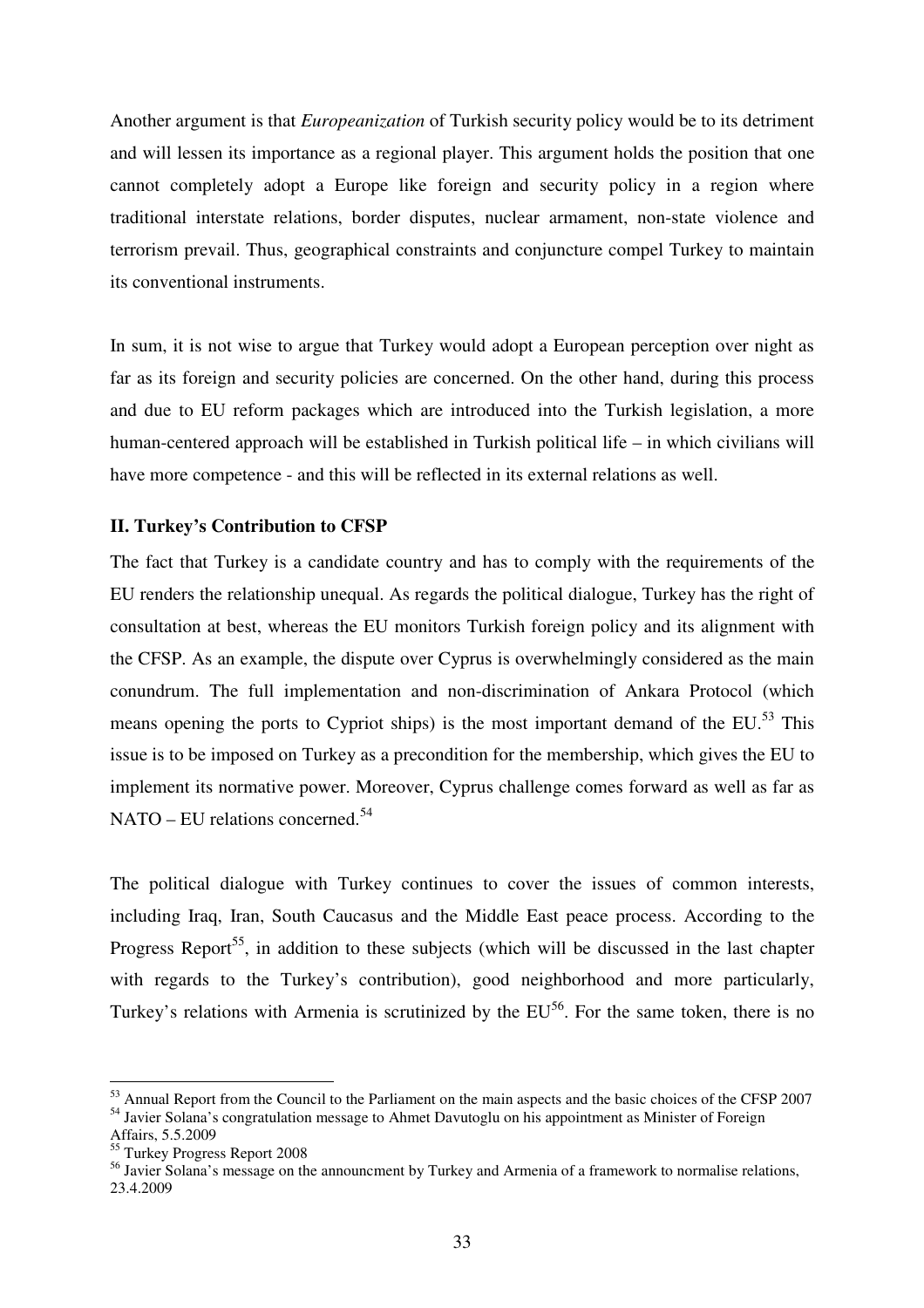Another argument is that *Europeanization* of Turkish security policy would be to its detriment and will lessen its importance as a regional player. This argument holds the position that one cannot completely adopt a Europe like foreign and security policy in a region where traditional interstate relations, border disputes, nuclear armament, non-state violence and terrorism prevail. Thus, geographical constraints and conjuncture compel Turkey to maintain its conventional instruments.

In sum, it is not wise to argue that Turkey would adopt a European perception over night as far as its foreign and security policies are concerned. On the other hand, during this process and due to EU reform packages which are introduced into the Turkish legislation, a more human-centered approach will be established in Turkish political life – in which civilians will have more competence - and this will be reflected in its external relations as well.

### II. Turkey's Contribution to CFSP

The fact that Turkey is a candidate country and has to comply with the requirements of the EU renders the relationship unequal. As regards the political dialogue, Turkey has the right of consultation at best, whereas the EU monitors Turkish foreign policy and its alignment with the CFSP. As an example, the dispute over Cyprus is overwhelmingly considered as the main conundrum. The full implementation and non-discrimination of Ankara Protocol (which means opening the ports to Cypriot ships) is the most important demand of the EU.[53] This issue is to be imposed on Turkey as a precondition for the membership, which gives the EU to implement its normative power. Moreover, Cyprus challenge comes forward as well as far as NATO – EU relations concerned.[54]

The political dialogue with Turkey continues to cover the issues of common interests, including Iraq, Iran, South Caucasus and the Middle East peace process. According to the Progress Report[55], in addition to these subjects (which will be discussed in the last chapter with regards to the Turkey's contribution), good neighborhood and more particularly, Turkey's relations with Armenia is scrutinized by the EU[56]. For the same token, there is no

---

[53] Annual Report from the Council to the Parliament on the main aspects and the basic choices of the CFSP 2007

[54] Javier Solana's congratulation message to Ahmet Davutoglu on his appointment as Minister of Foreign Affairs, 5.5.2009

[55] Turkey Progress Report 2008

[56] Javier Solana's message on the announcment by Turkey and Armenia of a framework to normalise relations, 23.4.2009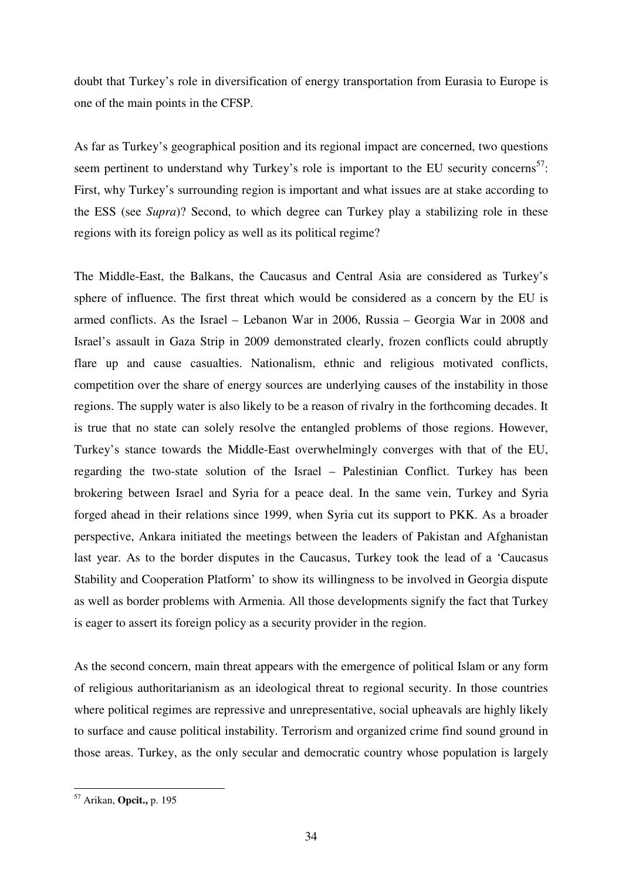doubt that Turkey's role in diversification of energy transportation from Eurasia to Europe is one of the main points in the CFSP.

As far as Turkey's geographical position and its regional impact are concerned, two questions seem pertinent to understand why Turkey's role is important to the EU security concerns[57]: First, why Turkey's surrounding region is important and what issues are at stake according to the ESS (see *Supra*)? Second, to which degree can Turkey play a stabilizing role in these regions with its foreign policy as well as its political regime?

The Middle-East, the Balkans, the Caucasus and Central Asia are considered as Turkey's sphere of influence. The first threat which would be considered as a concern by the EU is armed conflicts. As the Israel – Lebanon War in 2006, Russia – Georgia War in 2008 and Israel's assault in Gaza Strip in 2009 demonstrated clearly, frozen conflicts could abruptly flare up and cause casualties. Nationalism, ethnic and religious motivated conflicts, competition over the share of energy sources are underlying causes of the instability in those regions. The supply water is also likely to be a reason of rivalry in the forthcoming decades. It is true that no state can solely resolve the entangled problems of those regions. However, Turkey's stance towards the Middle-East overwhelmingly converges with that of the EU, regarding the two-state solution of the Israel – Palestinian Conflict. Turkey has been brokering between Israel and Syria for a peace deal. In the same vein, Turkey and Syria forged ahead in their relations since 1999, when Syria cut its support to PKK. As a broader perspective, Ankara initiated the meetings between the leaders of Pakistan and Afghanistan last year. As to the border disputes in the Caucasus, Turkey took the lead of a 'Caucasus Stability and Cooperation Platform' to show its willingness to be involved in Georgia dispute as well as border problems with Armenia. All those developments signify the fact that Turkey is eager to assert its foreign policy as a security provider in the region.

As the second concern, main threat appears with the emergence of political Islam or any form of religious authoritarianism as an ideological threat to regional security. In those countries where political regimes are repressive and unrepresentative, social upheavals are highly likely to surface and cause political instability. Terrorism and organized crime find sound ground in those areas. Turkey, as the only secular and democratic country whose population is largely

---

[57] Arikan, **Opcit.,** p. 195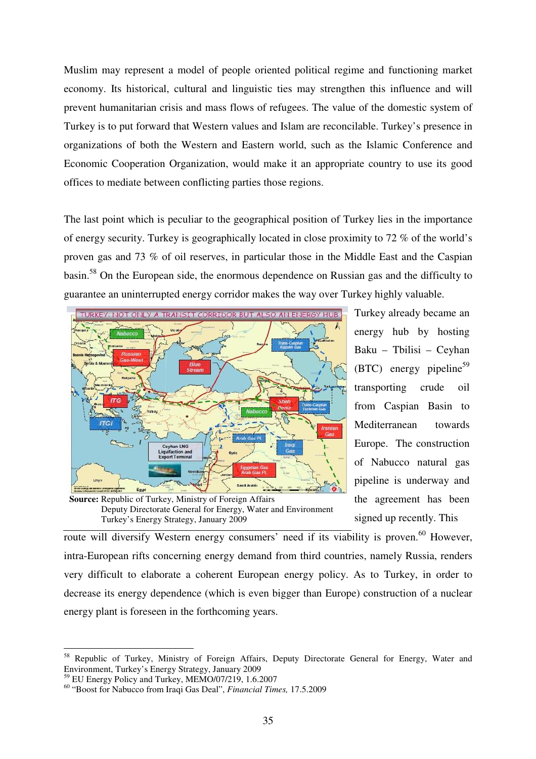Muslim may represent a model of people oriented political regime and functioning market economy. Its historical, cultural and linguistic ties may strengthen this influence and will prevent humanitarian crisis and mass flows of refugees. The value of the domestic system of Turkey is to put forward that Western values and Islam are reconcilable. Turkey's presence in organizations of both the Western and Eastern world, such as the Islamic Conference and Economic Cooperation Organization, would make it an appropriate country to use its good offices to mediate between conflicting parties those regions.

The last point which is peculiar to the geographical position of Turkey lies in the importance of energy security. Turkey is geographically located in close proximity to 72 % of the world's proven gas and 73 % of oil reserves, in particular those in the Middle East and the Caspian basin.[58] On the European side, the enormous dependence on Russian gas and the difficulty to guarantee an uninterrupted energy corridor makes the way over Turkey highly valuable.

**Source:** Republic of Turkey, Ministry of Foreign Affairs Deputy Directorate General for Energy, Water and Environment Turkey's Energy Strategy, January 2009

Turkey already became an energy hub by hosting Baku – Tbilisi – Ceyhan (BTC) energy pipeline[59] transporting crude oil from Caspian Basin to Mediterranean towards Europe. The construction of Nabucco natural gas pipeline is underway and the agreement has been signed up recently. This route will diversify Western energy consumers' need if its viability is proven.[60] However, intra-European rifts concerning energy demand from third countries, namely Russia, renders very difficult to elaborate a coherent European energy policy. As to Turkey, in order to decrease its energy dependence (which is even bigger than Europe) construction of a nuclear energy plant is foreseen in the forthcoming years.

---

[58] Republic of Turkey, Ministry of Foreign Affairs, Deputy Directorate General for Energy, Water and Environment, Turkey's Energy Strategy, January 2009

[59] EU Energy Policy and Turkey, MEMO/07/219, 1.6.2007

[60] "Boost for Nabucco from Iraqi Gas Deal", *Financial Times,* 17.5.2009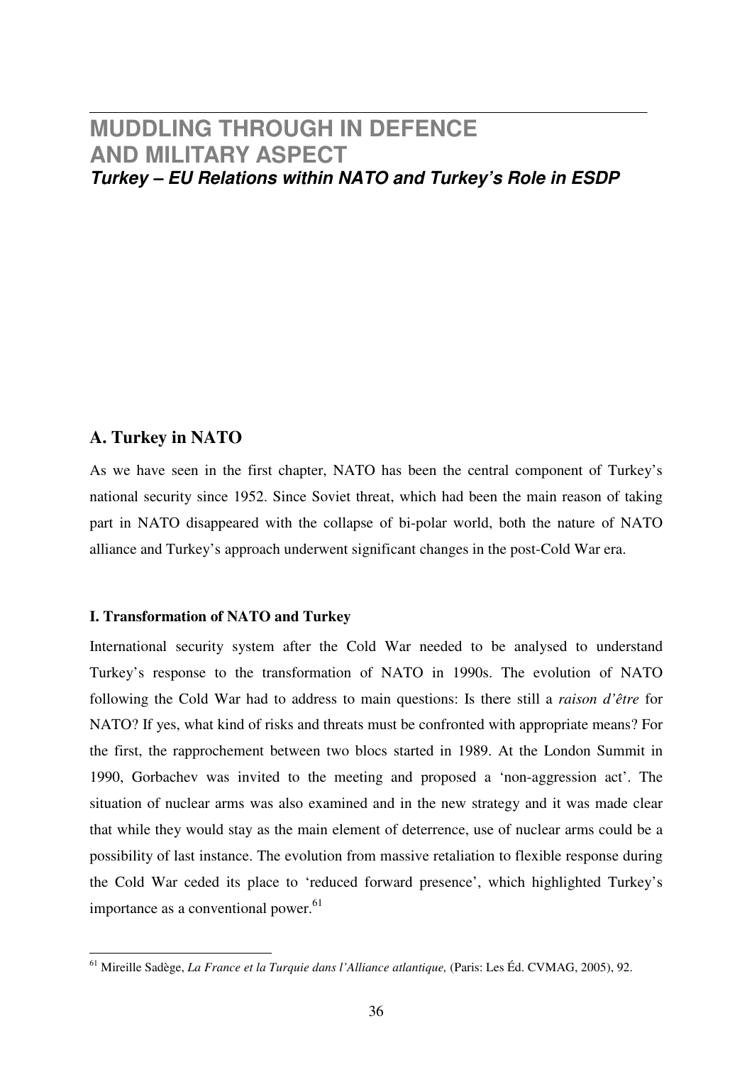# MUDDLING THROUGH IN DEFENCE AND MILITARY ASPECT

***Turkey – EU Relations within NATO and Turkey's Role in ESDP***

## A. Turkey in NATO

As we have seen in the first chapter, NATO has been the central component of Turkey's national security since 1952. Since Soviet threat, which had been the main reason of taking part in NATO disappeared with the collapse of bi-polar world, both the nature of NATO alliance and Turkey's approach underwent significant changes in the post-Cold War era.

### I. Transformation of NATO and Turkey

International security system after the Cold War needed to be analysed to understand Turkey's response to the transformation of NATO in 1990s. The evolution of NATO following the Cold War had to address to main questions: Is there still a *raison d'être* for NATO? If yes, what kind of risks and threats must be confronted with appropriate means? For the first, the rapprochement between two blocs started in 1989. At the London Summit in 1990, Gorbachev was invited to the meeting and proposed a 'non-aggression act'. The situation of nuclear arms was also examined and in the new strategy and it was made clear that while they would stay as the main element of deterrence, use of nuclear arms could be a possibility of last instance. The evolution from massive retaliation to flexible response during the Cold War ceded its place to 'reduced forward presence', which highlighted Turkey's importance as a conventional power.[61]

[61] Mireille Sadège, *La France et la Turquie dans l'Alliance atlantique,* (Paris: Les Éd. CVMAG, 2005), 92.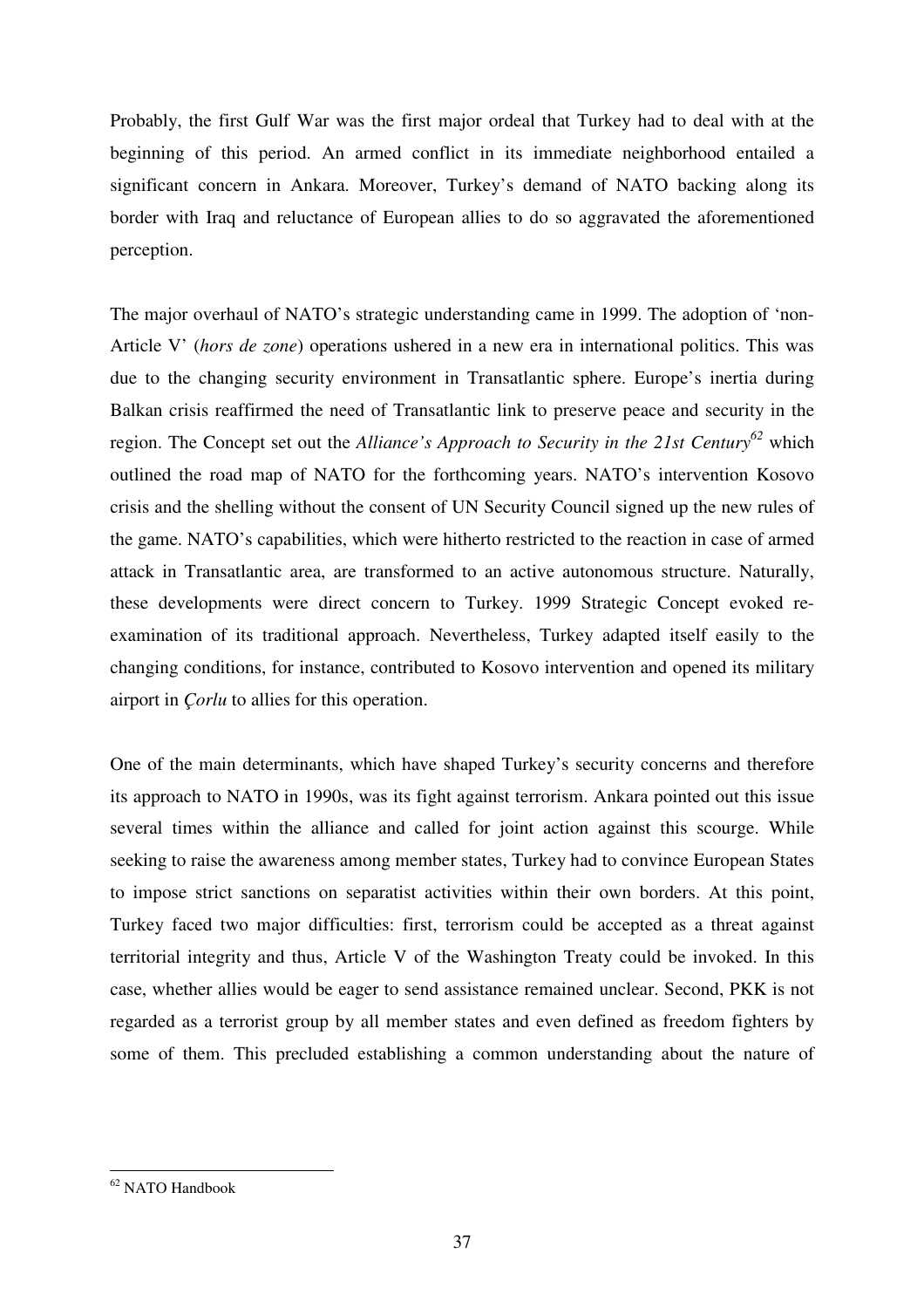Probably, the first Gulf War was the first major ordeal that Turkey had to deal with at the beginning of this period. An armed conflict in its immediate neighborhood entailed a significant concern in Ankara. Moreover, Turkey's demand of NATO backing along its border with Iraq and reluctance of European allies to do so aggravated the aforementioned perception.

The major overhaul of NATO's strategic understanding came in 1999. The adoption of 'non-Article V' (*hors de zone*) operations ushered in a new era in international politics. This was due to the changing security environment in Transatlantic sphere. Europe's inertia during Balkan crisis reaffirmed the need of Transatlantic link to preserve peace and security in the region. The Concept set out the *Alliance's Approach to Security in the 21st Century*[62] which outlined the road map of NATO for the forthcoming years. NATO's intervention Kosovo crisis and the shelling without the consent of UN Security Council signed up the new rules of the game. NATO's capabilities, which were hitherto restricted to the reaction in case of armed attack in Transatlantic area, are transformed to an active autonomous structure. Naturally, these developments were direct concern to Turkey. 1999 Strategic Concept evoked re-examination of its traditional approach. Nevertheless, Turkey adapted itself easily to the changing conditions, for instance, contributed to Kosovo intervention and opened its military airport in *Çorlu* to allies for this operation.

One of the main determinants, which have shaped Turkey's security concerns and therefore its approach to NATO in 1990s, was its fight against terrorism. Ankara pointed out this issue several times within the alliance and called for joint action against this scourge. While seeking to raise the awareness among member states, Turkey had to convince European States to impose strict sanctions on separatist activities within their own borders. At this point, Turkey faced two major difficulties: first, terrorism could be accepted as a threat against territorial integrity and thus, Article V of the Washington Treaty could be invoked. In this case, whether allies would be eager to send assistance remained unclear. Second, PKK is not regarded as a terrorist group by all member states and even defined as freedom fighters by some of them. This precluded establishing a common understanding about the nature of

---

[62] NATO Handbook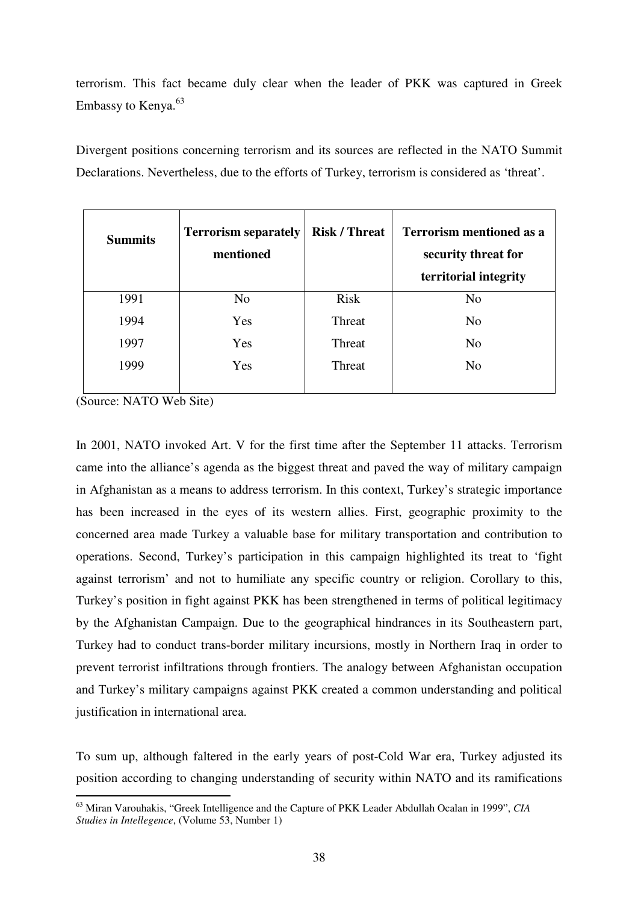terrorism. This fact became duly clear when the leader of PKK was captured in Greek Embassy to Kenya.[63]

Divergent positions concerning terrorism and its sources are reflected in the NATO Summit Declarations. Nevertheless, due to the efforts of Turkey, terrorism is considered as 'threat'.

| **Summits** | **Terrorism separately mentioned** | **Risk / Threat** | **Terrorism mentioned as a security threat for territorial integrity** |
|---|---|---|---|
| 1991 | No | Risk | No |
| 1994 | Yes | Threat | No |
| 1997 | Yes | Threat | No |
| 1999 | Yes | Threat | No |

(Source: NATO Web Site)

In 2001, NATO invoked Art. V for the first time after the September 11 attacks. Terrorism came into the alliance's agenda as the biggest threat and paved the way of military campaign in Afghanistan as a means to address terrorism. In this context, Turkey's strategic importance has been increased in the eyes of its western allies. First, geographic proximity to the concerned area made Turkey a valuable base for military transportation and contribution to operations. Second, Turkey's participation in this campaign highlighted its treat to 'fight against terrorism' and not to humiliate any specific country or religion. Corollary to this, Turkey's position in fight against PKK has been strengthened in terms of political legitimacy by the Afghanistan Campaign. Due to the geographical hindrances in its Southeastern part, Turkey had to conduct trans-border military incursions, mostly in Northern Iraq in order to prevent terrorist infiltrations through frontiers. The analogy between Afghanistan occupation and Turkey's military campaigns against PKK created a common understanding and political justification in international area.

To sum up, although faltered in the early years of post-Cold War era, Turkey adjusted its position according to changing understanding of security within NATO and its ramifications

[63] Miran Varouhakis, "Greek Intelligence and the Capture of PKK Leader Abdullah Ocalan in 1999", *CIA Studies in Intellegence*, (Volume 53, Number 1)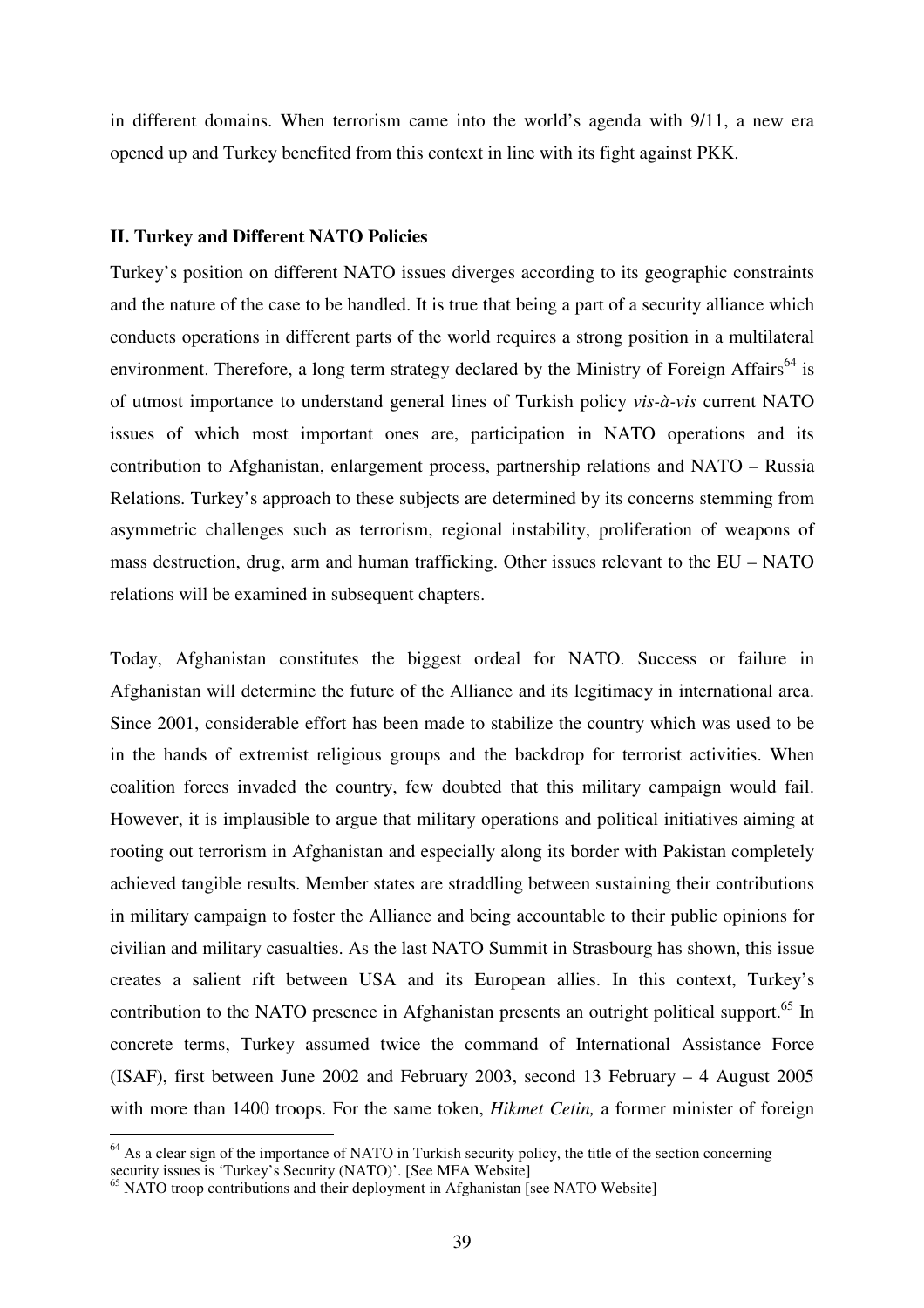in different domains. When terrorism came into the world's agenda with 9/11, a new era opened up and Turkey benefited from this context in line with its fight against PKK.

## II. Turkey and Different NATO Policies

Turkey's position on different NATO issues diverges according to its geographic constraints and the nature of the case to be handled. It is true that being a part of a security alliance which conducts operations in different parts of the world requires a strong position in a multilateral environment. Therefore, a long term strategy declared by the Ministry of Foreign Affairs[64] is of utmost importance to understand general lines of Turkish policy *vis-à-vis* current NATO issues of which most important ones are, participation in NATO operations and its contribution to Afghanistan, enlargement process, partnership relations and NATO – Russia Relations. Turkey's approach to these subjects are determined by its concerns stemming from asymmetric challenges such as terrorism, regional instability, proliferation of weapons of mass destruction, drug, arm and human trafficking. Other issues relevant to the EU – NATO relations will be examined in subsequent chapters.

Today, Afghanistan constitutes the biggest ordeal for NATO. Success or failure in Afghanistan will determine the future of the Alliance and its legitimacy in international area. Since 2001, considerable effort has been made to stabilize the country which was used to be in the hands of extremist religious groups and the backdrop for terrorist activities. When coalition forces invaded the country, few doubted that this military campaign would fail. However, it is implausible to argue that military operations and political initiatives aiming at rooting out terrorism in Afghanistan and especially along its border with Pakistan completely achieved tangible results. Member states are straddling between sustaining their contributions in military campaign to foster the Alliance and being accountable to their public opinions for civilian and military casualties. As the last NATO Summit in Strasbourg has shown, this issue creates a salient rift between USA and its European allies. In this context, Turkey's contribution to the NATO presence in Afghanistan presents an outright political support.[65] In concrete terms, Turkey assumed twice the command of International Assistance Force (ISAF), first between June 2002 and February 2003, second 13 February – 4 August 2005 with more than 1400 troops. For the same token, *Hikmet Cetin,* a former minister of foreign

---

[64] As a clear sign of the importance of NATO in Turkish security policy, the title of the section concerning security issues is 'Turkey's Security (NATO)'. [See MFA Website]

[65] NATO troop contributions and their deployment in Afghanistan [see NATO Website]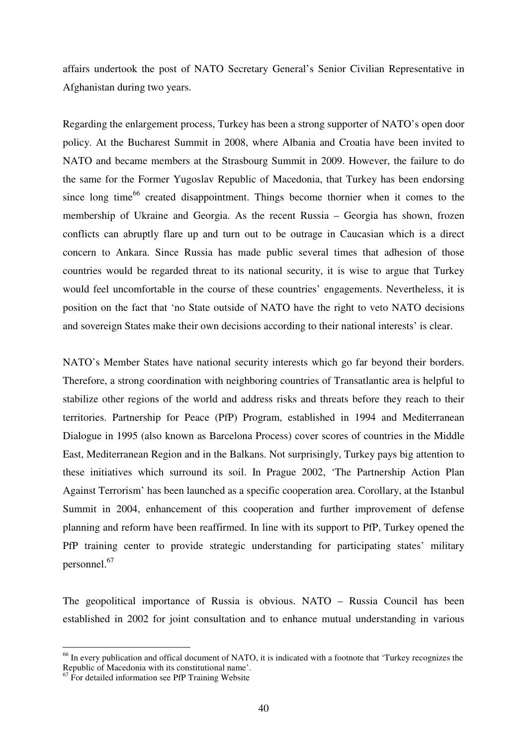affairs undertook the post of NATO Secretary General's Senior Civilian Representative in Afghanistan during two years.

Regarding the enlargement process, Turkey has been a strong supporter of NATO's open door policy. At the Bucharest Summit in 2008, where Albania and Croatia have been invited to NATO and became members at the Strasbourg Summit in 2009. However, the failure to do the same for the Former Yugoslav Republic of Macedonia, that Turkey has been endorsing since long time[66] created disappointment. Things become thornier when it comes to the membership of Ukraine and Georgia. As the recent Russia – Georgia has shown, frozen conflicts can abruptly flare up and turn out to be outrage in Caucasian which is a direct concern to Ankara. Since Russia has made public several times that adhesion of those countries would be regarded threat to its national security, it is wise to argue that Turkey would feel uncomfortable in the course of these countries' engagements. Nevertheless, it is position on the fact that 'no State outside of NATO have the right to veto NATO decisions and sovereign States make their own decisions according to their national interests' is clear.

NATO's Member States have national security interests which go far beyond their borders. Therefore, a strong coordination with neighboring countries of Transatlantic area is helpful to stabilize other regions of the world and address risks and threats before they reach to their territories. Partnership for Peace (PfP) Program, established in 1994 and Mediterranean Dialogue in 1995 (also known as Barcelona Process) cover scores of countries in the Middle East, Mediterranean Region and in the Balkans. Not surprisingly, Turkey pays big attention to these initiatives which surround its soil. In Prague 2002, 'The Partnership Action Plan Against Terrorism' has been launched as a specific cooperation area. Corollary, at the Istanbul Summit in 2004, enhancement of this cooperation and further improvement of defense planning and reform have been reaffirmed. In line with its support to PfP, Turkey opened the PfP training center to provide strategic understanding for participating states' military personnel.[67]

The geopolitical importance of Russia is obvious. NATO – Russia Council has been established in 2002 for joint consultation and to enhance mutual understanding in various

---

[66] In every publication and offical document of NATO, it is indicated with a footnote that 'Turkey recognizes the Republic of Macedonia with its constitutional name'.

[67] For detailed information see PfP Training Website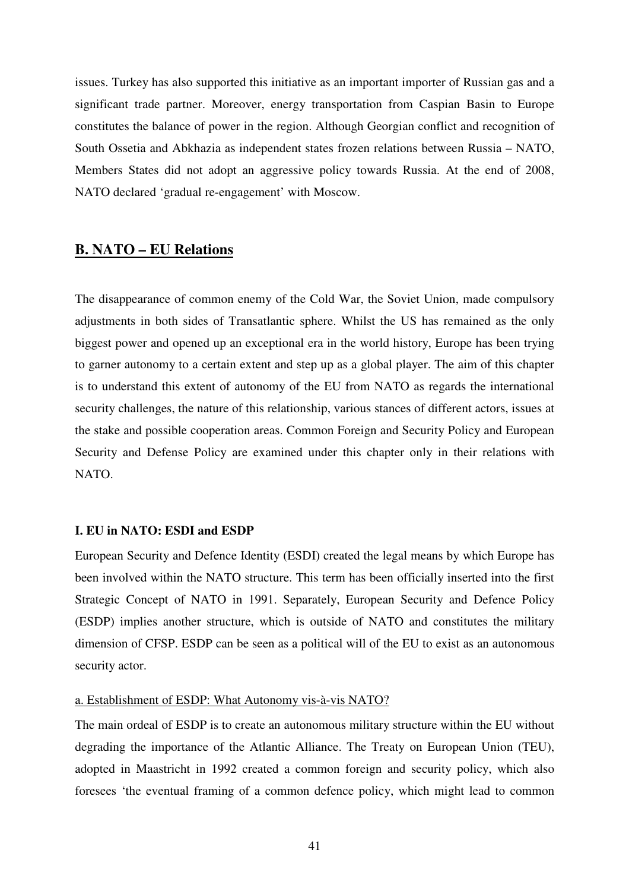issues. Turkey has also supported this initiative as an important importer of Russian gas and a significant trade partner. Moreover, energy transportation from Caspian Basin to Europe constitutes the balance of power in the region. Although Georgian conflict and recognition of South Ossetia and Abkhazia as independent states frozen relations between Russia – NATO, Members States did not adopt an aggressive policy towards Russia. At the end of 2008, NATO declared 'gradual re-engagement' with Moscow.

## B. NATO – EU Relations

The disappearance of common enemy of the Cold War, the Soviet Union, made compulsory adjustments in both sides of Transatlantic sphere. Whilst the US has remained as the only biggest power and opened up an exceptional era in the world history, Europe has been trying to garner autonomy to a certain extent and step up as a global player. The aim of this chapter is to understand this extent of autonomy of the EU from NATO as regards the international security challenges, the nature of this relationship, various stances of different actors, issues at the stake and possible cooperation areas. Common Foreign and Security Policy and European Security and Defense Policy are examined under this chapter only in their relations with NATO.

### I. EU in NATO: ESDI and ESDP

European Security and Defence Identity (ESDI) created the legal means by which Europe has been involved within the NATO structure. This term has been officially inserted into the first Strategic Concept of NATO in 1991. Separately, European Security and Defence Policy (ESDP) implies another structure, which is outside of NATO and constitutes the military dimension of CFSP. ESDP can be seen as a political will of the EU to exist as an autonomous security actor.

#### a. Establishment of ESDP: What Autonomy vis-à-vis NATO?

The main ordeal of ESDP is to create an autonomous military structure within the EU without degrading the importance of the Atlantic Alliance. The Treaty on European Union (TEU), adopted in Maastricht in 1992 created a common foreign and security policy, which also foresees 'the eventual framing of a common defence policy, which might lead to common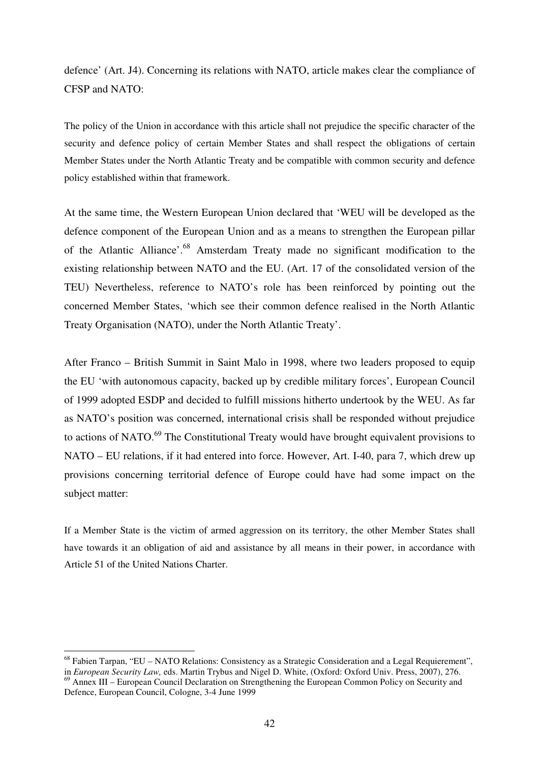defence' (Art. J4). Concerning its relations with NATO, article makes clear the compliance of CFSP and NATO:

> The policy of the Union in accordance with this article shall not prejudice the specific character of the security and defence policy of certain Member States and shall respect the obligations of certain Member States under the North Atlantic Treaty and be compatible with common security and defence policy established within that framework.

At the same time, the Western European Union declared that 'WEU will be developed as the defence component of the European Union and as a means to strengthen the European pillar of the Atlantic Alliance'.[68] Amsterdam Treaty made no significant modification to the existing relationship between NATO and the EU. (Art. 17 of the consolidated version of the TEU) Nevertheless, reference to NATO's role has been reinforced by pointing out the concerned Member States, 'which see their common defence realised in the North Atlantic Treaty Organisation (NATO), under the North Atlantic Treaty'.

After Franco – British Summit in Saint Malo in 1998, where two leaders proposed to equip the EU 'with autonomous capacity, backed up by credible military forces', European Council of 1999 adopted ESDP and decided to fulfill missions hitherto undertook by the WEU. As far as NATO's position was concerned, international crisis shall be responded without prejudice to actions of NATO.[69] The Constitutional Treaty would have brought equivalent provisions to NATO – EU relations, if it had entered into force. However, Art. I-40, para 7, which drew up provisions concerning territorial defence of Europe could have had some impact on the subject matter:

> If a Member State is the victim of armed aggression on its territory, the other Member States shall have towards it an obligation of aid and assistance by all means in their power, in accordance with Article 51 of the United Nations Charter.

---

[68] Fabien Tarpan, "EU – NATO Relations: Consistency as a Strategic Consideration and a Legal Requierement", in *European Security Law,* eds. Martin Trybus and Nigel D. White, (Oxford: Oxford Univ. Press, 2007), 276.

[69] Annex III – European Council Declaration on Strengthening the European Common Policy on Security and Defence, European Council, Cologne, 3-4 June 1999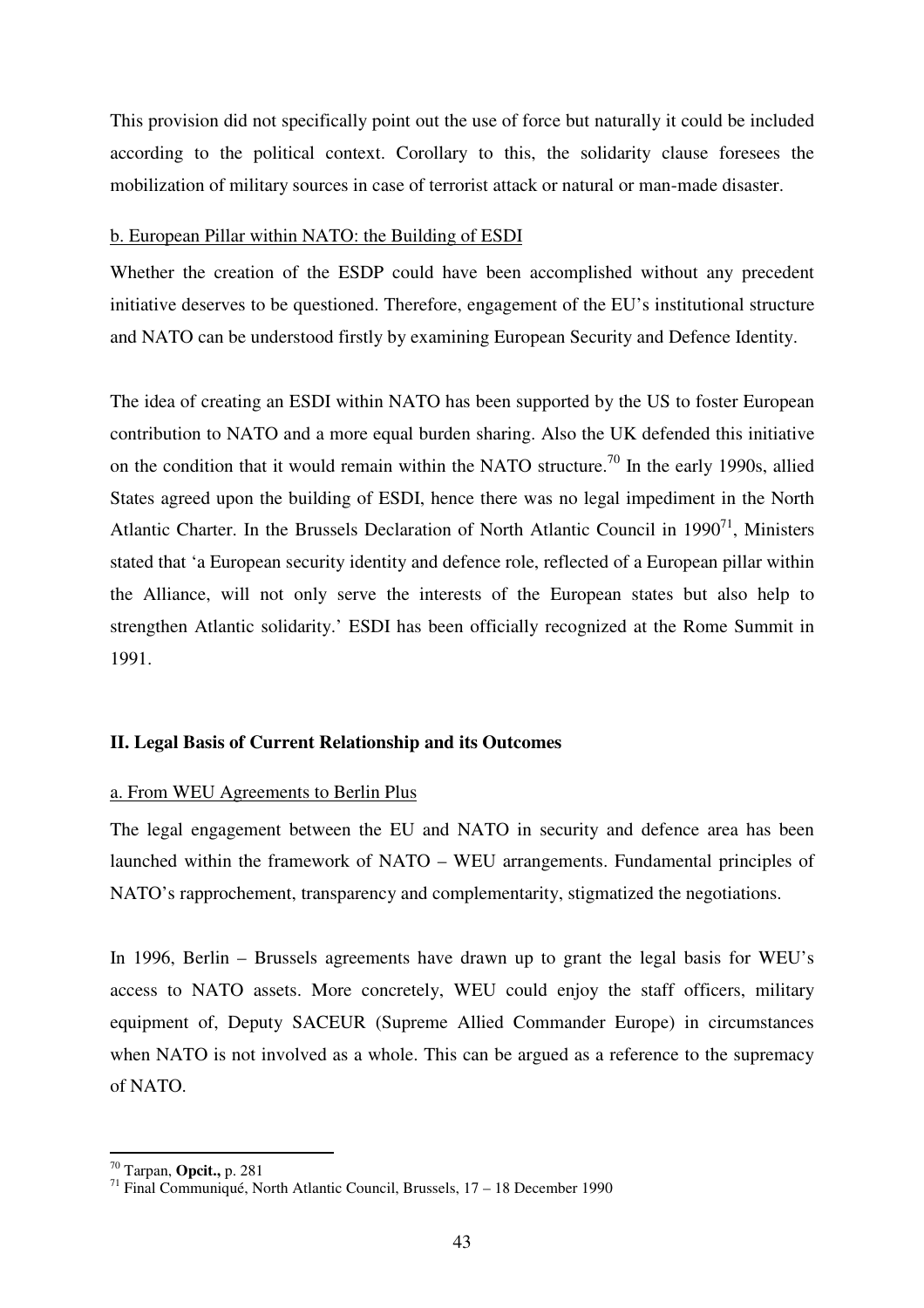This provision did not specifically point out the use of force but naturally it could be included according to the political context. Corollary to this, the solidarity clause foresees the mobilization of military sources in case of terrorist attack or natural or man-made disaster.

### b. European Pillar within NATO: the Building of ESDI

Whether the creation of the ESDP could have been accomplished without any precedent initiative deserves to be questioned. Therefore, engagement of the EU's institutional structure and NATO can be understood firstly by examining European Security and Defence Identity.

The idea of creating an ESDI within NATO has been supported by the US to foster European contribution to NATO and a more equal burden sharing. Also the UK defended this initiative on the condition that it would remain within the NATO structure.[70] In the early 1990s, allied States agreed upon the building of ESDI, hence there was no legal impediment in the North Atlantic Charter. In the Brussels Declaration of North Atlantic Council in 1990[71], Ministers stated that 'a European security identity and defence role, reflected of a European pillar within the Alliance, will not only serve the interests of the European states but also help to strengthen Atlantic solidarity.' ESDI has been officially recognized at the Rome Summit in 1991.

## II. Legal Basis of Current Relationship and its Outcomes

### a. From WEU Agreements to Berlin Plus

The legal engagement between the EU and NATO in security and defence area has been launched within the framework of NATO – WEU arrangements. Fundamental principles of NATO's rapprochement, transparency and complementarity, stigmatized the negotiations.

In 1996, Berlin – Brussels agreements have drawn up to grant the legal basis for WEU's access to NATO assets. More concretely, WEU could enjoy the staff officers, military equipment of, Deputy SACEUR (Supreme Allied Commander Europe) in circumstances when NATO is not involved as a whole. This can be argued as a reference to the supremacy of NATO.

---

[70] Tarpan, **Opcit.,** p. 281

[71] Final Communiqué, North Atlantic Council, Brussels, 17 – 18 December 1990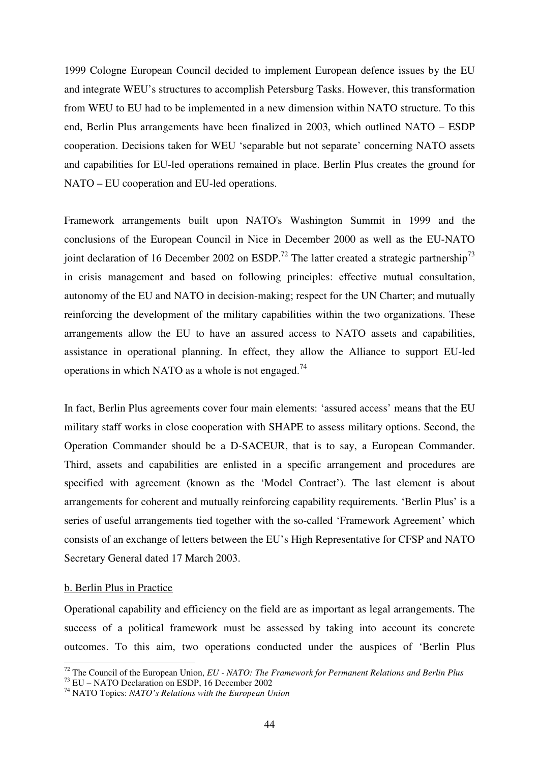1999 Cologne European Council decided to implement European defence issues by the EU and integrate WEU's structures to accomplish Petersburg Tasks. However, this transformation from WEU to EU had to be implemented in a new dimension within NATO structure. To this end, Berlin Plus arrangements have been finalized in 2003, which outlined NATO – ESDP cooperation. Decisions taken for WEU 'separable but not separate' concerning NATO assets and capabilities for EU-led operations remained in place. Berlin Plus creates the ground for NATO – EU cooperation and EU-led operations.

Framework arrangements built upon NATO's Washington Summit in 1999 and the conclusions of the European Council in Nice in December 2000 as well as the EU-NATO joint declaration of 16 December 2002 on ESDP.[72] The latter created a strategic partnership[73] in crisis management and based on following principles: effective mutual consultation, autonomy of the EU and NATO in decision-making; respect for the UN Charter; and mutually reinforcing the development of the military capabilities within the two organizations. These arrangements allow the EU to have an assured access to NATO assets and capabilities, assistance in operational planning. In effect, they allow the Alliance to support EU-led operations in which NATO as a whole is not engaged.[74]

In fact, Berlin Plus agreements cover four main elements: 'assured access' means that the EU military staff works in close cooperation with SHAPE to assess military options. Second, the Operation Commander should be a D-SACEUR, that is to say, a European Commander. Third, assets and capabilities are enlisted in a specific arrangement and procedures are specified with agreement (known as the 'Model Contract'). The last element is about arrangements for coherent and mutually reinforcing capability requirements. 'Berlin Plus' is a series of useful arrangements tied together with the so-called 'Framework Agreement' which consists of an exchange of letters between the EU's High Representative for CFSP and NATO Secretary General dated 17 March 2003.

b. Berlin Plus in Practice

Operational capability and efficiency on the field are as important as legal arrangements. The success of a political framework must be assessed by taking into account its concrete outcomes. To this aim, two operations conducted under the auspices of 'Berlin Plus

---

[72] The Council of the European Union, *EU - NATO: The Framework for Permanent Relations and Berlin Plus*

[73] EU – NATO Declaration on ESDP, 16 December 2002

[74] NATO Topics: *NATO's Relations with the European Union*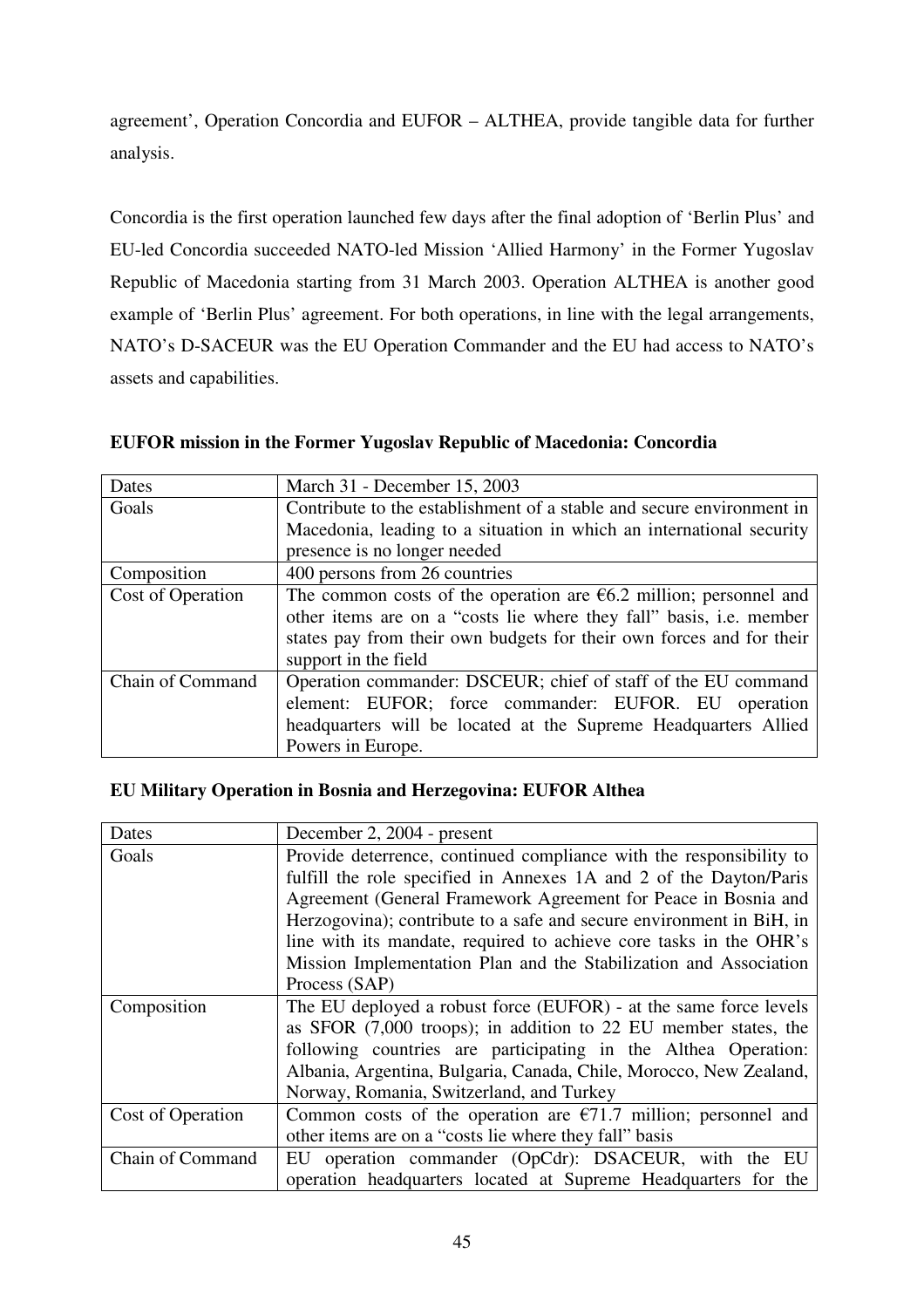agreement', Operation Concordia and EUFOR – ALTHEA, provide tangible data for further analysis.

Concordia is the first operation launched few days after the final adoption of 'Berlin Plus' and EU-led Concordia succeeded NATO-led Mission 'Allied Harmony' in the Former Yugoslav Republic of Macedonia starting from 31 March 2003. Operation ALTHEA is another good example of 'Berlin Plus' agreement. For both operations, in line with the legal arrangements, NATO's D-SACEUR was the EU Operation Commander and the EU had access to NATO's assets and capabilities.

**EUFOR mission in the Former Yugoslav Republic of Macedonia: Concordia**

| Dates | March 31 - December 15, 2003 |
|---|---|
| Goals | Contribute to the establishment of a stable and secure environment in Macedonia, leading to a situation in which an international security presence is no longer needed |
| Composition | 400 persons from 26 countries |
| Cost of Operation | The common costs of the operation are €6.2 million; personnel and other items are on a "costs lie where they fall" basis, i.e. member states pay from their own budgets for their own forces and for their support in the field |
| Chain of Command | Operation commander: DSCEUR; chief of staff of the EU command element: EUFOR; force commander: EUFOR. EU operation headquarters will be located at the Supreme Headquarters Allied Powers in Europe. |

**EU Military Operation in Bosnia and Herzegovina: EUFOR Althea**

| Dates | December 2, 2004 - present |
|---|---|
| Goals | Provide deterrence, continued compliance with the responsibility to fulfill the role specified in Annexes 1A and 2 of the Dayton/Paris Agreement (General Framework Agreement for Peace in Bosnia and Herzegovina); contribute to a safe and secure environment in BiH, in line with its mandate, required to achieve core tasks in the OHR's Mission Implementation Plan and the Stabilization and Association Process (SAP) |
| Composition | The EU deployed a robust force (EUFOR) - at the same force levels as SFOR (7,000 troops); in addition to 22 EU member states, the following countries are participating in the Althea Operation: Albania, Argentina, Bulgaria, Canada, Chile, Morocco, New Zealand, Norway, Romania, Switzerland, and Turkey |
| Cost of Operation | Common costs of the operation are €71.7 million; personnel and other items are on a "costs lie where they fall" basis |
| Chain of Command | EU operation commander (OpCdr): DSACEUR, with the EU operation headquarters located at Supreme Headquarters for the |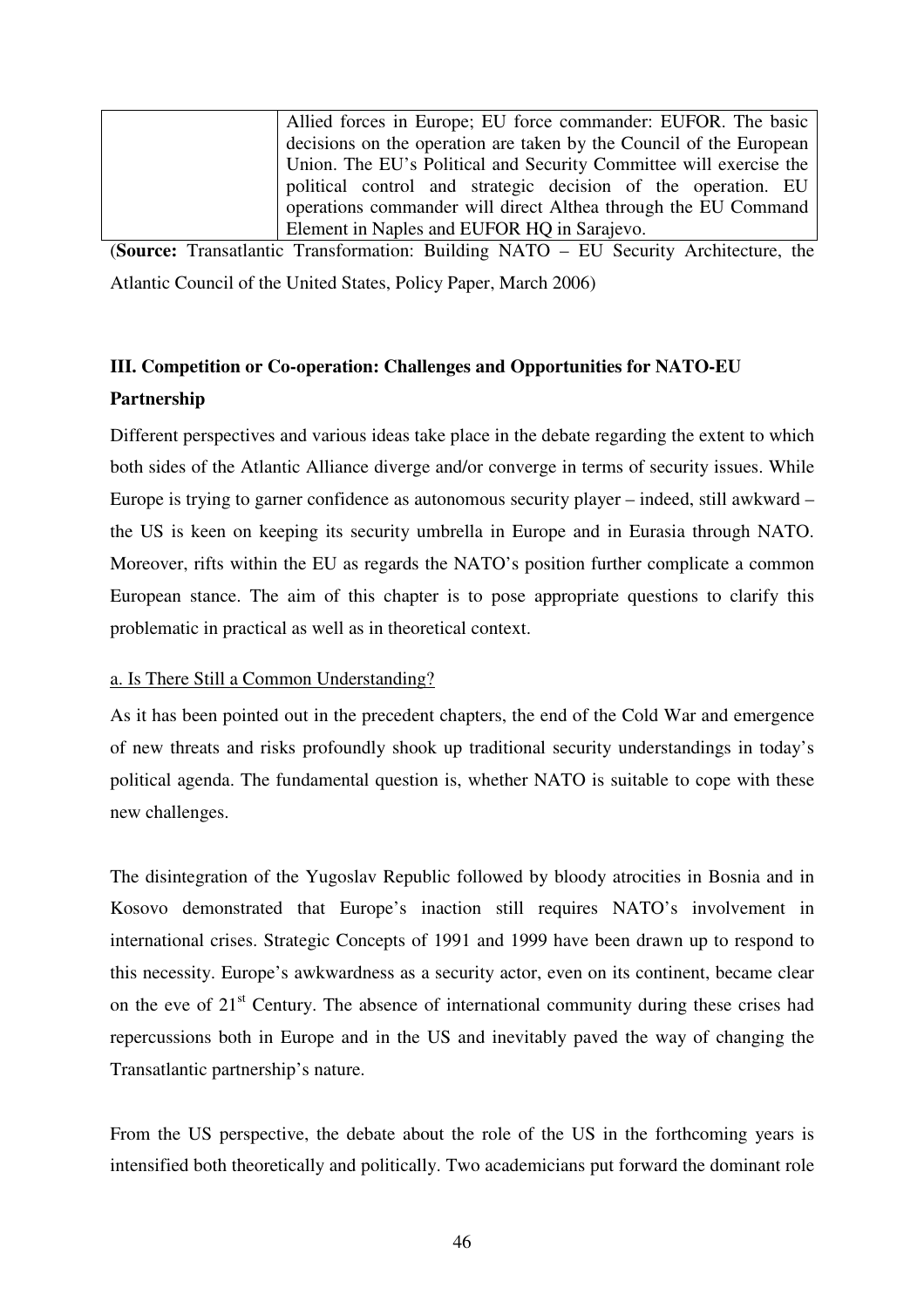| | |
|---|---|
| | Allied forces in Europe; EU force commander: EUFOR. The basic decisions on the operation are taken by the Council of the European Union. The EU's Political and Security Committee will exercise the political control and strategic decision of the operation. EU operations commander will direct Althea through the EU Command Element in Naples and EUFOR HQ in Sarajevo. |

(**Source:** Transatlantic Transformation: Building NATO – EU Security Architecture, the Atlantic Council of the United States, Policy Paper, March 2006)

## III. Competition or Co-operation: Challenges and Opportunities for NATO-EU Partnership

Different perspectives and various ideas take place in the debate regarding the extent to which both sides of the Atlantic Alliance diverge and/or converge in terms of security issues. While Europe is trying to garner confidence as autonomous security player – indeed, still awkward – the US is keen on keeping its security umbrella in Europe and in Eurasia through NATO. Moreover, rifts within the EU as regards the NATO's position further complicate a common European stance. The aim of this chapter is to pose appropriate questions to clarify this problematic in practical as well as in theoretical context.

### a. Is There Still a Common Understanding?

As it has been pointed out in the precedent chapters, the end of the Cold War and emergence of new threats and risks profoundly shook up traditional security understandings in today's political agenda. The fundamental question is, whether NATO is suitable to cope with these new challenges.

The disintegration of the Yugoslav Republic followed by bloody atrocities in Bosnia and in Kosovo demonstrated that Europe's inaction still requires NATO's involvement in international crises. Strategic Concepts of 1991 and 1999 have been drawn up to respond to this necessity. Europe's awkwardness as a security actor, even on its continent, became clear on the eve of 21st Century. The absence of international community during these crises had repercussions both in Europe and in the US and inevitably paved the way of changing the Transatlantic partnership's nature.

From the US perspective, the debate about the role of the US in the forthcoming years is intensified both theoretically and politically. Two academicians put forward the dominant role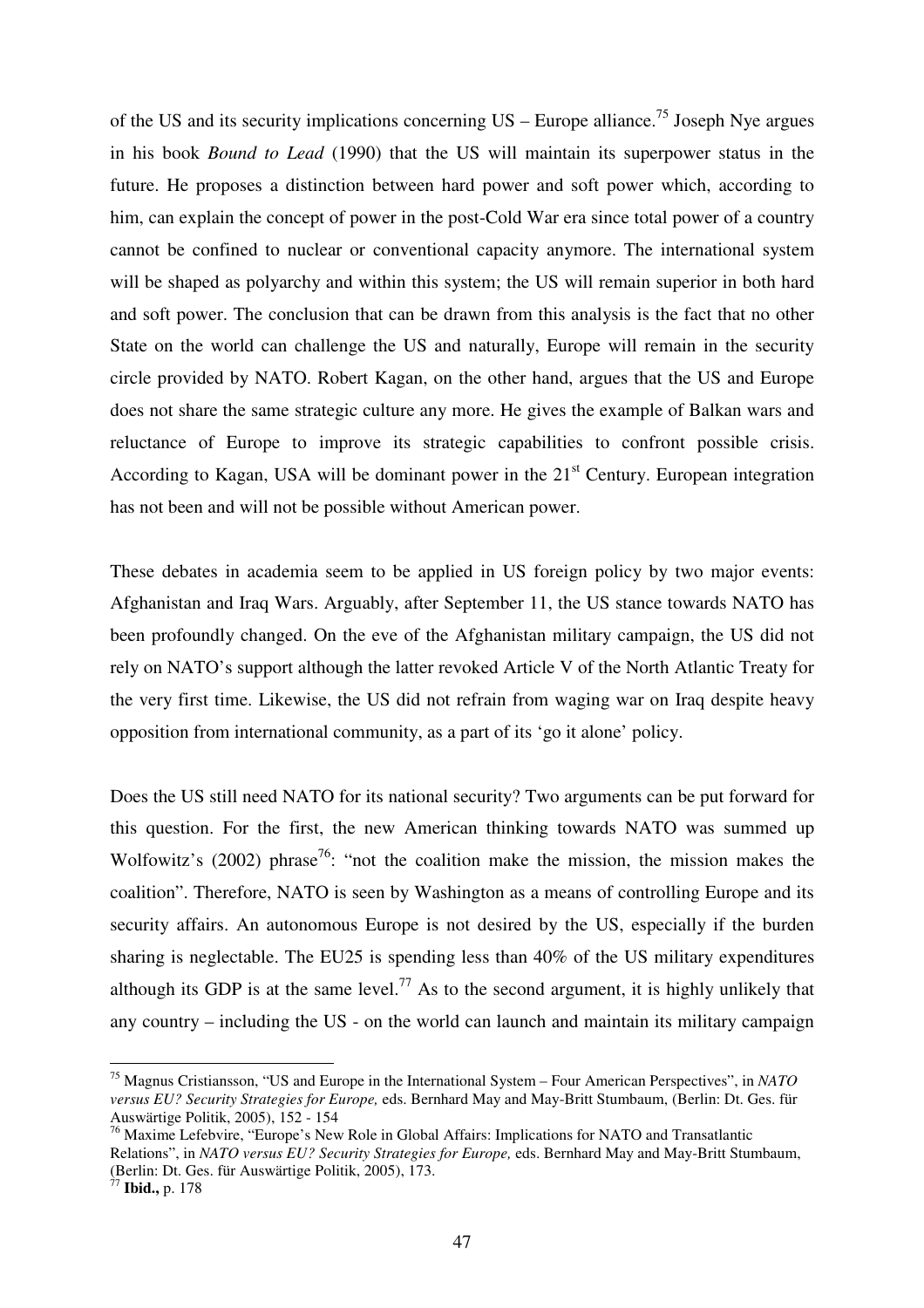of the US and its security implications concerning US – Europe alliance.[75] Joseph Nye argues in his book *Bound to Lead* (1990) that the US will maintain its superpower status in the future. He proposes a distinction between hard power and soft power which, according to him, can explain the concept of power in the post-Cold War era since total power of a country cannot be confined to nuclear or conventional capacity anymore. The international system will be shaped as polyarchy and within this system; the US will remain superior in both hard and soft power. The conclusion that can be drawn from this analysis is the fact that no other State on the world can challenge the US and naturally, Europe will remain in the security circle provided by NATO. Robert Kagan, on the other hand, argues that the US and Europe does not share the same strategic culture any more. He gives the example of Balkan wars and reluctance of Europe to improve its strategic capabilities to confront possible crisis. According to Kagan, USA will be dominant power in the 21st Century. European integration has not been and will not be possible without American power.

These debates in academia seem to be applied in US foreign policy by two major events: Afghanistan and Iraq Wars. Arguably, after September 11, the US stance towards NATO has been profoundly changed. On the eve of the Afghanistan military campaign, the US did not rely on NATO's support although the latter revoked Article V of the North Atlantic Treaty for the very first time. Likewise, the US did not refrain from waging war on Iraq despite heavy opposition from international community, as a part of its 'go it alone' policy.

Does the US still need NATO for its national security? Two arguments can be put forward for this question. For the first, the new American thinking towards NATO was summed up Wolfowitz's (2002) phrase[76]: "not the coalition make the mission, the mission makes the coalition". Therefore, NATO is seen by Washington as a means of controlling Europe and its security affairs. An autonomous Europe is not desired by the US, especially if the burden sharing is neglectable. The EU25 is spending less than 40% of the US military expenditures although its GDP is at the same level.[77] As to the second argument, it is highly unlikely that any country – including the US - on the world can launch and maintain its military campaign

---

[75] Magnus Cristiansson, "US and Europe in the International System – Four American Perspectives", in *NATO versus EU? Security Strategies for Europe,* eds. Bernhard May and May-Britt Stumbaum, (Berlin: Dt. Ges. für Auswärtige Politik, 2005), 152 - 154

[76] Maxime Lefebvire, "Europe's New Role in Global Affairs: Implications for NATO and Transatlantic Relations", in *NATO versus EU? Security Strategies for Europe,* eds. Bernhard May and May-Britt Stumbaum, (Berlin: Dt. Ges. für Auswärtige Politik, 2005), 173.

[77] **Ibid.,** p. 178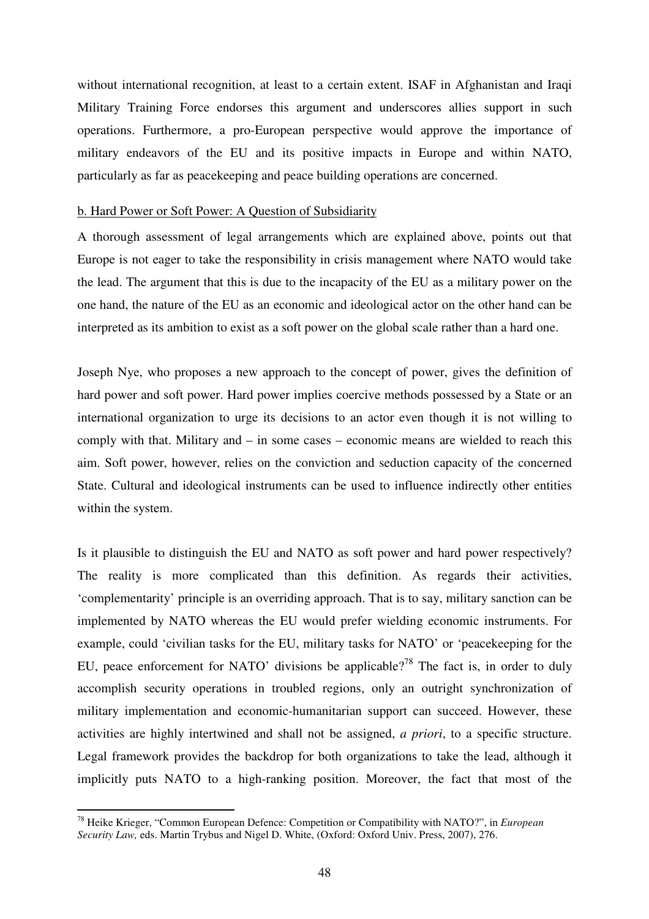without international recognition, at least to a certain extent. ISAF in Afghanistan and Iraqi Military Training Force endorses this argument and underscores allies support in such operations. Furthermore, a pro-European perspective would approve the importance of military endeavors of the EU and its positive impacts in Europe and within NATO, particularly as far as peacekeeping and peace building operations are concerned.

b. Hard Power or Soft Power: A Question of Subsidiarity

A thorough assessment of legal arrangements which are explained above, points out that Europe is not eager to take the responsibility in crisis management where NATO would take the lead. The argument that this is due to the incapacity of the EU as a military power on the one hand, the nature of the EU as an economic and ideological actor on the other hand can be interpreted as its ambition to exist as a soft power on the global scale rather than a hard one.

Joseph Nye, who proposes a new approach to the concept of power, gives the definition of hard power and soft power. Hard power implies coercive methods possessed by a State or an international organization to urge its decisions to an actor even though it is not willing to comply with that. Military and – in some cases – economic means are wielded to reach this aim. Soft power, however, relies on the conviction and seduction capacity of the concerned State. Cultural and ideological instruments can be used to influence indirectly other entities within the system.

Is it plausible to distinguish the EU and NATO as soft power and hard power respectively? The reality is more complicated than this definition. As regards their activities, 'complementarity' principle is an overriding approach. That is to say, military sanction can be implemented by NATO whereas the EU would prefer wielding economic instruments. For example, could 'civilian tasks for the EU, military tasks for NATO' or 'peacekeeping for the EU, peace enforcement for NATO' divisions be applicable?[78] The fact is, in order to duly accomplish security operations in troubled regions, only an outright synchronization of military implementation and economic-humanitarian support can succeed. However, these activities are highly intertwined and shall not be assigned, *a priori*, to a specific structure. Legal framework provides the backdrop for both organizations to take the lead, although it implicitly puts NATO to a high-ranking position. Moreover, the fact that most of the

---

[78] Heike Krieger, "Common European Defence: Competition or Compatibility with NATO?", in *European Security Law,* eds. Martin Trybus and Nigel D. White, (Oxford: Oxford Univ. Press, 2007), 276.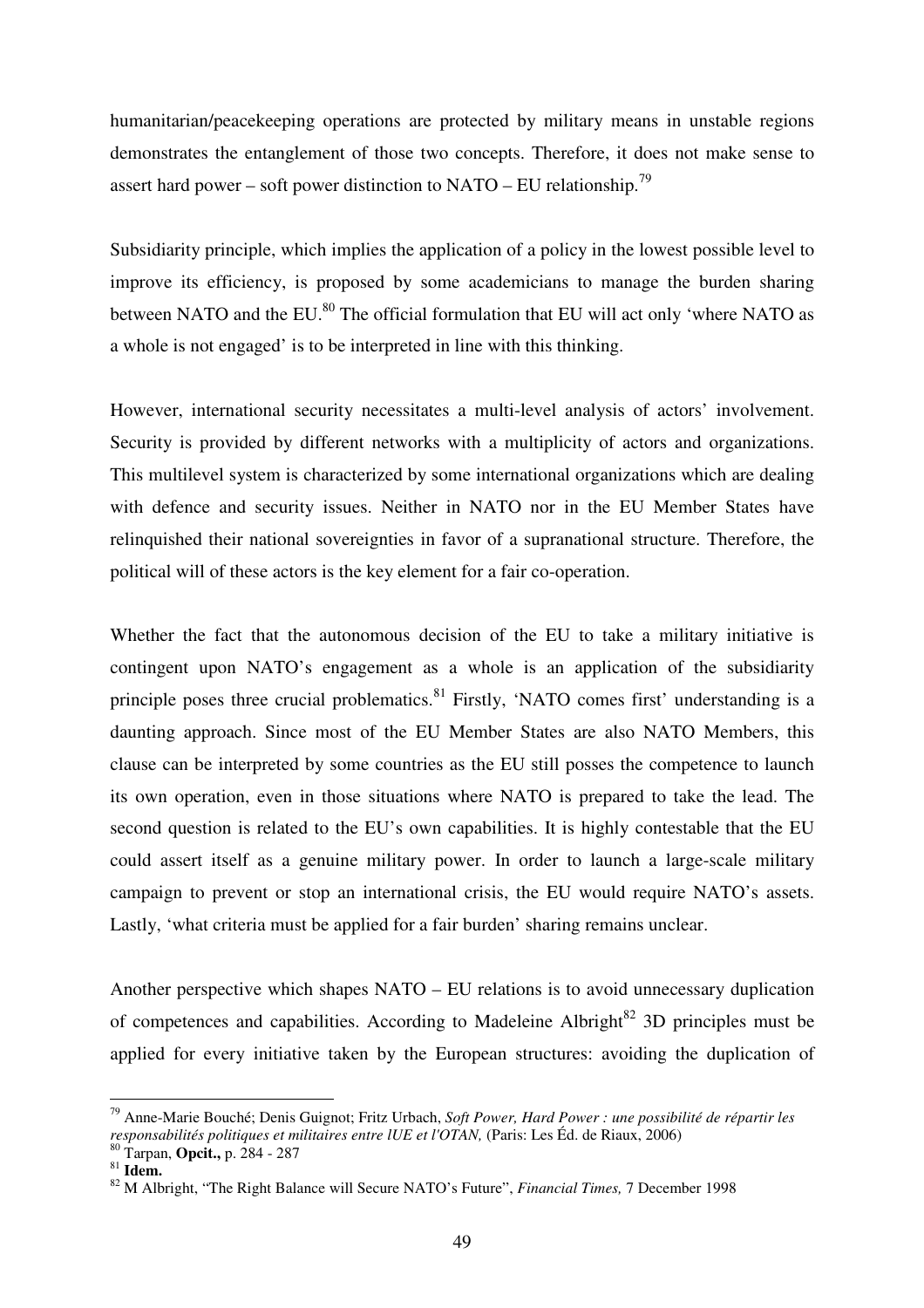humanitarian/peacekeeping operations are protected by military means in unstable regions demonstrates the entanglement of those two concepts. Therefore, it does not make sense to assert hard power – soft power distinction to NATO – EU relationship.[79]

Subsidiarity principle, which implies the application of a policy in the lowest possible level to improve its efficiency, is proposed by some academicians to manage the burden sharing between NATO and the EU.[80] The official formulation that EU will act only 'where NATO as a whole is not engaged' is to be interpreted in line with this thinking.

However, international security necessitates a multi-level analysis of actors' involvement. Security is provided by different networks with a multiplicity of actors and organizations. This multilevel system is characterized by some international organizations which are dealing with defence and security issues. Neither in NATO nor in the EU Member States have relinquished their national sovereignties in favor of a supranational structure. Therefore, the political will of these actors is the key element for a fair co-operation.

Whether the fact that the autonomous decision of the EU to take a military initiative is contingent upon NATO's engagement as a whole is an application of the subsidiarity principle poses three crucial problematics.[81] Firstly, 'NATO comes first' understanding is a daunting approach. Since most of the EU Member States are also NATO Members, this clause can be interpreted by some countries as the EU still posses the competence to launch its own operation, even in those situations where NATO is prepared to take the lead. The second question is related to the EU's own capabilities. It is highly contestable that the EU could assert itself as a genuine military power. In order to launch a large-scale military campaign to prevent or stop an international crisis, the EU would require NATO's assets. Lastly, 'what criteria must be applied for a fair burden' sharing remains unclear.

Another perspective which shapes NATO – EU relations is to avoid unnecessary duplication of competences and capabilities. According to Madeleine Albright[82] 3D principles must be applied for every initiative taken by the European structures: avoiding the duplication of

---

[79] Anne-Marie Bouché; Denis Guignot; Fritz Urbach, *Soft Power, Hard Power : une possibilité de répartir les responsabilités politiques et militaires entre lUE et l'OTAN,* (Paris: Les Éd. de Riaux, 2006)

[80] Tarpan, **Opcit.,** p. 284 - 287

[81] **Idem.**

[82] M Albright, "The Right Balance will Secure NATO's Future", *Financial Times,* 7 December 1998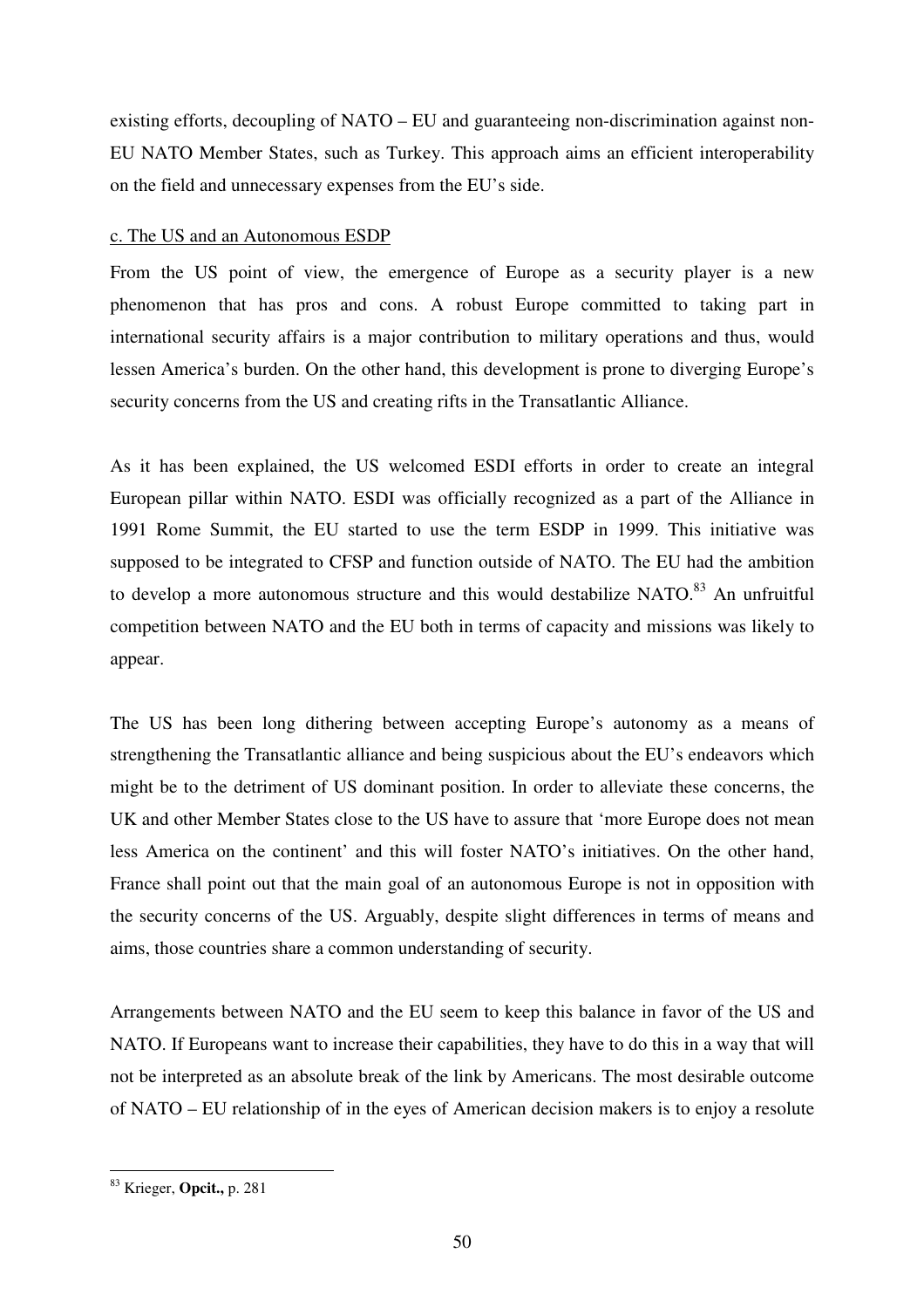existing efforts, decoupling of NATO – EU and guaranteeing non-discrimination against non-EU NATO Member States, such as Turkey. This approach aims an efficient interoperability on the field and unnecessary expenses from the EU's side.

### c. The US and an Autonomous ESDP

From the US point of view, the emergence of Europe as a security player is a new phenomenon that has pros and cons. A robust Europe committed to taking part in international security affairs is a major contribution to military operations and thus, would lessen America's burden. On the other hand, this development is prone to diverging Europe's security concerns from the US and creating rifts in the Transatlantic Alliance.

As it has been explained, the US welcomed ESDI efforts in order to create an integral European pillar within NATO. ESDI was officially recognized as a part of the Alliance in 1991 Rome Summit, the EU started to use the term ESDP in 1999. This initiative was supposed to be integrated to CFSP and function outside of NATO. The EU had the ambition to develop a more autonomous structure and this would destabilize NATO.[83] An unfruitful competition between NATO and the EU both in terms of capacity and missions was likely to appear.

The US has been long dithering between accepting Europe's autonomy as a means of strengthening the Transatlantic alliance and being suspicious about the EU's endeavors which might be to the detriment of US dominant position. In order to alleviate these concerns, the UK and other Member States close to the US have to assure that 'more Europe does not mean less America on the continent' and this will foster NATO's initiatives. On the other hand, France shall point out that the main goal of an autonomous Europe is not in opposition with the security concerns of the US. Arguably, despite slight differences in terms of means and aims, those countries share a common understanding of security.

Arrangements between NATO and the EU seem to keep this balance in favor of the US and NATO. If Europeans want to increase their capabilities, they have to do this in a way that will not be interpreted as an absolute break of the link by Americans. The most desirable outcome of NATO – EU relationship of in the eyes of American decision makers is to enjoy a resolute

---

[83] Krieger, **Opcit.,** p. 281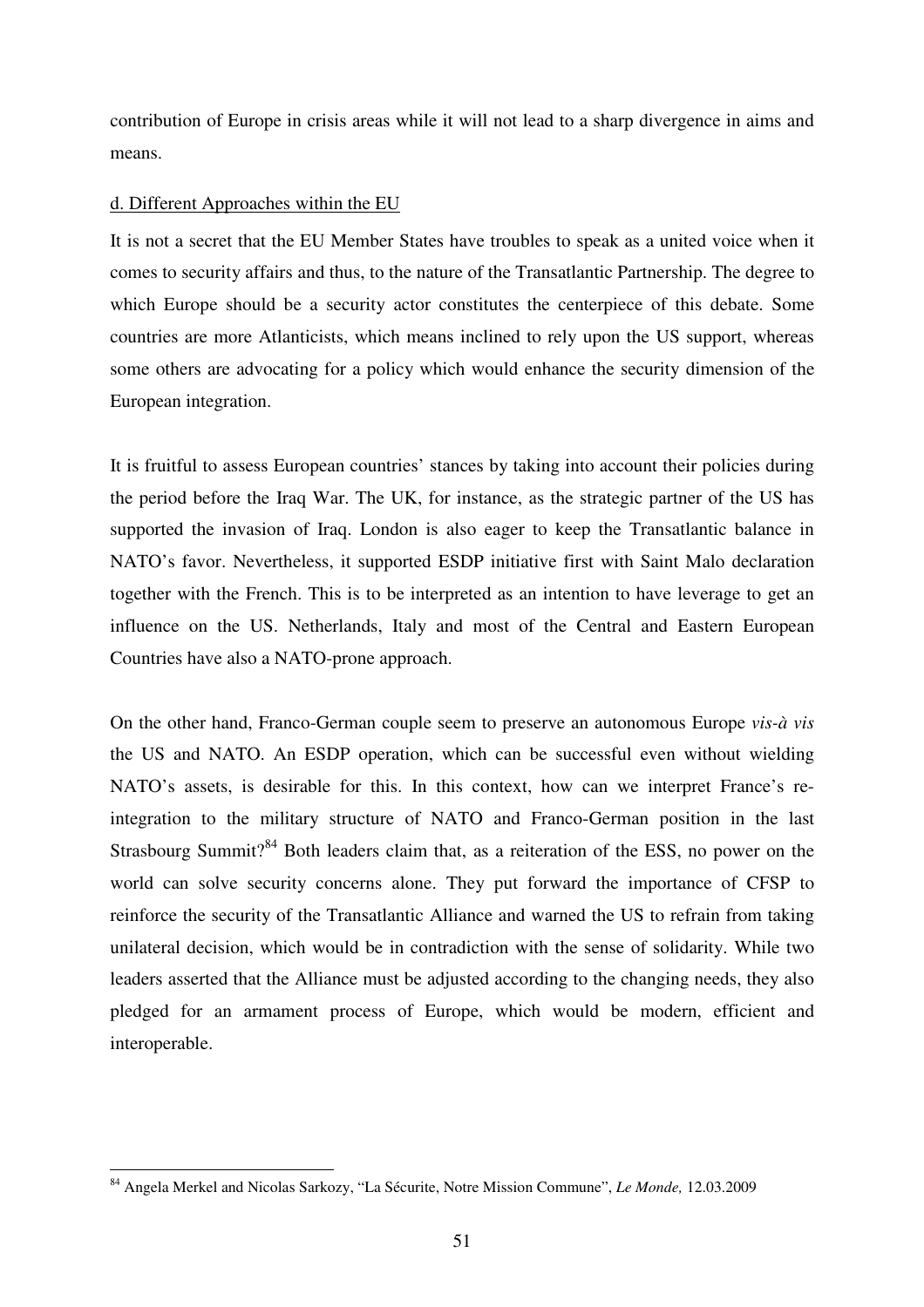contribution of Europe in crisis areas while it will not lead to a sharp divergence in aims and means.

d. Different Approaches within the EU

It is not a secret that the EU Member States have troubles to speak as a united voice when it comes to security affairs and thus, to the nature of the Transatlantic Partnership. The degree to which Europe should be a security actor constitutes the centerpiece of this debate. Some countries are more Atlanticists, which means inclined to rely upon the US support, whereas some others are advocating for a policy which would enhance the security dimension of the European integration.

It is fruitful to assess European countries' stances by taking into account their policies during the period before the Iraq War. The UK, for instance, as the strategic partner of the US has supported the invasion of Iraq. London is also eager to keep the Transatlantic balance in NATO's favor. Nevertheless, it supported ESDP initiative first with Saint Malo declaration together with the French. This is to be interpreted as an intention to have leverage to get an influence on the US. Netherlands, Italy and most of the Central and Eastern European Countries have also a NATO-prone approach.

On the other hand, Franco-German couple seem to preserve an autonomous Europe *vis-à vis* the US and NATO. An ESDP operation, which can be successful even without wielding NATO's assets, is desirable for this. In this context, how can we interpret France's re-integration to the military structure of NATO and Franco-German position in the last Strasbourg Summit?[84] Both leaders claim that, as a reiteration of the ESS, no power on the world can solve security concerns alone. They put forward the importance of CFSP to reinforce the security of the Transatlantic Alliance and warned the US to refrain from taking unilateral decision, which would be in contradiction with the sense of solidarity. While two leaders asserted that the Alliance must be adjusted according to the changing needs, they also pledged for an armament process of Europe, which would be modern, efficient and interoperable.

[84] Angela Merkel and Nicolas Sarkozy, "La Sécurite, Notre Mission Commune", *Le Monde,* 12.03.2009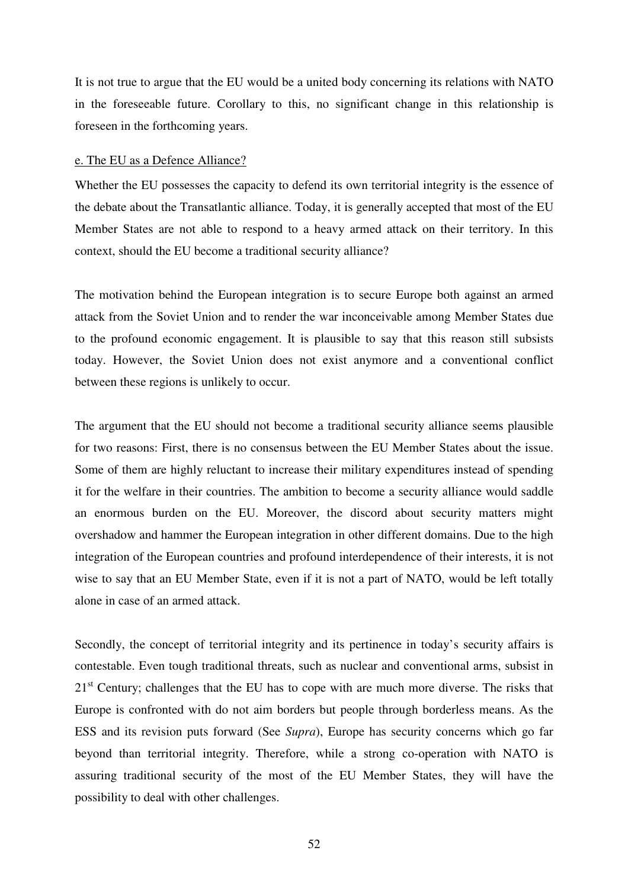It is not true to argue that the EU would be a united body concerning its relations with NATO in the foreseeable future. Corollary to this, no significant change in this relationship is foreseen in the forthcoming years.

e. The EU as a Defence Alliance?

Whether the EU possesses the capacity to defend its own territorial integrity is the essence of the debate about the Transatlantic alliance. Today, it is generally accepted that most of the EU Member States are not able to respond to a heavy armed attack on their territory. In this context, should the EU become a traditional security alliance?

The motivation behind the European integration is to secure Europe both against an armed attack from the Soviet Union and to render the war inconceivable among Member States due to the profound economic engagement. It is plausible to say that this reason still subsists today. However, the Soviet Union does not exist anymore and a conventional conflict between these regions is unlikely to occur.

The argument that the EU should not become a traditional security alliance seems plausible for two reasons: First, there is no consensus between the EU Member States about the issue. Some of them are highly reluctant to increase their military expenditures instead of spending it for the welfare in their countries. The ambition to become a security alliance would saddle an enormous burden on the EU. Moreover, the discord about security matters might overshadow and hammer the European integration in other different domains. Due to the high integration of the European countries and profound interdependence of their interests, it is not wise to say that an EU Member State, even if it is not a part of NATO, would be left totally alone in case of an armed attack.

Secondly, the concept of territorial integrity and its pertinence in today's security affairs is contestable. Even tough traditional threats, such as nuclear and conventional arms, subsist in 21st Century; challenges that the EU has to cope with are much more diverse. The risks that Europe is confronted with do not aim borders but people through borderless means. As the ESS and its revision puts forward (See *Supra*), Europe has security concerns which go far beyond than territorial integrity. Therefore, while a strong co-operation with NATO is assuring traditional security of the most of the EU Member States, they will have the possibility to deal with other challenges.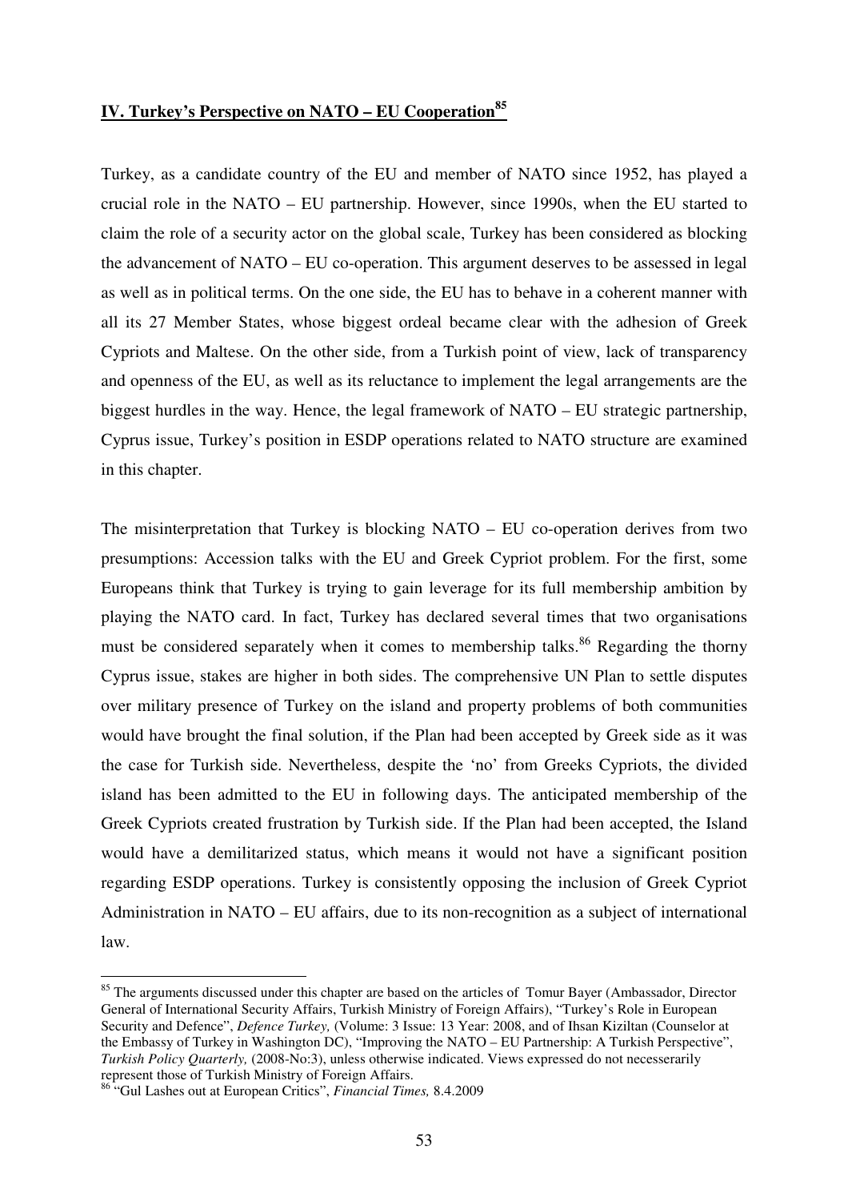## **IV. Turkey's Perspective on NATO – EU Cooperation**[85]

Turkey, as a candidate country of the EU and member of NATO since 1952, has played a crucial role in the NATO – EU partnership. However, since 1990s, when the EU started to claim the role of a security actor on the global scale, Turkey has been considered as blocking the advancement of NATO – EU co-operation. This argument deserves to be assessed in legal as well as in political terms. On the one side, the EU has to behave in a coherent manner with all its 27 Member States, whose biggest ordeal became clear with the adhesion of Greek Cypriots and Maltese. On the other side, from a Turkish point of view, lack of transparency and openness of the EU, as well as its reluctance to implement the legal arrangements are the biggest hurdles in the way. Hence, the legal framework of NATO – EU strategic partnership, Cyprus issue, Turkey's position in ESDP operations related to NATO structure are examined in this chapter.

The misinterpretation that Turkey is blocking NATO – EU co-operation derives from two presumptions: Accession talks with the EU and Greek Cypriot problem. For the first, some Europeans think that Turkey is trying to gain leverage for its full membership ambition by playing the NATO card. In fact, Turkey has declared several times that two organisations must be considered separately when it comes to membership talks.[86] Regarding the thorny Cyprus issue, stakes are higher in both sides. The comprehensive UN Plan to settle disputes over military presence of Turkey on the island and property problems of both communities would have brought the final solution, if the Plan had been accepted by Greek side as it was the case for Turkish side. Nevertheless, despite the 'no' from Greeks Cypriots, the divided island has been admitted to the EU in following days. The anticipated membership of the Greek Cypriots created frustration by Turkish side. If the Plan had been accepted, the Island would have a demilitarized status, which means it would not have a significant position regarding ESDP operations. Turkey is consistently opposing the inclusion of Greek Cypriot Administration in NATO – EU affairs, due to its non-recognition as a subject of international law.

---

[85] The arguments discussed under this chapter are based on the articles of Tomur Bayer (Ambassador, Director General of International Security Affairs, Turkish Ministry of Foreign Affairs), "Turkey's Role in European Security and Defence", *Defence Turkey,* (Volume: 3 Issue: 13 Year: 2008, and of Ihsan Kiziltan (Counselor at the Embassy of Turkey in Washington DC), "Improving the NATO – EU Partnership: A Turkish Perspective", *Turkish Policy Quarterly,* (2008-No:3), unless otherwise indicated. Views expressed do not necesserarily represent those of Turkish Ministry of Foreign Affairs.

[86] "Gul Lashes out at European Critics", *Financial Times,* 8.4.2009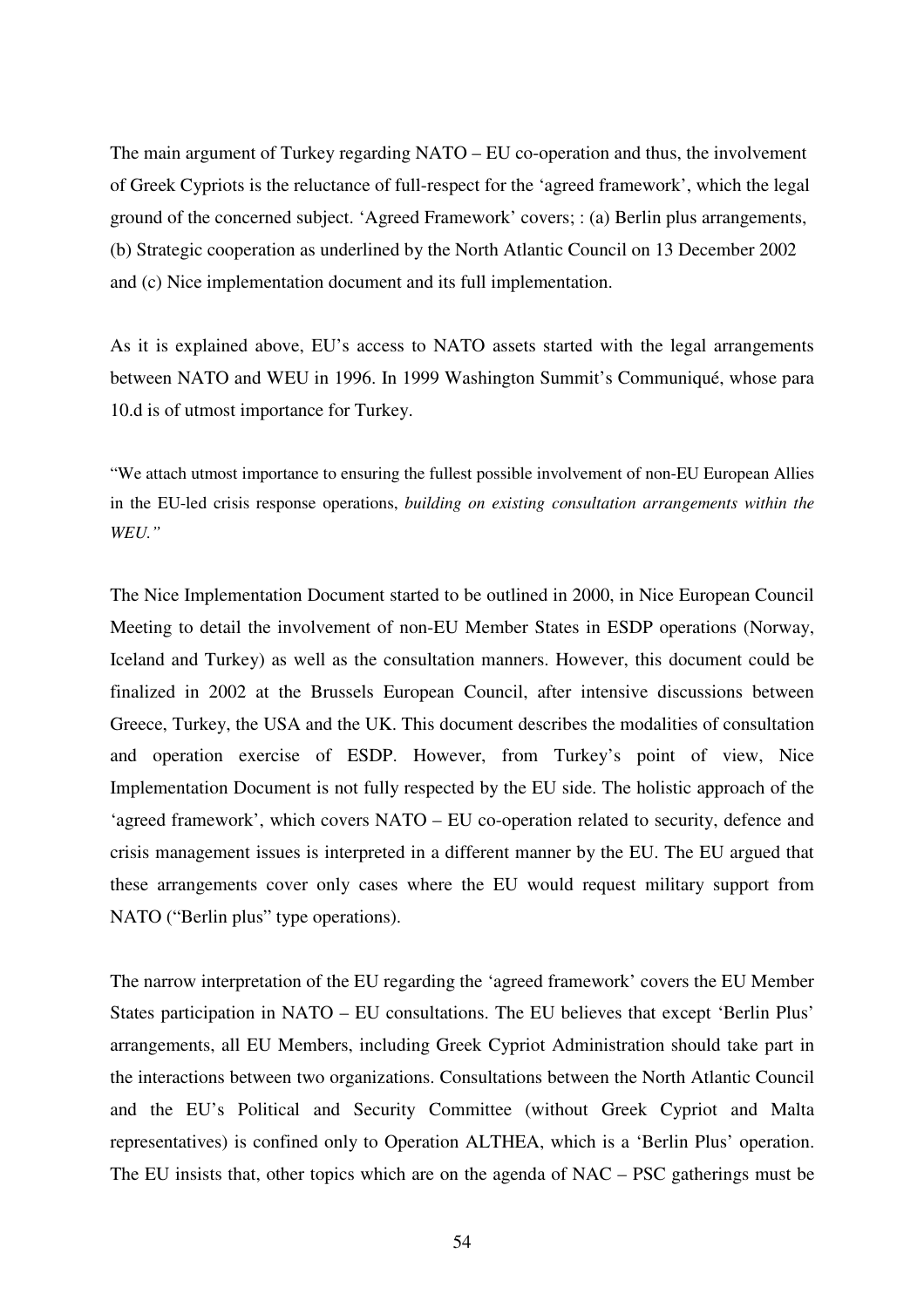The main argument of Turkey regarding NATO – EU co-operation and thus, the involvement of Greek Cypriots is the reluctance of full-respect for the 'agreed framework', which the legal ground of the concerned subject. 'Agreed Framework' covers; : (a) Berlin plus arrangements, (b) Strategic cooperation as underlined by the North Atlantic Council on 13 December 2002 and (c) Nice implementation document and its full implementation.

As it is explained above, EU's access to NATO assets started with the legal arrangements between NATO and WEU in 1996. In 1999 Washington Summit's Communiqué, whose para 10.d is of utmost importance for Turkey.

> "We attach utmost importance to ensuring the fullest possible involvement of non-EU European Allies in the EU-led crisis response operations, *building on existing consultation arrangements within the WEU."*

The Nice Implementation Document started to be outlined in 2000, in Nice European Council Meeting to detail the involvement of non-EU Member States in ESDP operations (Norway, Iceland and Turkey) as well as the consultation manners. However, this document could be finalized in 2002 at the Brussels European Council, after intensive discussions between Greece, Turkey, the USA and the UK. This document describes the modalities of consultation and operation exercise of ESDP. However, from Turkey's point of view, Nice Implementation Document is not fully respected by the EU side. The holistic approach of the 'agreed framework', which covers NATO – EU co-operation related to security, defence and crisis management issues is interpreted in a different manner by the EU. The EU argued that these arrangements cover only cases where the EU would request military support from NATO ("Berlin plus" type operations).

The narrow interpretation of the EU regarding the 'agreed framework' covers the EU Member States participation in NATO – EU consultations. The EU believes that except 'Berlin Plus' arrangements, all EU Members, including Greek Cypriot Administration should take part in the interactions between two organizations. Consultations between the North Atlantic Council and the EU's Political and Security Committee (without Greek Cypriot and Malta representatives) is confined only to Operation ALTHEA, which is a 'Berlin Plus' operation. The EU insists that, other topics which are on the agenda of NAC – PSC gatherings must be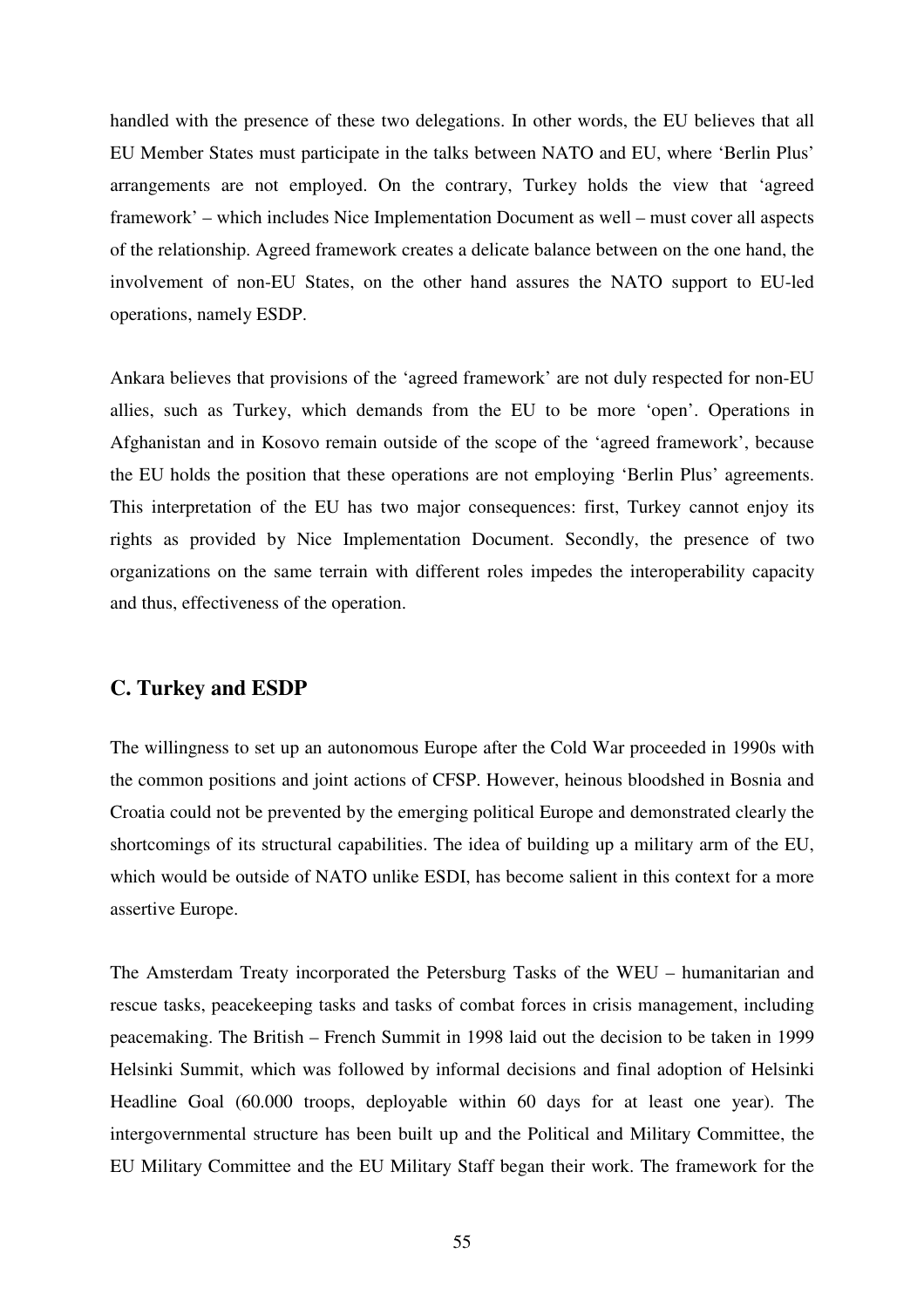handled with the presence of these two delegations. In other words, the EU believes that all EU Member States must participate in the talks between NATO and EU, where 'Berlin Plus' arrangements are not employed. On the contrary, Turkey holds the view that 'agreed framework' – which includes Nice Implementation Document as well – must cover all aspects of the relationship. Agreed framework creates a delicate balance between on the one hand, the involvement of non-EU States, on the other hand assures the NATO support to EU-led operations, namely ESDP.

Ankara believes that provisions of the 'agreed framework' are not duly respected for non-EU allies, such as Turkey, which demands from the EU to be more 'open'. Operations in Afghanistan and in Kosovo remain outside of the scope of the 'agreed framework', because the EU holds the position that these operations are not employing 'Berlin Plus' agreements. This interpretation of the EU has two major consequences: first, Turkey cannot enjoy its rights as provided by Nice Implementation Document. Secondly, the presence of two organizations on the same terrain with different roles impedes the interoperability capacity and thus, effectiveness of the operation.

## C. Turkey and ESDP

The willingness to set up an autonomous Europe after the Cold War proceeded in 1990s with the common positions and joint actions of CFSP. However, heinous bloodshed in Bosnia and Croatia could not be prevented by the emerging political Europe and demonstrated clearly the shortcomings of its structural capabilities. The idea of building up a military arm of the EU, which would be outside of NATO unlike ESDI, has become salient in this context for a more assertive Europe.

The Amsterdam Treaty incorporated the Petersburg Tasks of the WEU – humanitarian and rescue tasks, peacekeeping tasks and tasks of combat forces in crisis management, including peacemaking. The British – French Summit in 1998 laid out the decision to be taken in 1999 Helsinki Summit, which was followed by informal decisions and final adoption of Helsinki Headline Goal (60.000 troops, deployable within 60 days for at least one year). The intergovernmental structure has been built up and the Political and Military Committee, the EU Military Committee and the EU Military Staff began their work. The framework for the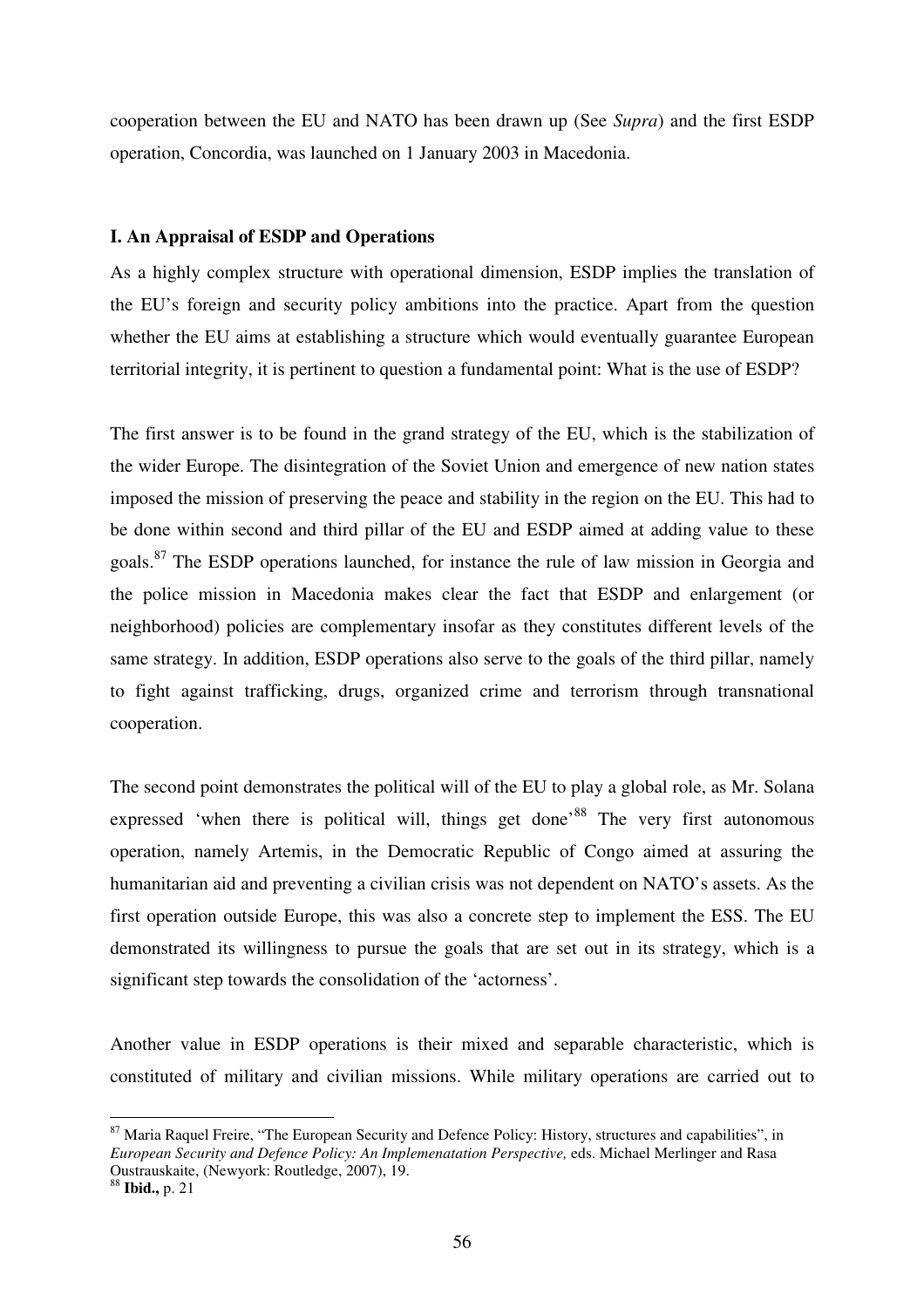cooperation between the EU and NATO has been drawn up (See *Supra*) and the first ESDP operation, Concordia, was launched on 1 January 2003 in Macedonia.

### I. An Appraisal of ESDP and Operations

As a highly complex structure with operational dimension, ESDP implies the translation of the EU's foreign and security policy ambitions into the practice. Apart from the question whether the EU aims at establishing a structure which would eventually guarantee European territorial integrity, it is pertinent to question a fundamental point: What is the use of ESDP?

The first answer is to be found in the grand strategy of the EU, which is the stabilization of the wider Europe. The disintegration of the Soviet Union and emergence of new nation states imposed the mission of preserving the peace and stability in the region on the EU. This had to be done within second and third pillar of the EU and ESDP aimed at adding value to these goals.[87] The ESDP operations launched, for instance the rule of law mission in Georgia and the police mission in Macedonia makes clear the fact that ESDP and enlargement (or neighborhood) policies are complementary insofar as they constitutes different levels of the same strategy. In addition, ESDP operations also serve to the goals of the third pillar, namely to fight against trafficking, drugs, organized crime and terrorism through transnational cooperation.

The second point demonstrates the political will of the EU to play a global role, as Mr. Solana expressed 'when there is political will, things get done'[88] The very first autonomous operation, namely Artemis, in the Democratic Republic of Congo aimed at assuring the humanitarian aid and preventing a civilian crisis was not dependent on NATO's assets. As the first operation outside Europe, this was also a concrete step to implement the ESS. The EU demonstrated its willingness to pursue the goals that are set out in its strategy, which is a significant step towards the consolidation of the 'actorness'.

Another value in ESDP operations is their mixed and separable characteristic, which is constituted of military and civilian missions. While military operations are carried out to

---

[87] Maria Raquel Freire, "The European Security and Defence Policy: History, structures and capabilities", in *European Security and Defence Policy: An Implemenatation Perspective,* eds. Michael Merlinger and Rasa Oustrauskaite, (Newyork: Routledge, 2007), 19.

[88] **Ibid.,** p. 21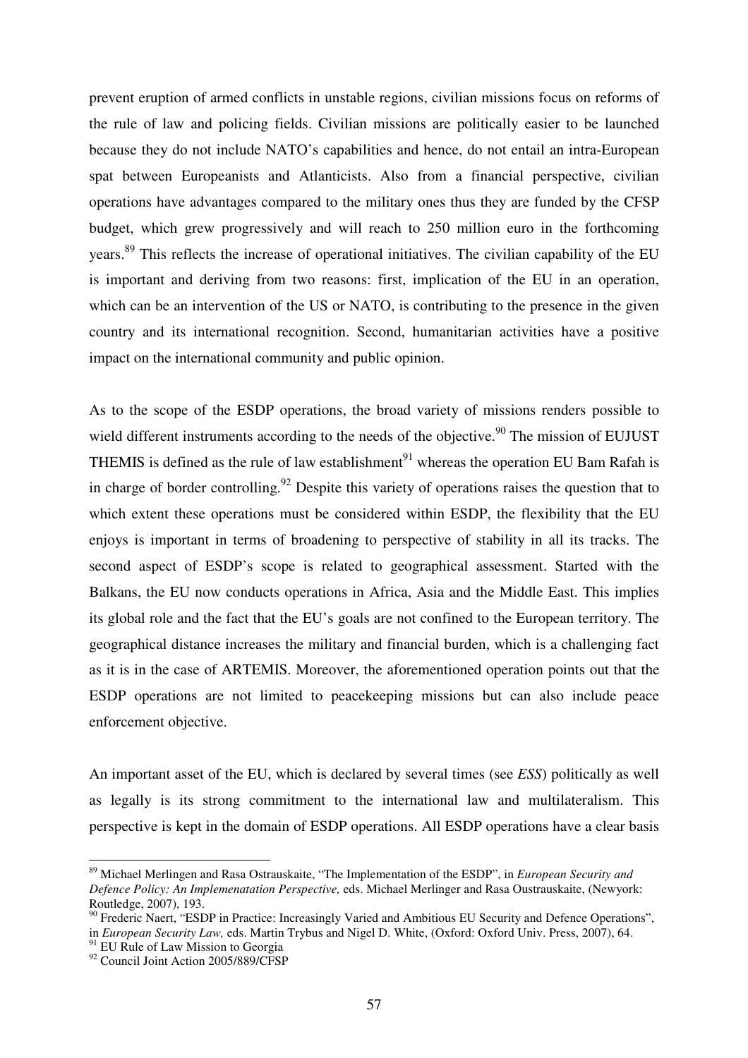prevent eruption of armed conflicts in unstable regions, civilian missions focus on reforms of the rule of law and policing fields. Civilian missions are politically easier to be launched because they do not include NATO's capabilities and hence, do not entail an intra-European spat between Europeanists and Atlanticists. Also from a financial perspective, civilian operations have advantages compared to the military ones thus they are funded by the CFSP budget, which grew progressively and will reach to 250 million euro in the forthcoming years.[89] This reflects the increase of operational initiatives. The civilian capability of the EU is important and deriving from two reasons: first, implication of the EU in an operation, which can be an intervention of the US or NATO, is contributing to the presence in the given country and its international recognition. Second, humanitarian activities have a positive impact on the international community and public opinion.

As to the scope of the ESDP operations, the broad variety of missions renders possible to wield different instruments according to the needs of the objective.[90] The mission of EUJUST THEMIS is defined as the rule of law establishment[91] whereas the operation EU Bam Rafah is in charge of border controlling.[92] Despite this variety of operations raises the question that to which extent these operations must be considered within ESDP, the flexibility that the EU enjoys is important in terms of broadening to perspective of stability in all its tracks. The second aspect of ESDP's scope is related to geographical assessment. Started with the Balkans, the EU now conducts operations in Africa, Asia and the Middle East. This implies its global role and the fact that the EU's goals are not confined to the European territory. The geographical distance increases the military and financial burden, which is a challenging fact as it is in the case of ARTEMIS. Moreover, the aforementioned operation points out that the ESDP operations are not limited to peacekeeping missions but can also include peace enforcement objective.

An important asset of the EU, which is declared by several times (see *ESS*) politically as well as legally is its strong commitment to the international law and multilateralism. This perspective is kept in the domain of ESDP operations. All ESDP operations have a clear basis

---

[89] Michael Merlingen and Rasa Ostrauskaite, "The Implementation of the ESDP", in *European Security and Defence Policy: An Implemenatation Perspective,* eds. Michael Merlinger and Rasa Oustrauskaite, (Newyork: Routledge, 2007), 193.

[90] Frederic Naert, "ESDP in Practice: Increasingly Varied and Ambitious EU Security and Defence Operations", in *European Security Law,* eds. Martin Trybus and Nigel D. White, (Oxford: Oxford Univ. Press, 2007), 64.

[91] EU Rule of Law Mission to Georgia

[92] Council Joint Action 2005/889/CFSP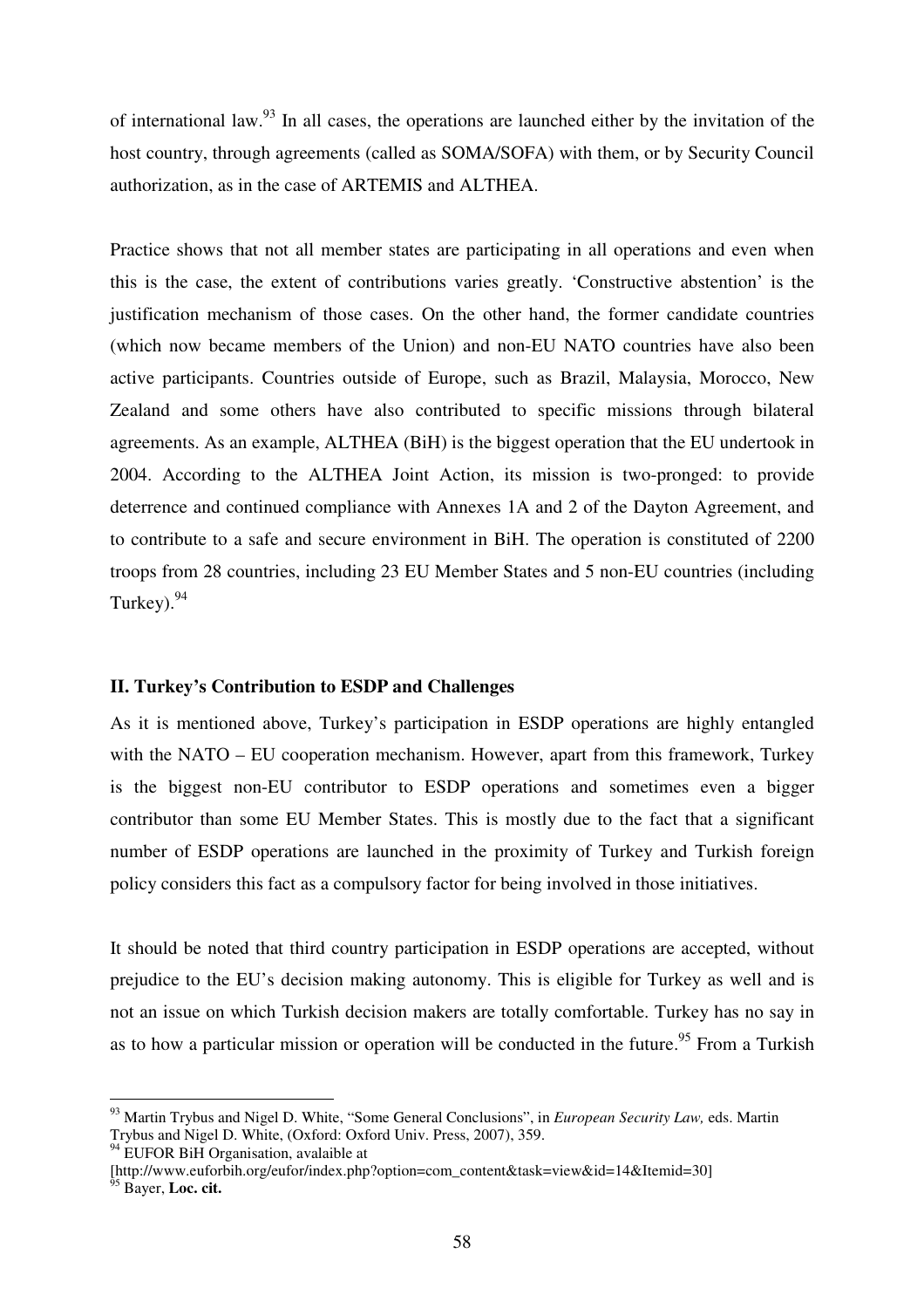of international law.[93] In all cases, the operations are launched either by the invitation of the host country, through agreements (called as SOMA/SOFA) with them, or by Security Council authorization, as in the case of ARTEMIS and ALTHEA.

Practice shows that not all member states are participating in all operations and even when this is the case, the extent of contributions varies greatly. 'Constructive abstention' is the justification mechanism of those cases. On the other hand, the former candidate countries (which now became members of the Union) and non-EU NATO countries have also been active participants. Countries outside of Europe, such as Brazil, Malaysia, Morocco, New Zealand and some others have also contributed to specific missions through bilateral agreements. As an example, ALTHEA (BiH) is the biggest operation that the EU undertook in 2004. According to the ALTHEA Joint Action, its mission is two-pronged: to provide deterrence and continued compliance with Annexes 1A and 2 of the Dayton Agreement, and to contribute to a safe and secure environment in BiH. The operation is constituted of 2200 troops from 28 countries, including 23 EU Member States and 5 non-EU countries (including Turkey).[94]

### II. Turkey's Contribution to ESDP and Challenges

As it is mentioned above, Turkey's participation in ESDP operations are highly entangled with the NATO – EU cooperation mechanism. However, apart from this framework, Turkey is the biggest non-EU contributor to ESDP operations and sometimes even a bigger contributor than some EU Member States. This is mostly due to the fact that a significant number of ESDP operations are launched in the proximity of Turkey and Turkish foreign policy considers this fact as a compulsory factor for being involved in those initiatives.

It should be noted that third country participation in ESDP operations are accepted, without prejudice to the EU's decision making autonomy. This is eligible for Turkey as well and is not an issue on which Turkish decision makers are totally comfortable. Turkey has no say in as to how a particular mission or operation will be conducted in the future.[95] From a Turkish

---

[93] Martin Trybus and Nigel D. White, "Some General Conclusions", in *European Security Law,* eds. Martin Trybus and Nigel D. White, (Oxford: Oxford Univ. Press, 2007), 359.

[94] EUFOR BiH Organisation, avalaible at [http://www.euforbih.org/eufor/index.php?option=com_content&task=view&id=14&Itemid=30]

[95] Bayer, **Loc. cit.**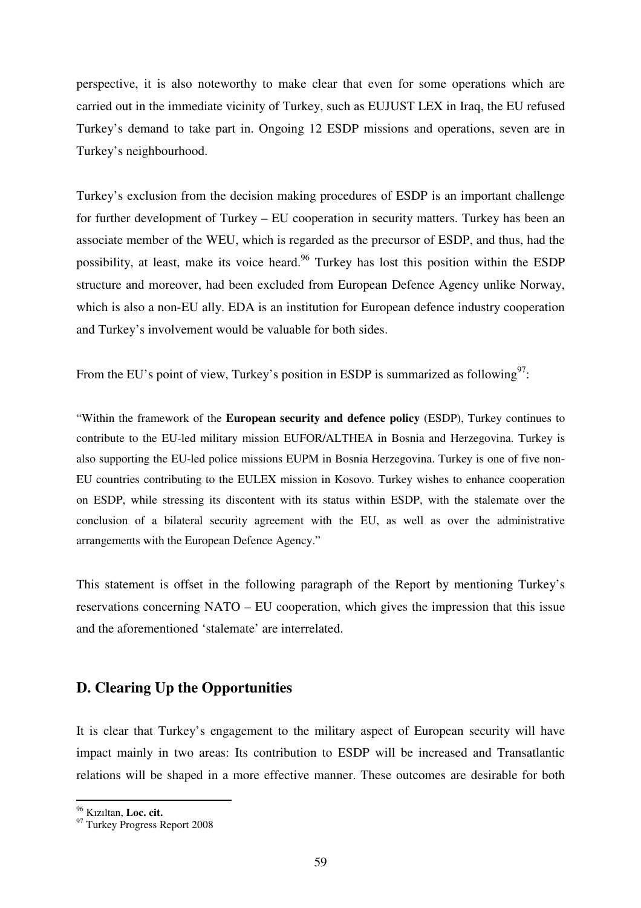perspective, it is also noteworthy to make clear that even for some operations which are carried out in the immediate vicinity of Turkey, such as EUJUST LEX in Iraq, the EU refused Turkey's demand to take part in. Ongoing 12 ESDP missions and operations, seven are in Turkey's neighbourhood.

Turkey's exclusion from the decision making procedures of ESDP is an important challenge for further development of Turkey – EU cooperation in security matters. Turkey has been an associate member of the WEU, which is regarded as the precursor of ESDP, and thus, had the possibility, at least, make its voice heard.[96] Turkey has lost this position within the ESDP structure and moreover, had been excluded from European Defence Agency unlike Norway, which is also a non-EU ally. EDA is an institution for European defence industry cooperation and Turkey's involvement would be valuable for both sides.

From the EU's point of view, Turkey's position in ESDP is summarized as following[97]:

> "Within the framework of the **European security and defence policy** (ESDP), Turkey continues to contribute to the EU-led military mission EUFOR/ALTHEA in Bosnia and Herzegovina. Turkey is also supporting the EU-led police missions EUPM in Bosnia Herzegovina. Turkey is one of five non-EU countries contributing to the EULEX mission in Kosovo. Turkey wishes to enhance cooperation on ESDP, while stressing its discontent with its status within ESDP, with the stalemate over the conclusion of a bilateral security agreement with the EU, as well as over the administrative arrangements with the European Defence Agency."

This statement is offset in the following paragraph of the Report by mentioning Turkey's reservations concerning NATO – EU cooperation, which gives the impression that this issue and the aforementioned 'stalemate' are interrelated.

## D. Clearing Up the Opportunities

It is clear that Turkey's engagement to the military aspect of European security will have impact mainly in two areas: Its contribution to ESDP will be increased and Transatlantic relations will be shaped in a more effective manner. These outcomes are desirable for both

---

[96] Kızıltan, **Loc. cit.**

[97] Turkey Progress Report 2008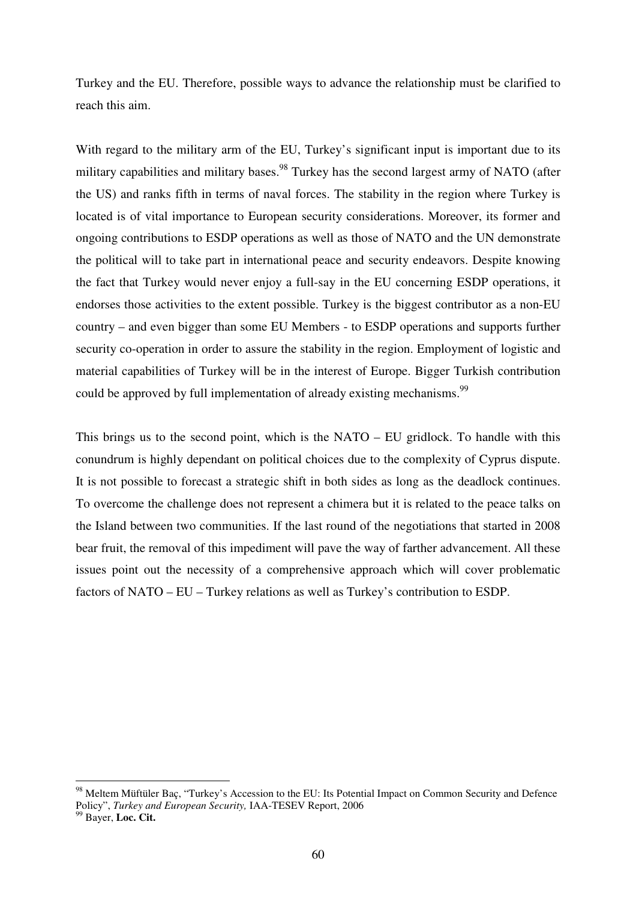Turkey and the EU. Therefore, possible ways to advance the relationship must be clarified to reach this aim.

With regard to the military arm of the EU, Turkey's significant input is important due to its military capabilities and military bases.[98] Turkey has the second largest army of NATO (after the US) and ranks fifth in terms of naval forces. The stability in the region where Turkey is located is of vital importance to European security considerations. Moreover, its former and ongoing contributions to ESDP operations as well as those of NATO and the UN demonstrate the political will to take part in international peace and security endeavors. Despite knowing the fact that Turkey would never enjoy a full-say in the EU concerning ESDP operations, it endorses those activities to the extent possible. Turkey is the biggest contributor as a non-EU country – and even bigger than some EU Members - to ESDP operations and supports further security co-operation in order to assure the stability in the region. Employment of logistic and material capabilities of Turkey will be in the interest of Europe. Bigger Turkish contribution could be approved by full implementation of already existing mechanisms.[99]

This brings us to the second point, which is the NATO – EU gridlock. To handle with this conundrum is highly dependant on political choices due to the complexity of Cyprus dispute. It is not possible to forecast a strategic shift in both sides as long as the deadlock continues. To overcome the challenge does not represent a chimera but it is related to the peace talks on the Island between two communities. If the last round of the negotiations that started in 2008 bear fruit, the removal of this impediment will pave the way of farther advancement. All these issues point out the necessity of a comprehensive approach which will cover problematic factors of NATO – EU – Turkey relations as well as Turkey's contribution to ESDP.

---

[98] Meltem Müftüler Baç, "Turkey's Accession to the EU: Its Potential Impact on Common Security and Defence Policy", *Turkey and European Security,* IAA-TESEV Report, 2006

[99] Bayer, **Loc. Cit.**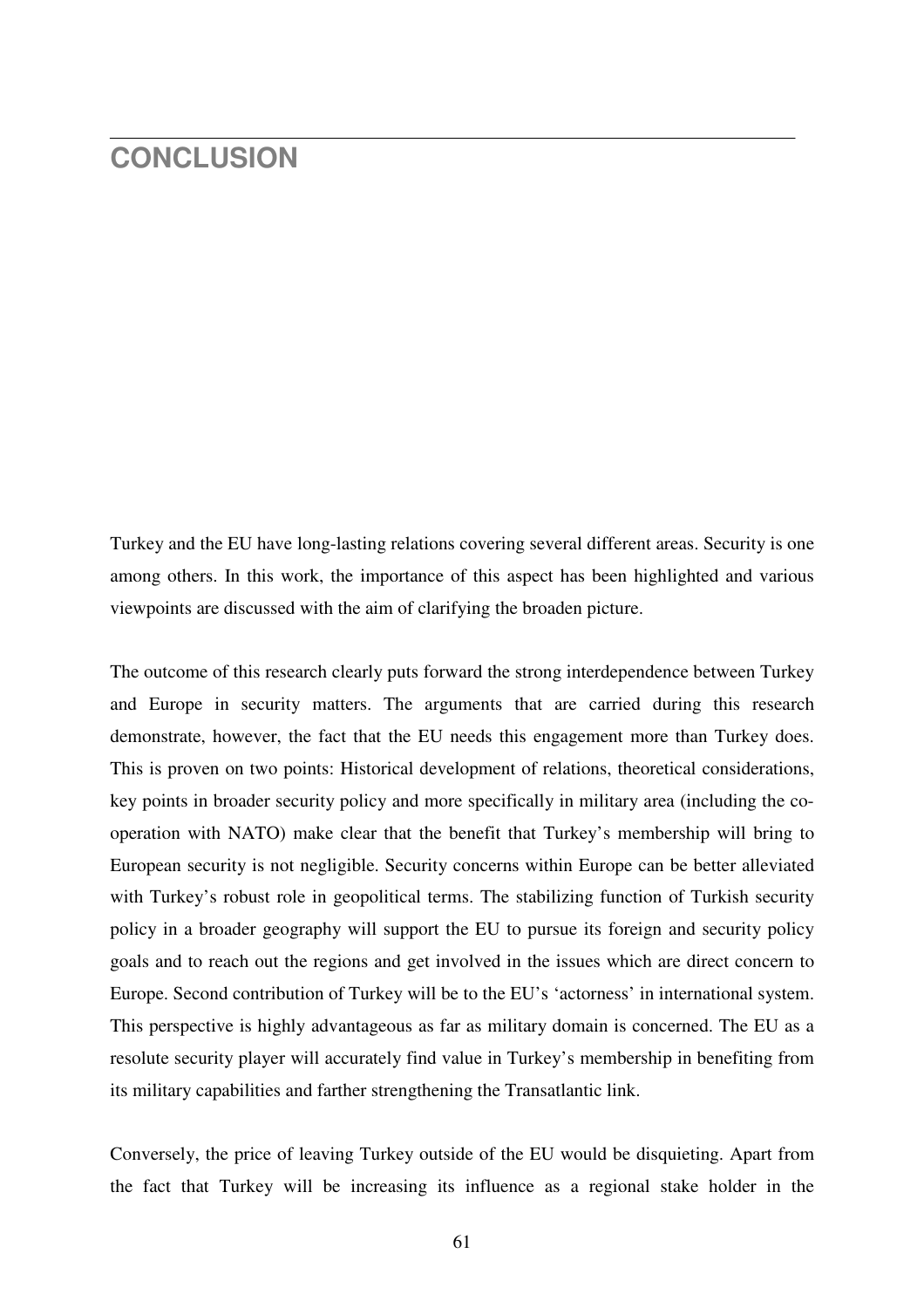# CONCLUSION

Turkey and the EU have long-lasting relations covering several different areas. Security is one among others. In this work, the importance of this aspect has been highlighted and various viewpoints are discussed with the aim of clarifying the broaden picture.

The outcome of this research clearly puts forward the strong interdependence between Turkey and Europe in security matters. The arguments that are carried during this research demonstrate, however, the fact that the EU needs this engagement more than Turkey does. This is proven on two points: Historical development of relations, theoretical considerations, key points in broader security policy and more specifically in military area (including the co-operation with NATO) make clear that the benefit that Turkey's membership will bring to European security is not negligible. Security concerns within Europe can be better alleviated with Turkey's robust role in geopolitical terms. The stabilizing function of Turkish security policy in a broader geography will support the EU to pursue its foreign and security policy goals and to reach out the regions and get involved in the issues which are direct concern to Europe. Second contribution of Turkey will be to the EU's 'actorness' in international system. This perspective is highly advantageous as far as military domain is concerned. The EU as a resolute security player will accurately find value in Turkey's membership in benefiting from its military capabilities and farther strengthening the Transatlantic link.

Conversely, the price of leaving Turkey outside of the EU would be disquieting. Apart from the fact that Turkey will be increasing its influence as a regional stake holder in the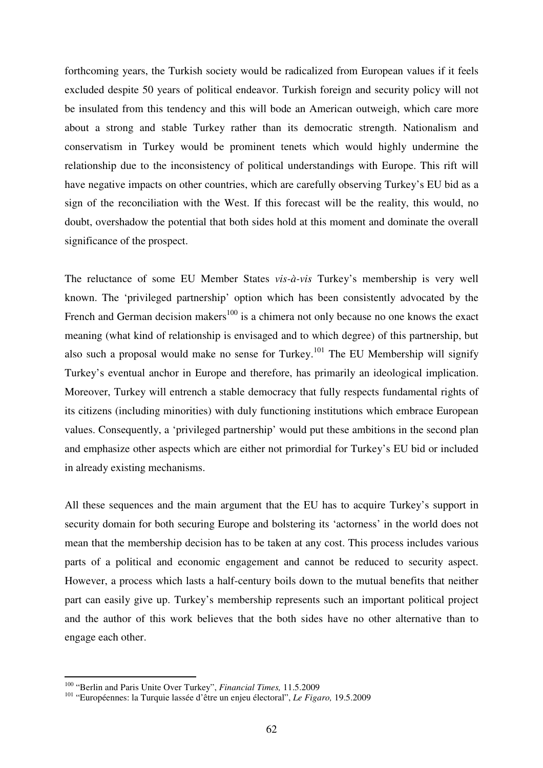forthcoming years, the Turkish society would be radicalized from European values if it feels excluded despite 50 years of political endeavor. Turkish foreign and security policy will not be insulated from this tendency and this will bode an American outweigh, which care more about a strong and stable Turkey rather than its democratic strength. Nationalism and conservatism in Turkey would be prominent tenets which would highly undermine the relationship due to the inconsistency of political understandings with Europe. This rift will have negative impacts on other countries, which are carefully observing Turkey's EU bid as a sign of the reconciliation with the West. If this forecast will be the reality, this would, no doubt, overshadow the potential that both sides hold at this moment and dominate the overall significance of the prospect.

The reluctance of some EU Member States *vis-à-vis* Turkey's membership is very well known. The 'privileged partnership' option which has been consistently advocated by the French and German decision makers[100] is a chimera not only because no one knows the exact meaning (what kind of relationship is envisaged and to which degree) of this partnership, but also such a proposal would make no sense for Turkey.[101] The EU Membership will signify Turkey's eventual anchor in Europe and therefore, has primarily an ideological implication. Moreover, Turkey will entrench a stable democracy that fully respects fundamental rights of its citizens (including minorities) with duly functioning institutions which embrace European values. Consequently, a 'privileged partnership' would put these ambitions in the second plan and emphasize other aspects which are either not primordial for Turkey's EU bid or included in already existing mechanisms.

All these sequences and the main argument that the EU has to acquire Turkey's support in security domain for both securing Europe and bolstering its 'actorness' in the world does not mean that the membership decision has to be taken at any cost. This process includes various parts of a political and economic engagement and cannot be reduced to security aspect. However, a process which lasts a half-century boils down to the mutual benefits that neither part can easily give up. Turkey's membership represents such an important political project and the author of this work believes that the both sides have no other alternative than to engage each other.

---

[100] "Berlin and Paris Unite Over Turkey", *Financial Times,* 11.5.2009

[101] "Européennes: la Turquie lassée d'être un enjeu électoral", *Le Figaro,* 19.5.2009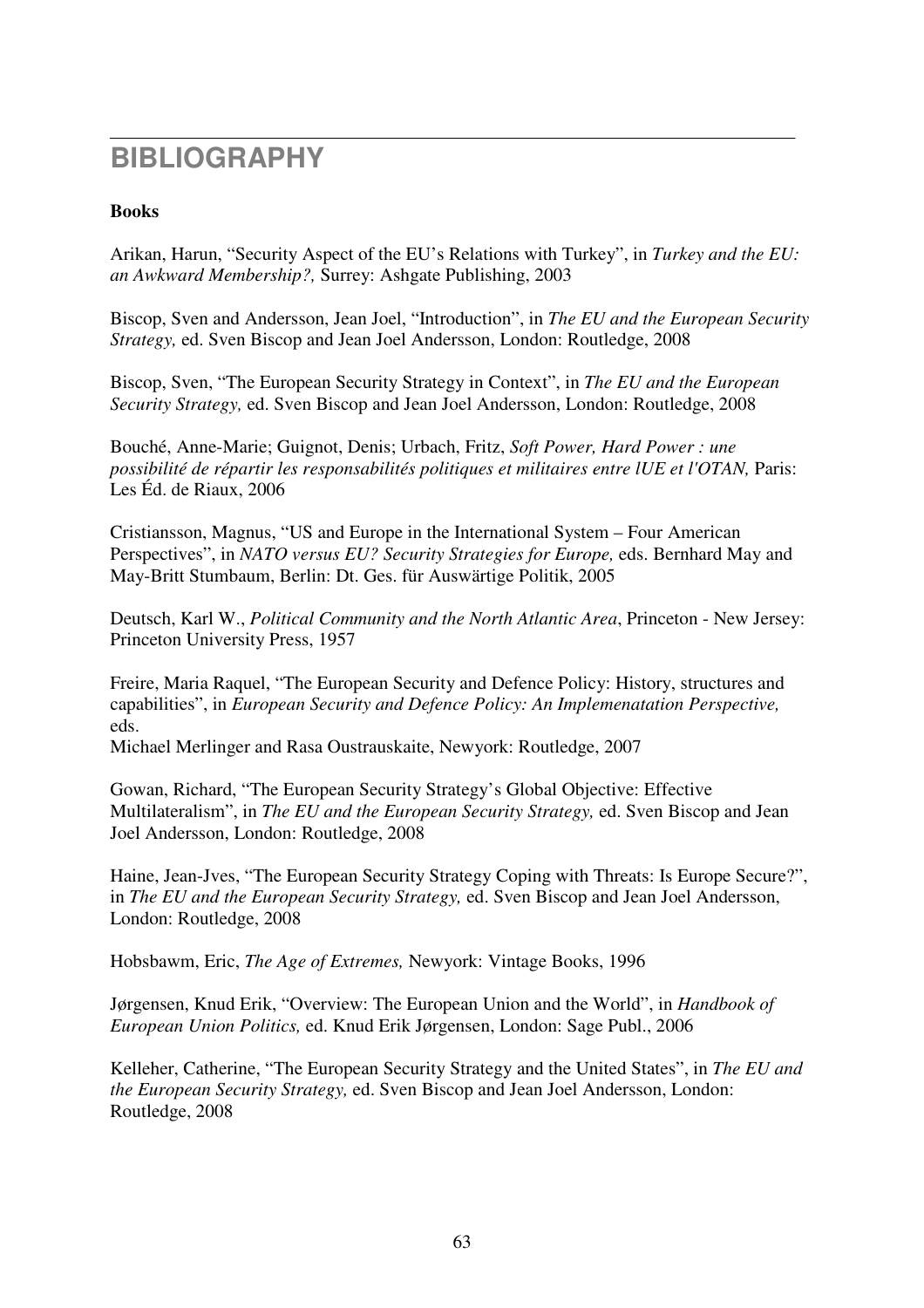# BIBLIOGRAPHY

**Books**

Arikan, Harun, "Security Aspect of the EU's Relations with Turkey", in *Turkey and the EU: an Awkward Membership?,* Surrey: Ashgate Publishing, 2003

Biscop, Sven and Andersson, Jean Joel, "Introduction", in *The EU and the European Security Strategy,* ed. Sven Biscop and Jean Joel Andersson, London: Routledge, 2008

Biscop, Sven, "The European Security Strategy in Context", in *The EU and the European Security Strategy,* ed. Sven Biscop and Jean Joel Andersson, London: Routledge, 2008

Bouché, Anne-Marie; Guignot, Denis; Urbach, Fritz, *Soft Power, Hard Power : une possibilité de répartir les responsabilités politiques et militaires entre lUE et l'OTAN,* Paris: Les Éd. de Riaux, 2006

Cristiansson, Magnus, "US and Europe in the International System – Four American Perspectives", in *NATO versus EU? Security Strategies for Europe,* eds. Bernhard May and May-Britt Stumbaum, Berlin: Dt. Ges. für Auswärtige Politik, 2005

Deutsch, Karl W., *Political Community and the North Atlantic Area*, Princeton - New Jersey: Princeton University Press, 1957

Freire, Maria Raquel, "The European Security and Defence Policy: History, structures and capabilities", in *European Security and Defence Policy: An Implemenatation Perspective,* eds.
Michael Merlinger and Rasa Oustrauskaite, Newyork: Routledge, 2007

Gowan, Richard, "The European Security Strategy's Global Objective: Effective Multilateralism", in *The EU and the European Security Strategy,* ed. Sven Biscop and Jean Joel Andersson, London: Routledge, 2008

Haine, Jean-Jves, "The European Security Strategy Coping with Threats: Is Europe Secure?", in *The EU and the European Security Strategy,* ed. Sven Biscop and Jean Joel Andersson, London: Routledge, 2008

Hobsbawm, Eric, *The Age of Extremes,* Newyork: Vintage Books, 1996

Jørgensen, Knud Erik, "Overview: The European Union and the World", in *Handbook of European Union Politics,* ed. Knud Erik Jørgensen, London: Sage Publ., 2006

Kelleher, Catherine, "The European Security Strategy and the United States", in *The EU and the European Security Strategy,* ed. Sven Biscop and Jean Joel Andersson, London: Routledge, 2008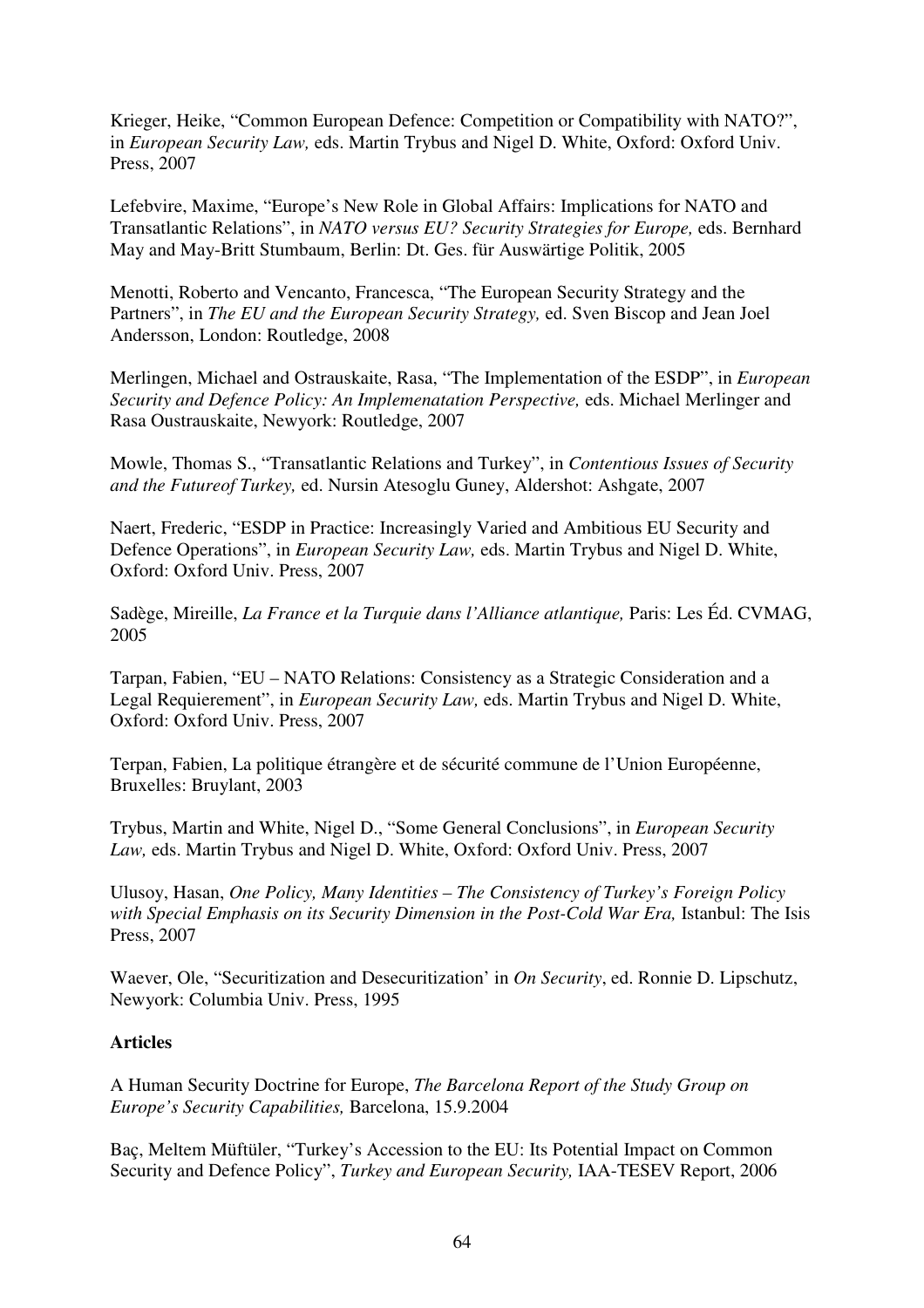Krieger, Heike, "Common European Defence: Competition or Compatibility with NATO?", in *European Security Law,* eds. Martin Trybus and Nigel D. White, Oxford: Oxford Univ. Press, 2007

Lefebvire, Maxime, "Europe's New Role in Global Affairs: Implications for NATO and Transatlantic Relations", in *NATO versus EU? Security Strategies for Europe,* eds. Bernhard May and May-Britt Stumbaum, Berlin: Dt. Ges. für Auswärtige Politik, 2005

Menotti, Roberto and Vencanto, Francesca, "The European Security Strategy and the Partners", in *The EU and the European Security Strategy,* ed. Sven Biscop and Jean Joel Andersson, London: Routledge, 2008

Merlingen, Michael and Ostrauskaite, Rasa, "The Implementation of the ESDP", in *European Security and Defence Policy: An Implemenatation Perspective,* eds. Michael Merlinger and Rasa Oustrauskaite, Newyork: Routledge, 2007

Mowle, Thomas S., "Transatlantic Relations and Turkey", in *Contentious Issues of Security and the Futureof Turkey,* ed. Nursin Atesoglu Guney, Aldershot: Ashgate, 2007

Naert, Frederic, "ESDP in Practice: Increasingly Varied and Ambitious EU Security and Defence Operations", in *European Security Law,* eds. Martin Trybus and Nigel D. White, Oxford: Oxford Univ. Press, 2007

Sadège, Mireille, *La France et la Turquie dans l'Alliance atlantique,* Paris: Les Éd. CVMAG, 2005

Tarpan, Fabien, "EU – NATO Relations: Consistency as a Strategic Consideration and a Legal Requierement", in *European Security Law,* eds. Martin Trybus and Nigel D. White, Oxford: Oxford Univ. Press, 2007

Terpan, Fabien, La politique étrangère et de sécurité commune de l'Union Européenne, Bruxelles: Bruylant, 2003

Trybus, Martin and White, Nigel D., "Some General Conclusions", in *European Security Law,* eds. Martin Trybus and Nigel D. White, Oxford: Oxford Univ. Press, 2007

Ulusoy, Hasan, *One Policy, Many Identities – The Consistency of Turkey's Foreign Policy with Special Emphasis on its Security Dimension in the Post-Cold War Era,* Istanbul: The Isis Press, 2007

Waever, Ole, "Securitization and Desecuritization' in *On Security*, ed. Ronnie D. Lipschutz, Newyork: Columbia Univ. Press, 1995

**Articles**

A Human Security Doctrine for Europe, *The Barcelona Report of the Study Group on Europe's Security Capabilities,* Barcelona, 15.9.2004

Baç, Meltem Müftüler, "Turkey's Accession to the EU: Its Potential Impact on Common Security and Defence Policy", *Turkey and European Security,* IAA-TESEV Report, 2006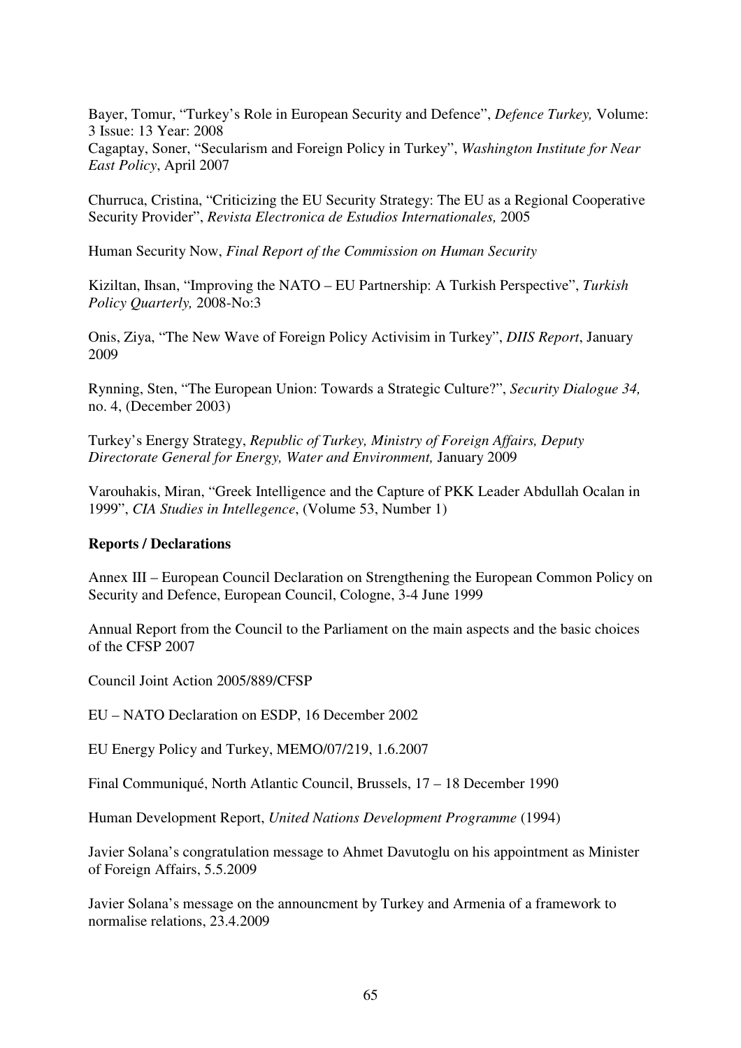Bayer, Tomur, “Turkey’s Role in European Security and Defence”, *Defence Turkey,* Volume: 3 Issue: 13 Year: 2008

Cagaptay, Soner, “Secularism and Foreign Policy in Turkey”, *Washington Institute for Near East Policy*, April 2007

Churruca, Cristina, “Criticizing the EU Security Strategy: The EU as a Regional Cooperative Security Provider”, *Revista Electronica de Estudios Internationales,* 2005

Human Security Now, *Final Report of the Commission on Human Security*

Kiziltan, Ihsan, “Improving the NATO – EU Partnership: A Turkish Perspective”, *Turkish Policy Quarterly,* 2008-No:3

Onis, Ziya, “The New Wave of Foreign Policy Activisim in Turkey”, *DIIS Report*, January 2009

Rynning, Sten, “The European Union: Towards a Strategic Culture?”, *Security Dialogue 34,* no. 4, (December 2003)

Turkey’s Energy Strategy, *Republic of Turkey, Ministry of Foreign Affairs, Deputy Directorate General for Energy, Water and Environment,* January 2009

Varouhakis, Miran, “Greek Intelligence and the Capture of PKK Leader Abdullah Ocalan in 1999”, *CIA Studies in Intellegence*, (Volume 53, Number 1)

**Reports / Declarations**

Annex III – European Council Declaration on Strengthening the European Common Policy on Security and Defence, European Council, Cologne, 3-4 June 1999

Annual Report from the Council to the Parliament on the main aspects and the basic choices of the CFSP 2007

Council Joint Action 2005/889/CFSP

EU – NATO Declaration on ESDP, 16 December 2002

EU Energy Policy and Turkey, MEMO/07/219, 1.6.2007

Final Communiqué, North Atlantic Council, Brussels, 17 – 18 December 1990

Human Development Report, *United Nations Development Programme* (1994)

Javier Solana’s congratulation message to Ahmet Davutoglu on his appointment as Minister of Foreign Affairs, 5.5.2009

Javier Solana’s message on the announcment by Turkey and Armenia of a framework to normalise relations, 23.4.2009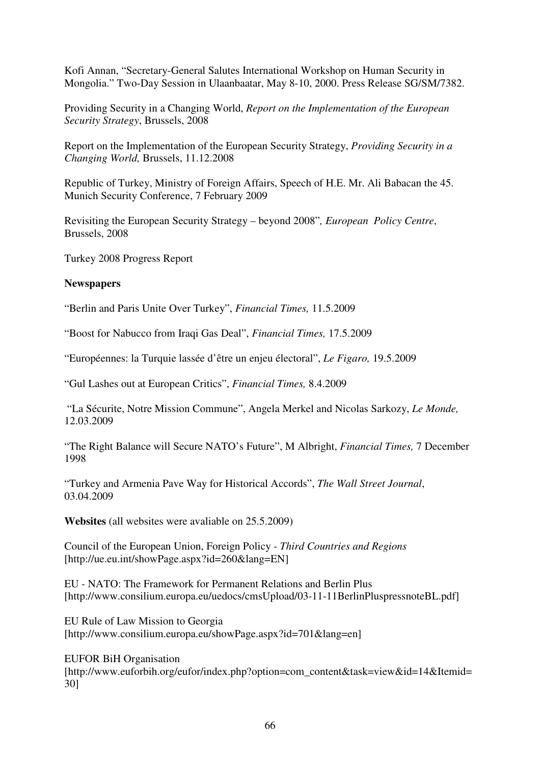Kofi Annan, "Secretary-General Salutes International Workshop on Human Security in Mongolia." Two-Day Session in Ulaanbaatar, May 8-10, 2000. Press Release SG/SM/7382.

Providing Security in a Changing World, *Report on the Implementation of the European Security Strategy*, Brussels, 2008

Report on the Implementation of the European Security Strategy, *Providing Security in a Changing World,* Brussels, 11.12.2008

Republic of Turkey, Ministry of Foreign Affairs, Speech of H.E. Mr. Ali Babacan the 45. Munich Security Conference, 7 February 2009

Revisiting the European Security Strategy – beyond 2008"*, European Policy Centre*, Brussels, 2008

Turkey 2008 Progress Report

**Newspapers**

"Berlin and Paris Unite Over Turkey", *Financial Times,* 11.5.2009

"Boost for Nabucco from Iraqi Gas Deal", *Financial Times,* 17.5.2009

"Européennes: la Turquie lassée d'être un enjeu électoral", *Le Figaro,* 19.5.2009

"Gul Lashes out at European Critics", *Financial Times,* 8.4.2009

"La Sécurite, Notre Mission Commune", Angela Merkel and Nicolas Sarkozy, *Le Monde,* 12.03.2009

"The Right Balance will Secure NATO's Future", M Albright, *Financial Times,* 7 December 1998

"Turkey and Armenia Pave Way for Historical Accords", *The Wall Street Journal*, 03.04.2009

**Websites** (all websites were avaliable on 25.5.2009)

Council of the European Union, Foreign Policy - *Third Countries and Regions* [http://ue.eu.int/showPage.aspx?id=260&lang=EN]

EU - NATO: The Framework for Permanent Relations and Berlin Plus [http://www.consilium.europa.eu/uedocs/cmsUpload/03-11-11BerlinPluspressnoteBL.pdf]

EU Rule of Law Mission to Georgia [http://www.consilium.europa.eu/showPage.aspx?id=701&lang=en]

EUFOR BiH Organisation [http://www.euforbih.org/eufor/index.php?option=com_content&task=view&id=14&Itemid=30]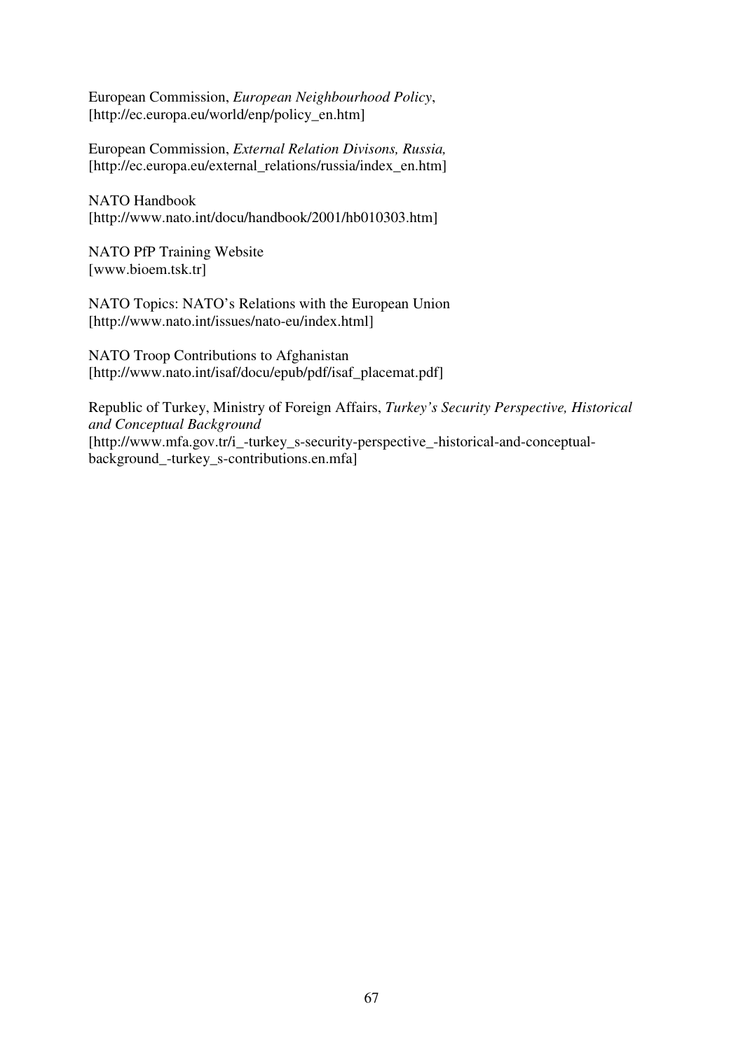European Commission, *European Neighbourhood Policy*, [http://ec.europa.eu/world/enp/policy_en.htm]

European Commission, *External Relation Divisons, Russia,* [http://ec.europa.eu/external_relations/russia/index_en.htm]

NATO Handbook
[http://www.nato.int/docu/handbook/2001/hb010303.htm]

NATO PfP Training Website
[www.bioem.tsk.tr]

NATO Topics: NATO's Relations with the European Union
[http://www.nato.int/issues/nato-eu/index.html]

NATO Troop Contributions to Afghanistan
[http://www.nato.int/isaf/docu/epub/pdf/isaf_placemat.pdf]

Republic of Turkey, Ministry of Foreign Affairs, *Turkey's Security Perspective, Historical and Conceptual Background*
[http://www.mfa.gov.tr/i_-turkey_s-security-perspective_-historical-and-conceptual-background_-turkey_s-contributions.en.mfa]